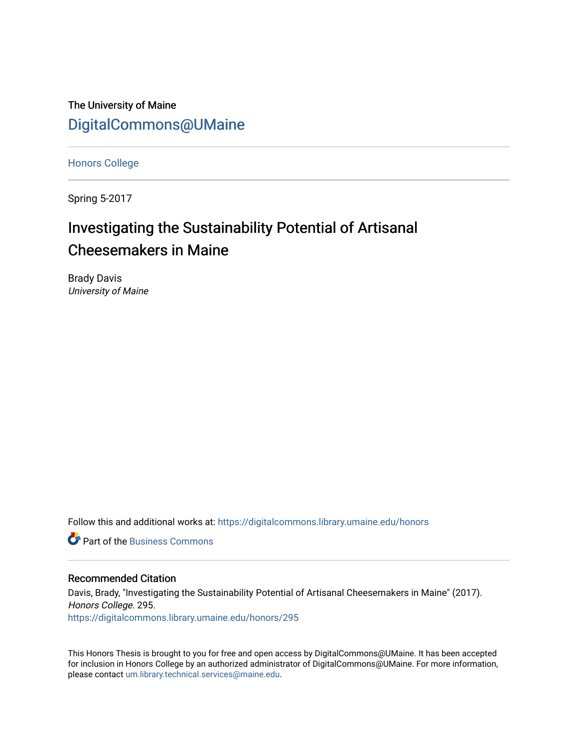The University of Maine

DigitalCommons@UMaine

Honors College

Spring 5-2017

# Investigating the Sustainability Potential of Artisanal Cheesemakers in Maine

Brady Davis

*University of Maine*

Follow this and additional works at: https://digitalcommons.library.umaine.edu/honors

Part of the Business Commons

## Recommended Citation

Davis, Brady, "Investigating the Sustainability Potential of Artisanal Cheesemakers in Maine" (2017). *Honors College*. 295.

https://digitalcommons.library.umaine.edu/honors/295

This Honors Thesis is brought to you for free and open access by DigitalCommons@UMaine. It has been accepted for inclusion in Honors College by an authorized administrator of DigitalCommons@UMaine. For more information, please contact um.library.technical.services@maine.edu.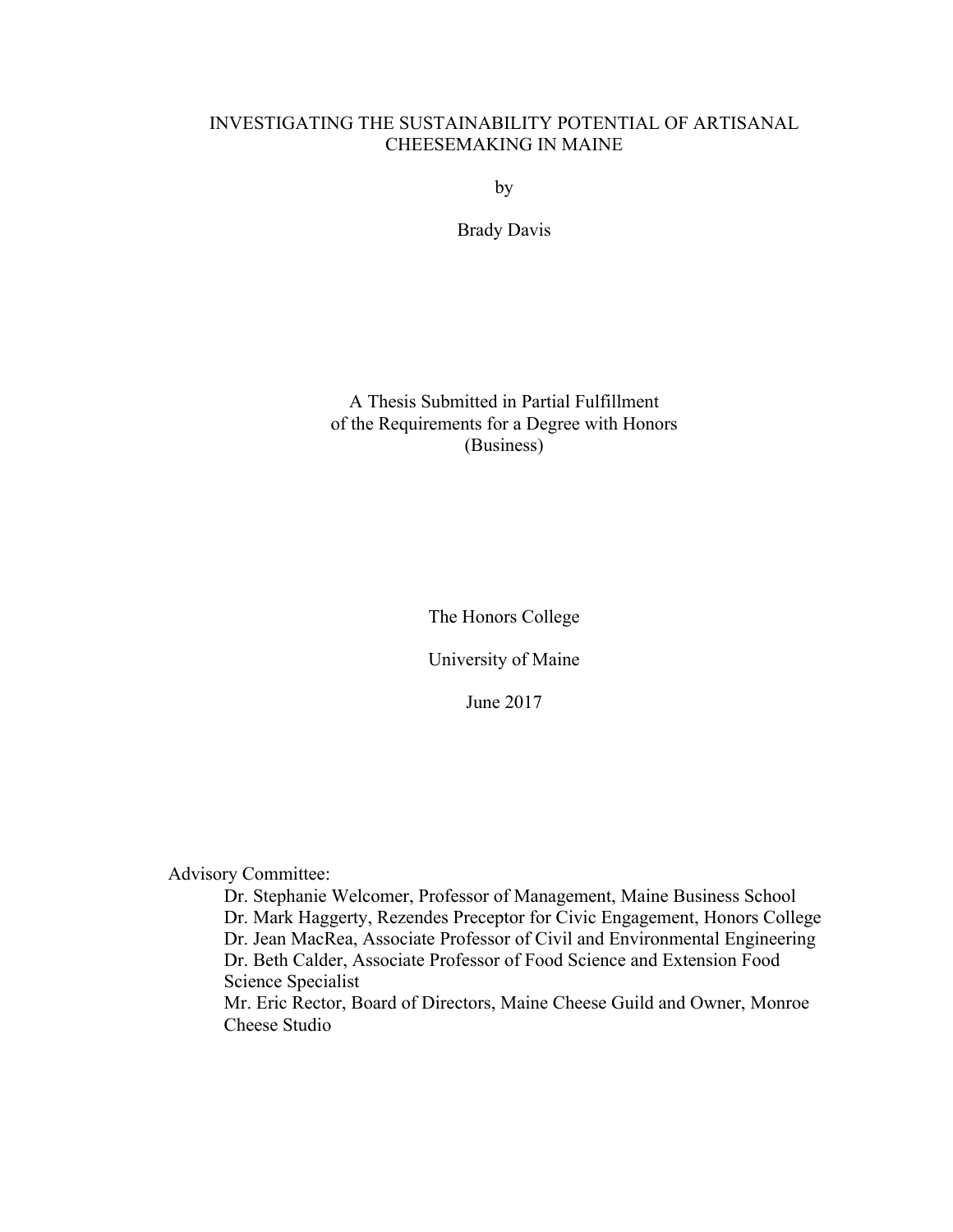# INVESTIGATING THE SUSTAINABILITY POTENTIAL OF ARTISANAL CHEESEMAKING IN MAINE

by

Brady Davis

A Thesis Submitted in Partial Fulfillment
of the Requirements for a Degree with Honors
(Business)

The Honors College

University of Maine

June 2017

Advisory Committee:

Dr. Stephanie Welcomer, Professor of Management, Maine Business School
Dr. Mark Haggerty, Rezendes Preceptor for Civic Engagement, Honors College
Dr. Jean MacRea, Associate Professor of Civil and Environmental Engineering
Dr. Beth Calder, Associate Professor of Food Science and Extension Food Science Specialist
Mr. Eric Rector, Board of Directors, Maine Cheese Guild and Owner, Monroe Cheese Studio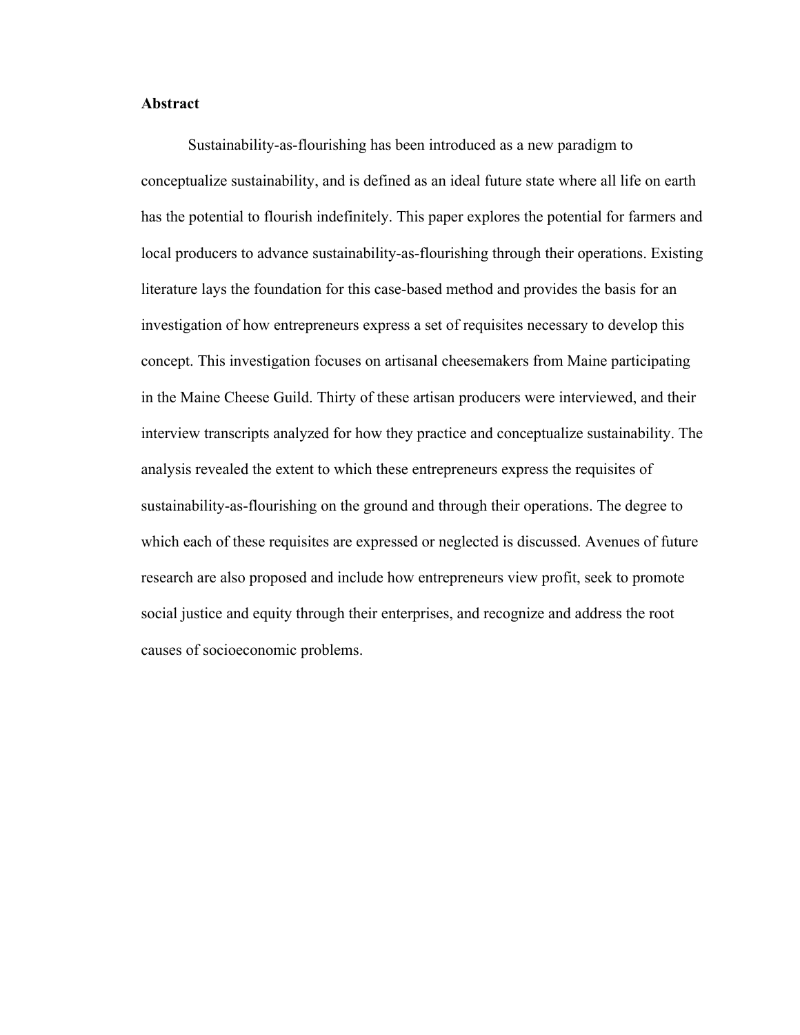## Abstract

Sustainability-as-flourishing has been introduced as a new paradigm to conceptualize sustainability, and is defined as an ideal future state where all life on earth has the potential to flourish indefinitely. This paper explores the potential for farmers and local producers to advance sustainability-as-flourishing through their operations. Existing literature lays the foundation for this case-based method and provides the basis for an investigation of how entrepreneurs express a set of requisites necessary to develop this concept. This investigation focuses on artisanal cheesemakers from Maine participating in the Maine Cheese Guild. Thirty of these artisan producers were interviewed, and their interview transcripts analyzed for how they practice and conceptualize sustainability. The analysis revealed the extent to which these entrepreneurs express the requisites of sustainability-as-flourishing on the ground and through their operations. The degree to which each of these requisites are expressed or neglected is discussed. Avenues of future research are also proposed and include how entrepreneurs view profit, seek to promote social justice and equity through their enterprises, and recognize and address the root causes of socioeconomic problems.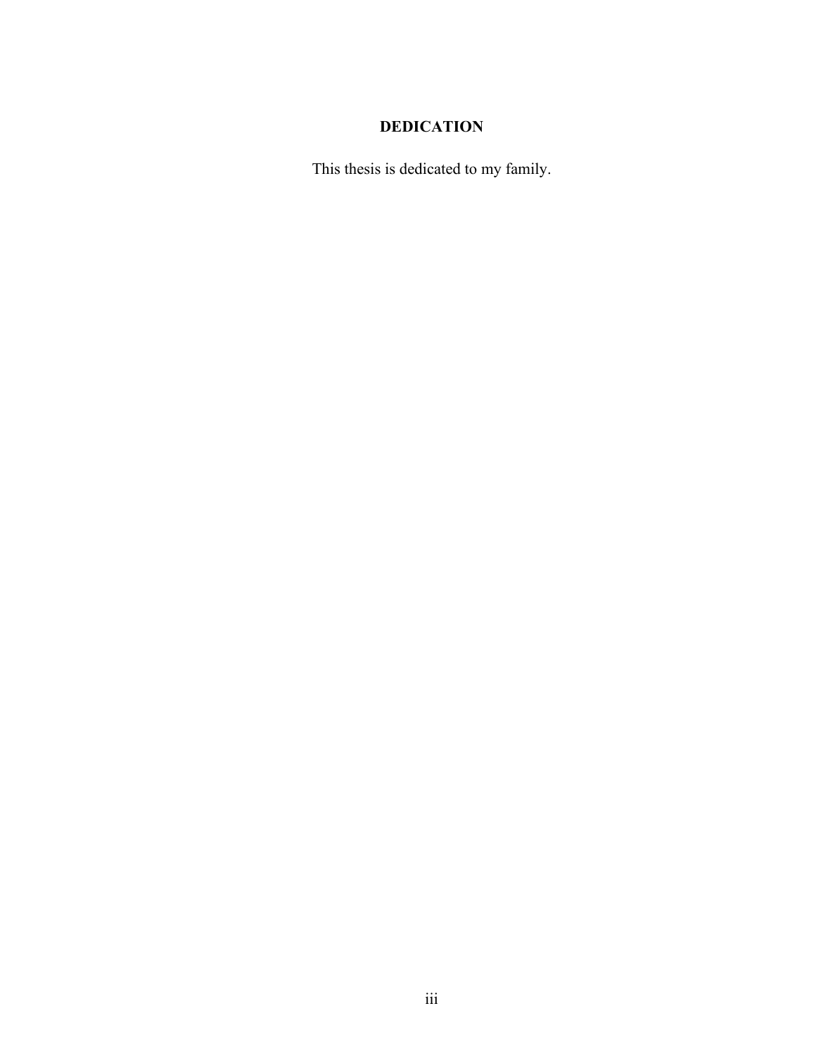## DEDICATION

This thesis is dedicated to my family.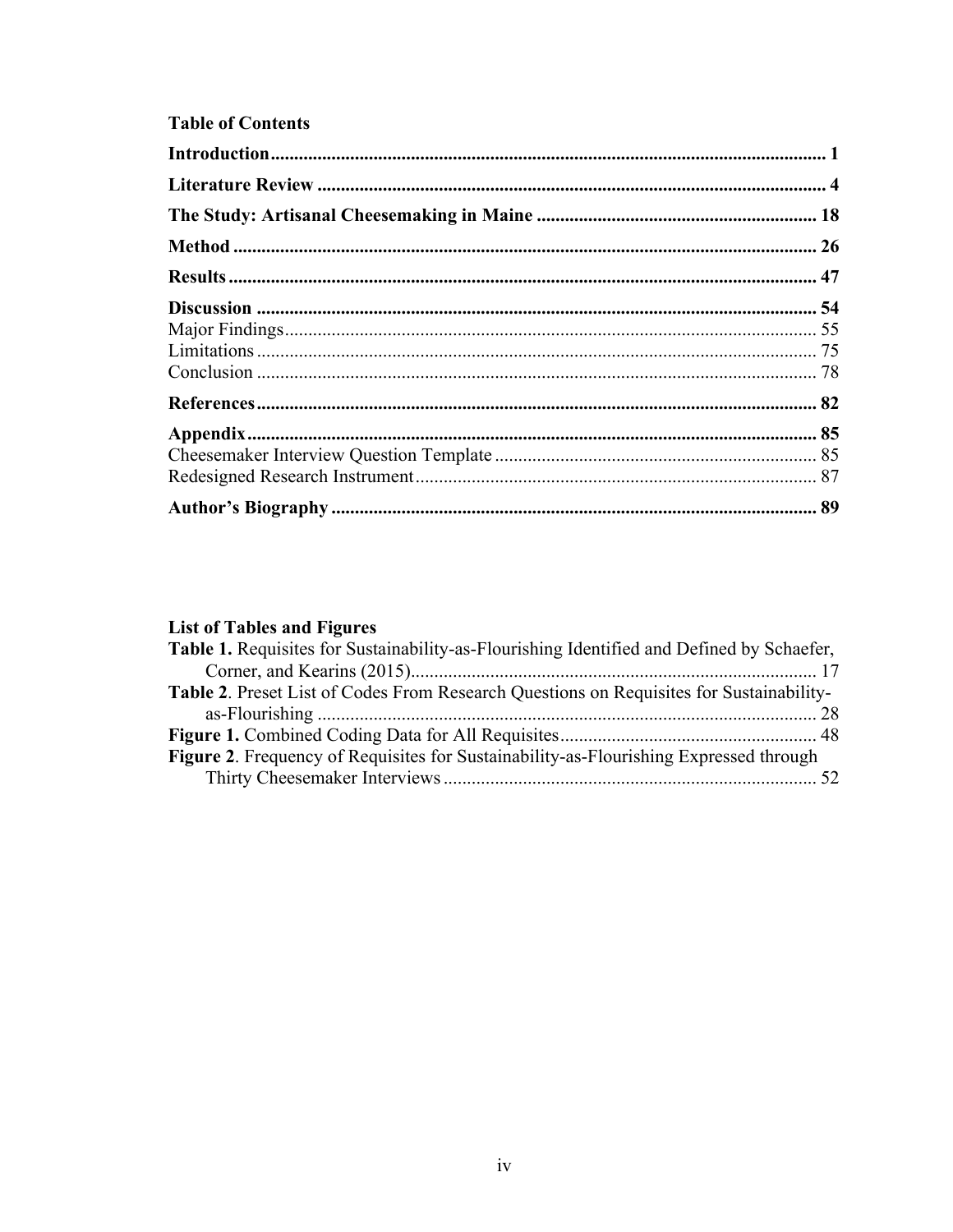## Table of Contents

**Introduction** ........................................................................................................ 1

**Literature Review** ............................................................................................... 4

**The Study: Artisanal Cheesemaking in Maine** ..................................................... 18

**Method** ............................................................................................................... 26

**Results** ............................................................................................................... 47

**Discussion** .......................................................................................................... 54

- Major Findings ..................................................................................................... 55
- Limitations ........................................................................................................... 75
- Conclusion ........................................................................................................... 78

**References** .......................................................................................................... 82

**Appendix** ............................................................................................................ 85

- Cheesemaker Interview Question Template ............................................................ 85
- Redesigned Research Instrument ........................................................................... 87

**Author's Biography** .............................................................................................. 89

## List of Tables and Figures

**Table 1.** Requisites for Sustainability-as-Flourishing Identified and Defined by Schaefer, Corner, and Kearins (2015) ........................................................................................ 17

**Table 2**. Preset List of Codes From Research Questions on Requisites for Sustainability-as-Flourishing ......................................................................................................... 28

**Figure 1.** Combined Coding Data for All Requisites ........................................................ 48

**Figure 2**. Frequency of Requisites for Sustainability-as-Flourishing Expressed through Thirty Cheesemaker Interviews .................................................................................. 52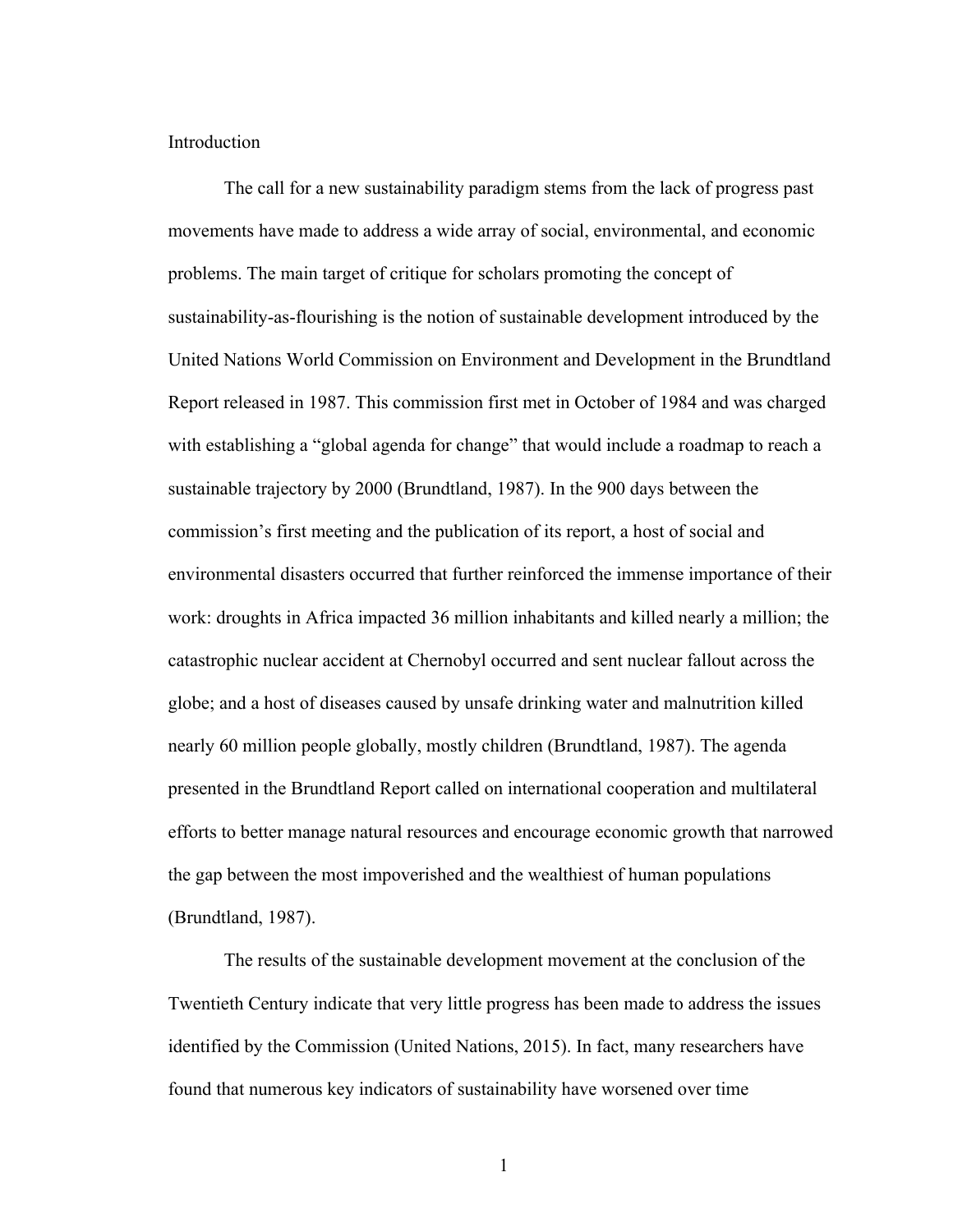# Introduction

The call for a new sustainability paradigm stems from the lack of progress past movements have made to address a wide array of social, environmental, and economic problems. The main target of critique for scholars promoting the concept of sustainability-as-flourishing is the notion of sustainable development introduced by the United Nations World Commission on Environment and Development in the Brundtland Report released in 1987. This commission first met in October of 1984 and was charged with establishing a "global agenda for change" that would include a roadmap to reach a sustainable trajectory by 2000 (Brundtland, 1987). In the 900 days between the commission's first meeting and the publication of its report, a host of social and environmental disasters occurred that further reinforced the immense importance of their work: droughts in Africa impacted 36 million inhabitants and killed nearly a million; the catastrophic nuclear accident at Chernobyl occurred and sent nuclear fallout across the globe; and a host of diseases caused by unsafe drinking water and malnutrition killed nearly 60 million people globally, mostly children (Brundtland, 1987). The agenda presented in the Brundtland Report called on international cooperation and multilateral efforts to better manage natural resources and encourage economic growth that narrowed the gap between the most impoverished and the wealthiest of human populations (Brundtland, 1987).

The results of the sustainable development movement at the conclusion of the Twentieth Century indicate that very little progress has been made to address the issues identified by the Commission (United Nations, 2015). In fact, many researchers have found that numerous key indicators of sustainability have worsened over time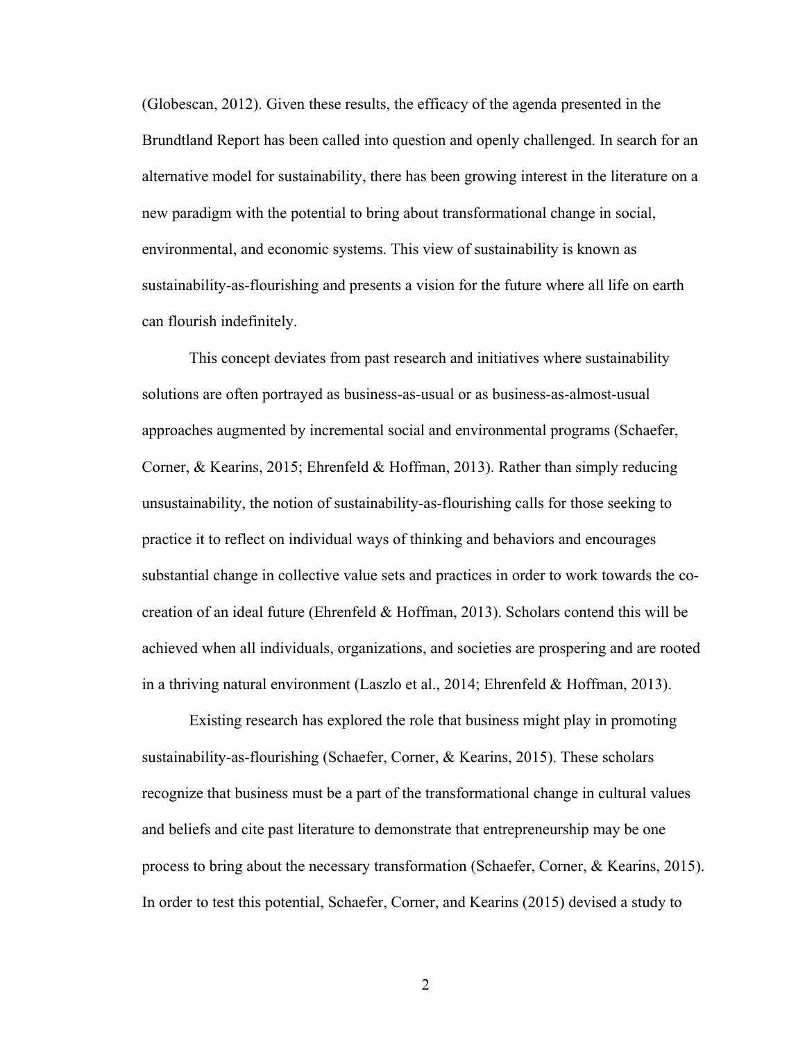(Globescan, 2012). Given these results, the efficacy of the agenda presented in the Brundtland Report has been called into question and openly challenged. In search for an alternative model for sustainability, there has been growing interest in the literature on a new paradigm with the potential to bring about transformational change in social, environmental, and economic systems. This view of sustainability is known as sustainability-as-flourishing and presents a vision for the future where all life on earth can flourish indefinitely.

This concept deviates from past research and initiatives where sustainability solutions are often portrayed as business-as-usual or as business-as-almost-usual approaches augmented by incremental social and environmental programs (Schaefer, Corner, & Kearins, 2015; Ehrenfeld & Hoffman, 2013). Rather than simply reducing unsustainability, the notion of sustainability-as-flourishing calls for those seeking to practice it to reflect on individual ways of thinking and behaviors and encourages substantial change in collective value sets and practices in order to work towards the co-creation of an ideal future (Ehrenfeld & Hoffman, 2013). Scholars contend this will be achieved when all individuals, organizations, and societies are prospering and are rooted in a thriving natural environment (Laszlo et al., 2014; Ehrenfeld & Hoffman, 2013).

Existing research has explored the role that business might play in promoting sustainability-as-flourishing (Schaefer, Corner, & Kearins, 2015). These scholars recognize that business must be a part of the transformational change in cultural values and beliefs and cite past literature to demonstrate that entrepreneurship may be one process to bring about the necessary transformation (Schaefer, Corner, & Kearins, 2015). In order to test this potential, Schaefer, Corner, and Kearins (2015) devised a study to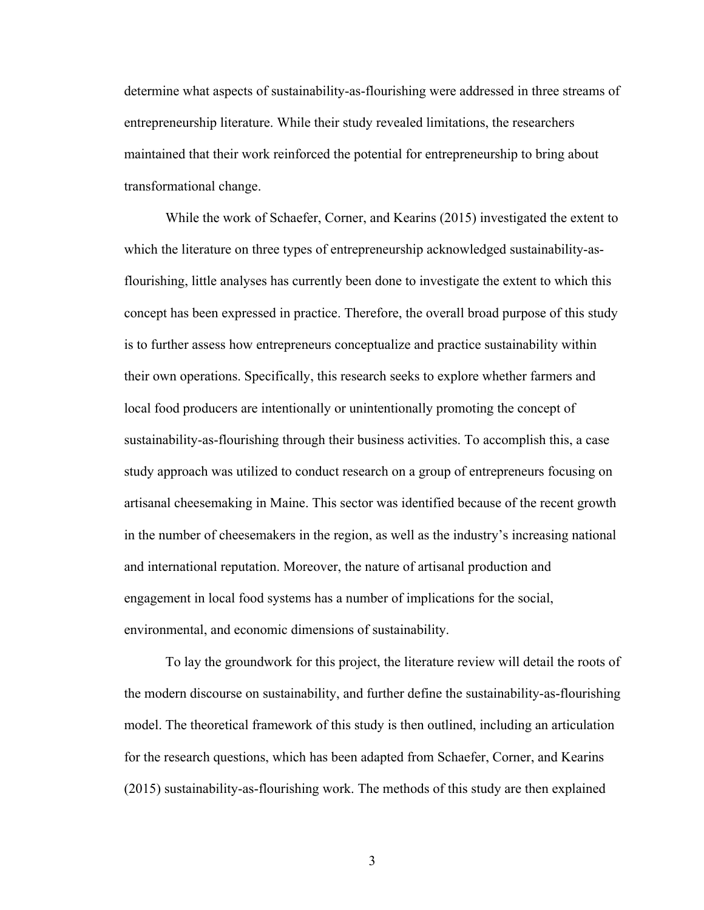determine what aspects of sustainability-as-flourishing were addressed in three streams of entrepreneurship literature. While their study revealed limitations, the researchers maintained that their work reinforced the potential for entrepreneurship to bring about transformational change.

While the work of Schaefer, Corner, and Kearins (2015) investigated the extent to which the literature on three types of entrepreneurship acknowledged sustainability-as-flourishing, little analyses has currently been done to investigate the extent to which this concept has been expressed in practice. Therefore, the overall broad purpose of this study is to further assess how entrepreneurs conceptualize and practice sustainability within their own operations. Specifically, this research seeks to explore whether farmers and local food producers are intentionally or unintentionally promoting the concept of sustainability-as-flourishing through their business activities. To accomplish this, a case study approach was utilized to conduct research on a group of entrepreneurs focusing on artisanal cheesemaking in Maine. This sector was identified because of the recent growth in the number of cheesemakers in the region, as well as the industry's increasing national and international reputation. Moreover, the nature of artisanal production and engagement in local food systems has a number of implications for the social, environmental, and economic dimensions of sustainability.

To lay the groundwork for this project, the literature review will detail the roots of the modern discourse on sustainability, and further define the sustainability-as-flourishing model. The theoretical framework of this study is then outlined, including an articulation for the research questions, which has been adapted from Schaefer, Corner, and Kearins (2015) sustainability-as-flourishing work. The methods of this study are then explained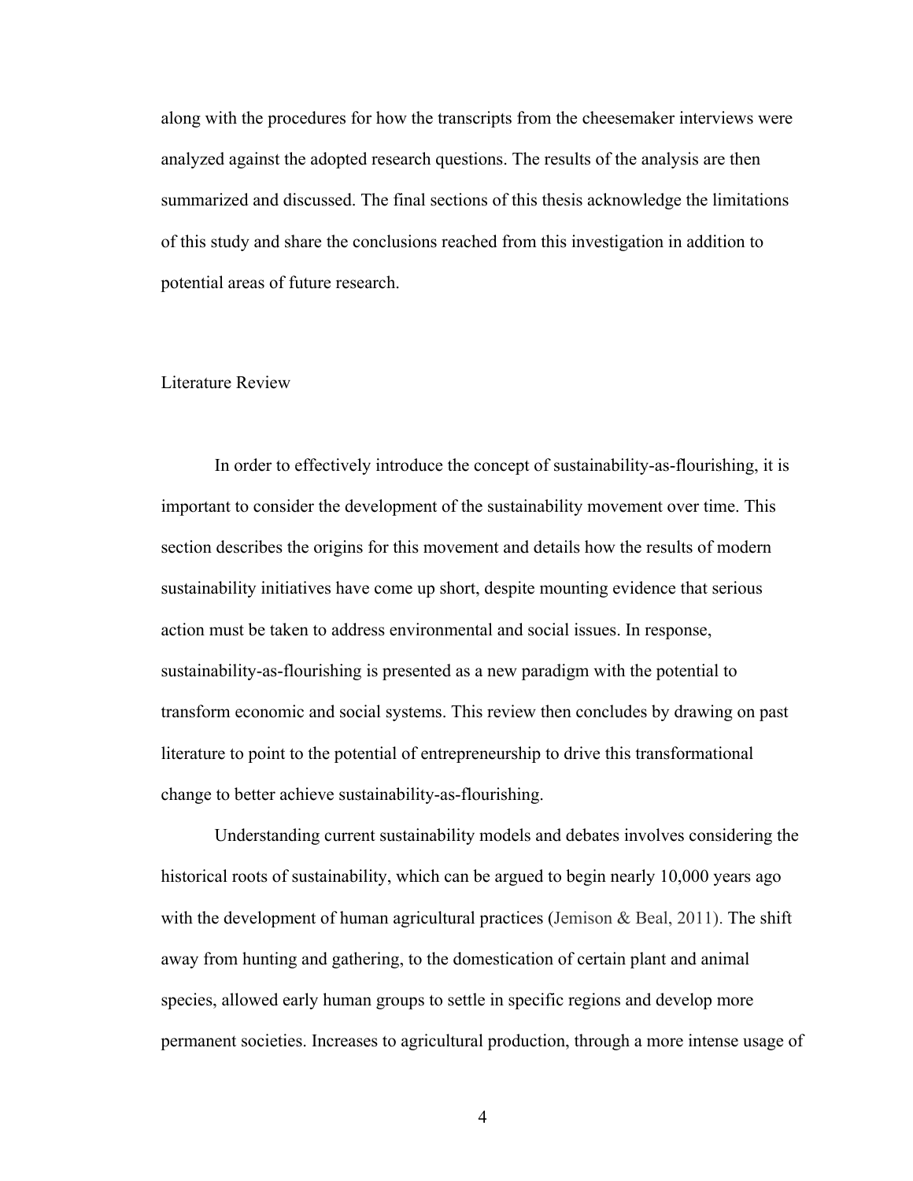along with the procedures for how the transcripts from the cheesemaker interviews were analyzed against the adopted research questions. The results of the analysis are then summarized and discussed. The final sections of this thesis acknowledge the limitations of this study and share the conclusions reached from this investigation in addition to potential areas of future research.

## Literature Review

In order to effectively introduce the concept of sustainability-as-flourishing, it is important to consider the development of the sustainability movement over time. This section describes the origins for this movement and details how the results of modern sustainability initiatives have come up short, despite mounting evidence that serious action must be taken to address environmental and social issues. In response, sustainability-as-flourishing is presented as a new paradigm with the potential to transform economic and social systems. This review then concludes by drawing on past literature to point to the potential of entrepreneurship to drive this transformational change to better achieve sustainability-as-flourishing.

Understanding current sustainability models and debates involves considering the historical roots of sustainability, which can be argued to begin nearly 10,000 years ago with the development of human agricultural practices (Jemison & Beal, 2011). The shift away from hunting and gathering, to the domestication of certain plant and animal species, allowed early human groups to settle in specific regions and develop more permanent societies. Increases to agricultural production, through a more intense usage of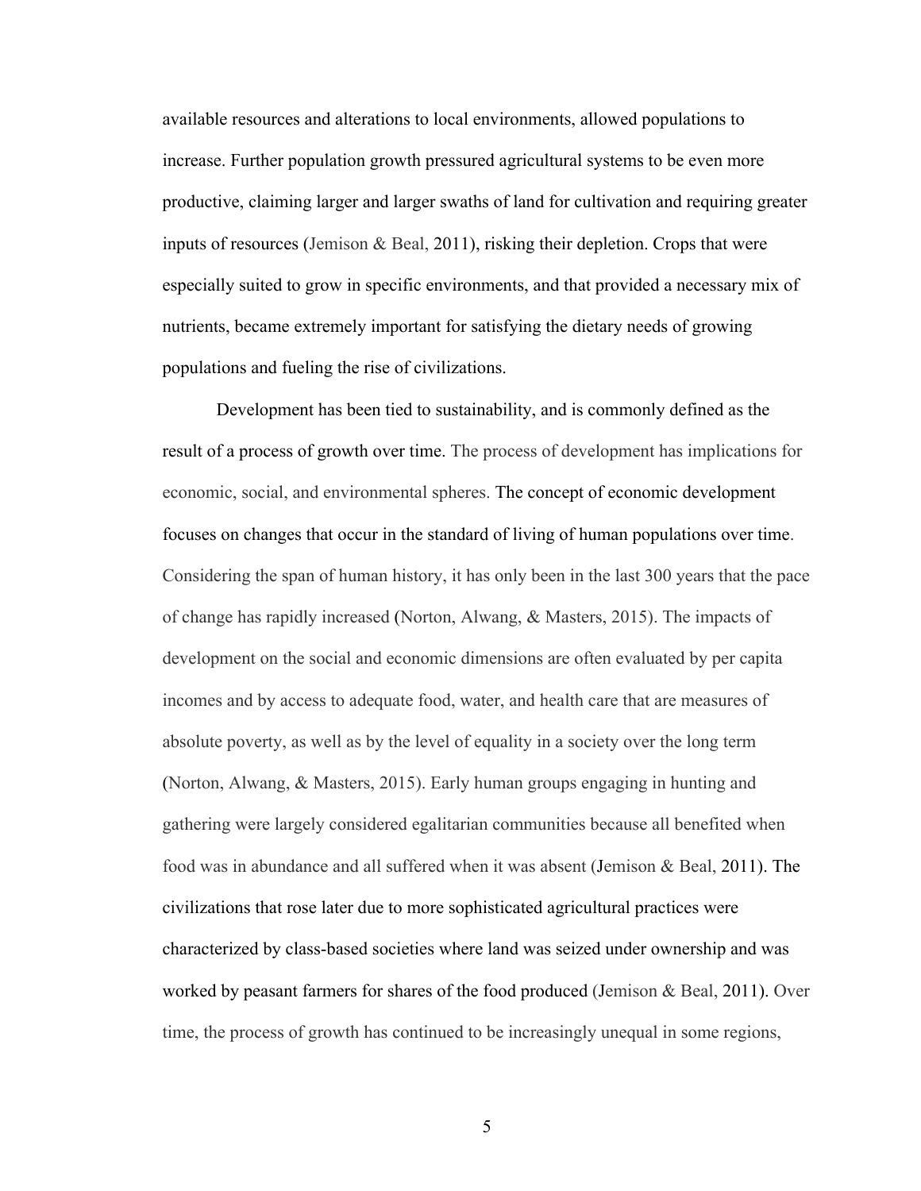available resources and alterations to local environments, allowed populations to increase. Further population growth pressured agricultural systems to be even more productive, claiming larger and larger swaths of land for cultivation and requiring greater inputs of resources (Jemison & Beal, 2011), risking their depletion. Crops that were especially suited to grow in specific environments, and that provided a necessary mix of nutrients, became extremely important for satisfying the dietary needs of growing populations and fueling the rise of civilizations.

Development has been tied to sustainability, and is commonly defined as the result of a process of growth over time. The process of development has implications for economic, social, and environmental spheres. The concept of economic development focuses on changes that occur in the standard of living of human populations over time. Considering the span of human history, it has only been in the last 300 years that the pace of change has rapidly increased (Norton, Alwang, & Masters, 2015). The impacts of development on the social and economic dimensions are often evaluated by per capita incomes and by access to adequate food, water, and health care that are measures of absolute poverty, as well as by the level of equality in a society over the long term (Norton, Alwang, & Masters, 2015). Early human groups engaging in hunting and gathering were largely considered egalitarian communities because all benefited when food was in abundance and all suffered when it was absent (Jemison & Beal, 2011). The civilizations that rose later due to more sophisticated agricultural practices were characterized by class-based societies where land was seized under ownership and was worked by peasant farmers for shares of the food produced (Jemison & Beal, 2011). Over time, the process of growth has continued to be increasingly unequal in some regions,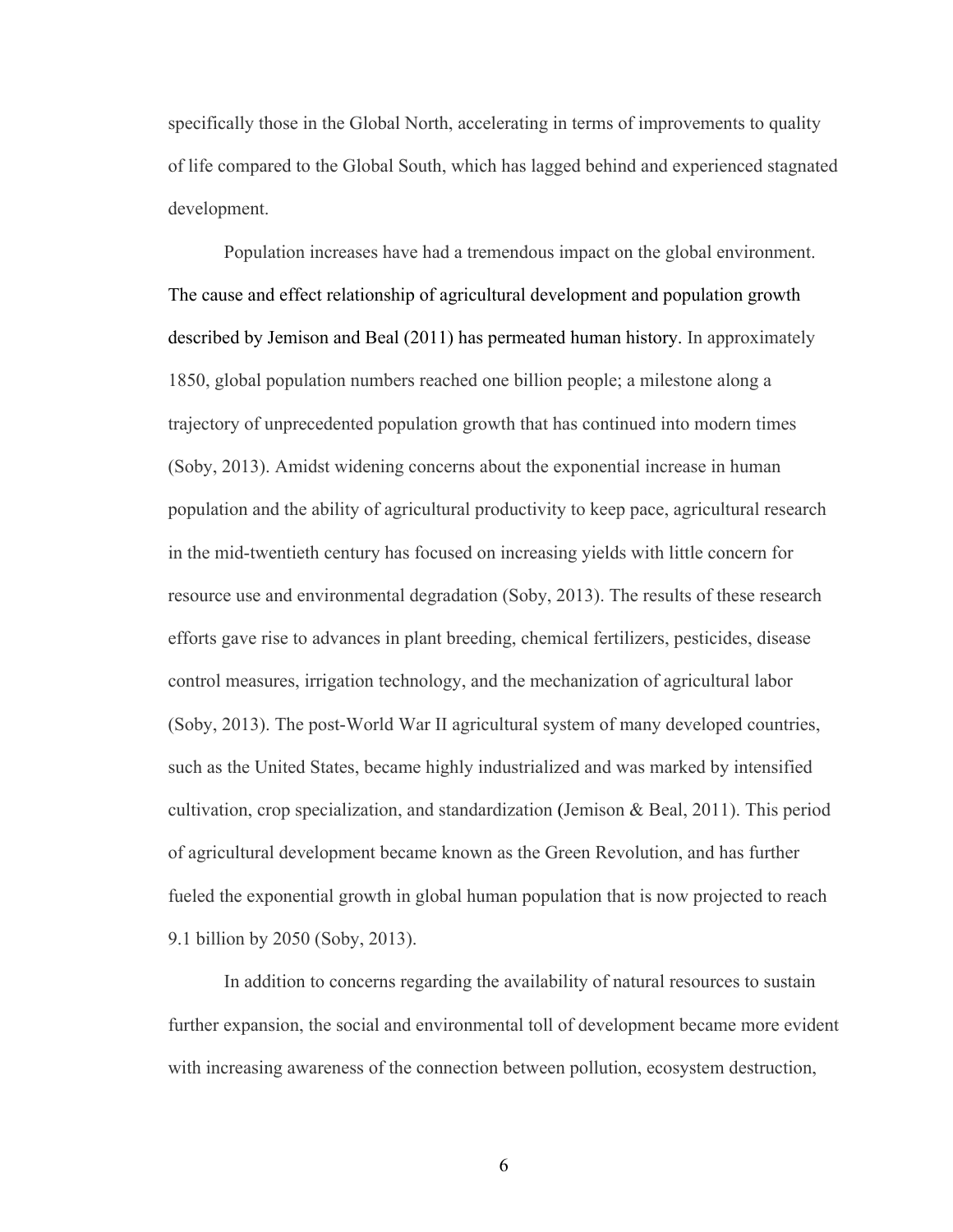specifically those in the Global North, accelerating in terms of improvements to quality of life compared to the Global South, which has lagged behind and experienced stagnated development.

Population increases have had a tremendous impact on the global environment. The cause and effect relationship of agricultural development and population growth described by Jemison and Beal (2011) has permeated human history. In approximately 1850, global population numbers reached one billion people; a milestone along a trajectory of unprecedented population growth that has continued into modern times (Soby, 2013). Amidst widening concerns about the exponential increase in human population and the ability of agricultural productivity to keep pace, agricultural research in the mid-twentieth century has focused on increasing yields with little concern for resource use and environmental degradation (Soby, 2013). The results of these research efforts gave rise to advances in plant breeding, chemical fertilizers, pesticides, disease control measures, irrigation technology, and the mechanization of agricultural labor (Soby, 2013). The post-World War II agricultural system of many developed countries, such as the United States, became highly industrialized and was marked by intensified cultivation, crop specialization, and standardization (Jemison & Beal, 2011). This period of agricultural development became known as the Green Revolution, and has further fueled the exponential growth in global human population that is now projected to reach 9.1 billion by 2050 (Soby, 2013).

In addition to concerns regarding the availability of natural resources to sustain further expansion, the social and environmental toll of development became more evident with increasing awareness of the connection between pollution, ecosystem destruction,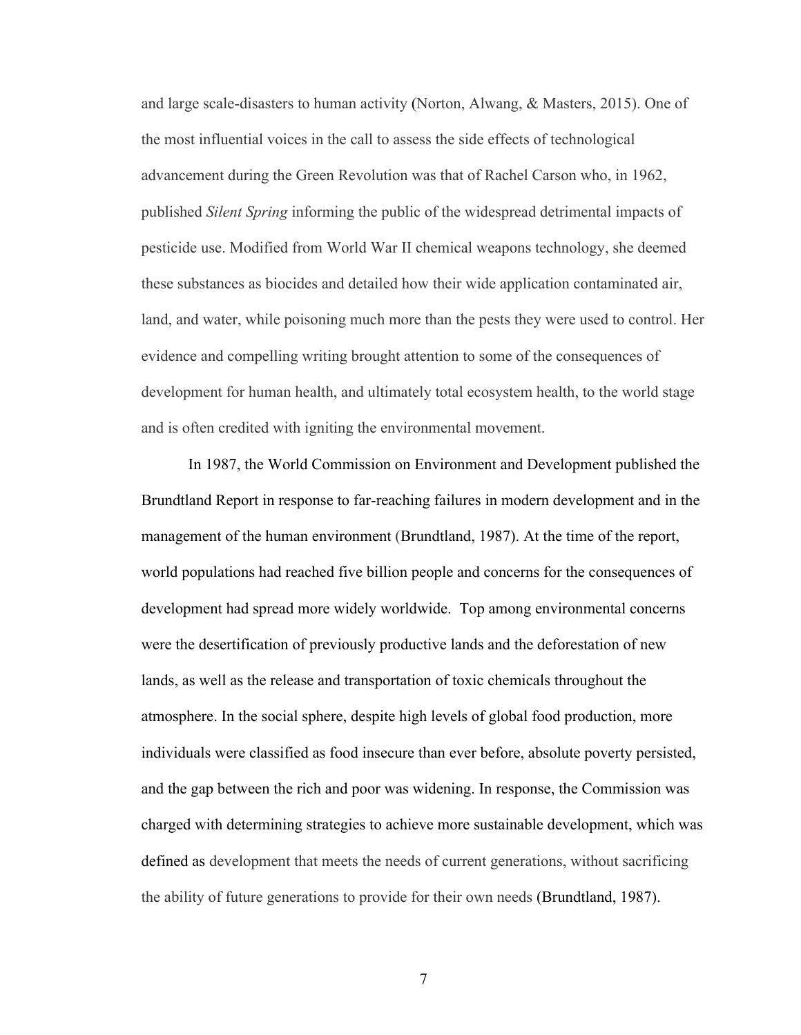and large scale-disasters to human activity (Norton, Alwang, & Masters, 2015). One of the most influential voices in the call to assess the side effects of technological advancement during the Green Revolution was that of Rachel Carson who, in 1962, published *Silent Spring* informing the public of the widespread detrimental impacts of pesticide use. Modified from World War II chemical weapons technology, she deemed these substances as biocides and detailed how their wide application contaminated air, land, and water, while poisoning much more than the pests they were used to control. Her evidence and compelling writing brought attention to some of the consequences of development for human health, and ultimately total ecosystem health, to the world stage and is often credited with igniting the environmental movement.

In 1987, the World Commission on Environment and Development published the Brundtland Report in response to far-reaching failures in modern development and in the management of the human environment (Brundtland, 1987). At the time of the report, world populations had reached five billion people and concerns for the consequences of development had spread more widely worldwide. Top among environmental concerns were the desertification of previously productive lands and the deforestation of new lands, as well as the release and transportation of toxic chemicals throughout the atmosphere. In the social sphere, despite high levels of global food production, more individuals were classified as food insecure than ever before, absolute poverty persisted, and the gap between the rich and poor was widening. In response, the Commission was charged with determining strategies to achieve more sustainable development, which was defined as development that meets the needs of current generations, without sacrificing the ability of future generations to provide for their own needs (Brundtland, 1987).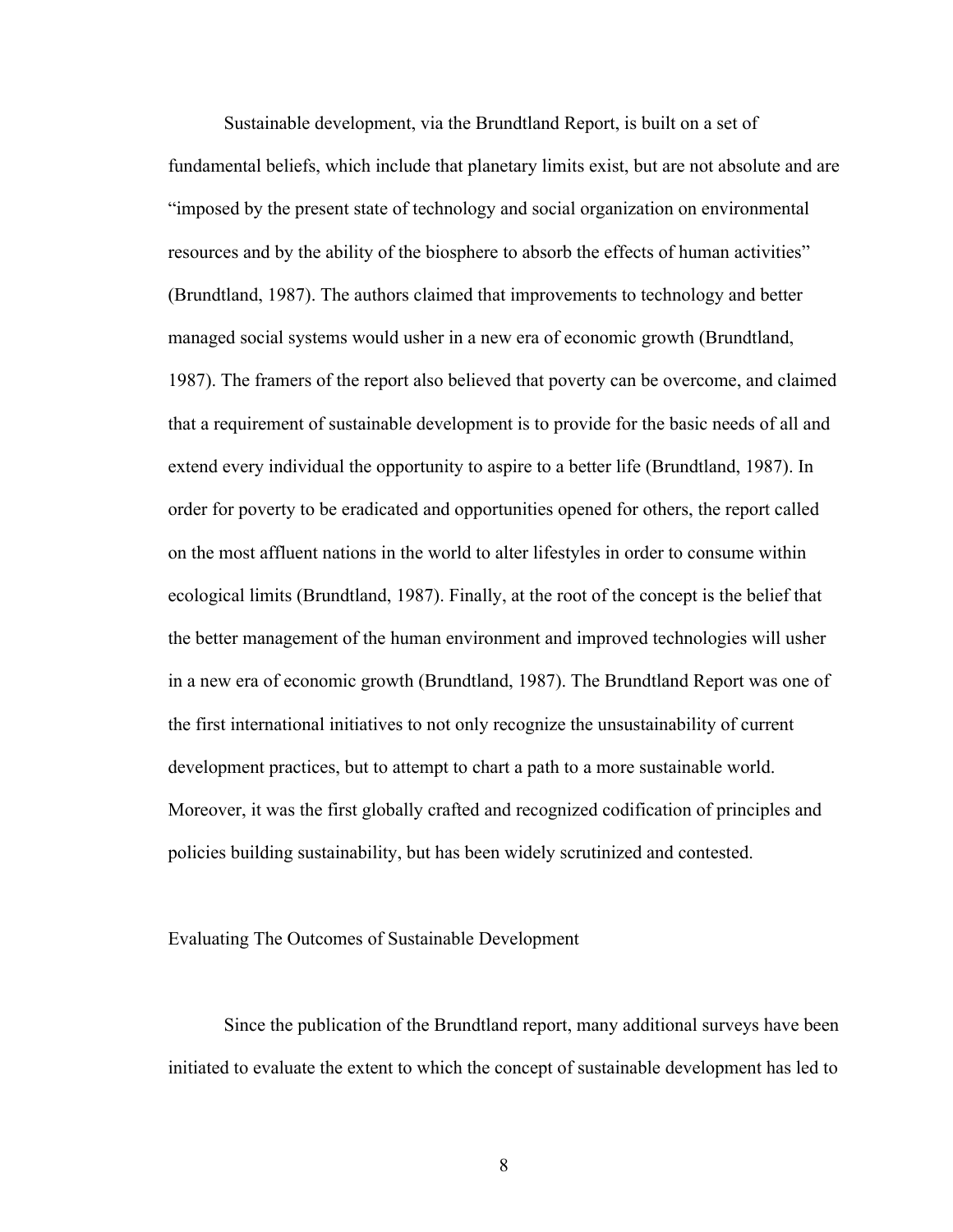Sustainable development, via the Brundtland Report, is built on a set of fundamental beliefs, which include that planetary limits exist, but are not absolute and are "imposed by the present state of technology and social organization on environmental resources and by the ability of the biosphere to absorb the effects of human activities" (Brundtland, 1987). The authors claimed that improvements to technology and better managed social systems would usher in a new era of economic growth (Brundtland, 1987). The framers of the report also believed that poverty can be overcome, and claimed that a requirement of sustainable development is to provide for the basic needs of all and extend every individual the opportunity to aspire to a better life (Brundtland, 1987). In order for poverty to be eradicated and opportunities opened for others, the report called on the most affluent nations in the world to alter lifestyles in order to consume within ecological limits (Brundtland, 1987). Finally, at the root of the concept is the belief that the better management of the human environment and improved technologies will usher in a new era of economic growth (Brundtland, 1987). The Brundtland Report was one of the first international initiatives to not only recognize the unsustainability of current development practices, but to attempt to chart a path to a more sustainable world. Moreover, it was the first globally crafted and recognized codification of principles and policies building sustainability, but has been widely scrutinized and contested.

## Evaluating The Outcomes of Sustainable Development

Since the publication of the Brundtland report, many additional surveys have been initiated to evaluate the extent to which the concept of sustainable development has led to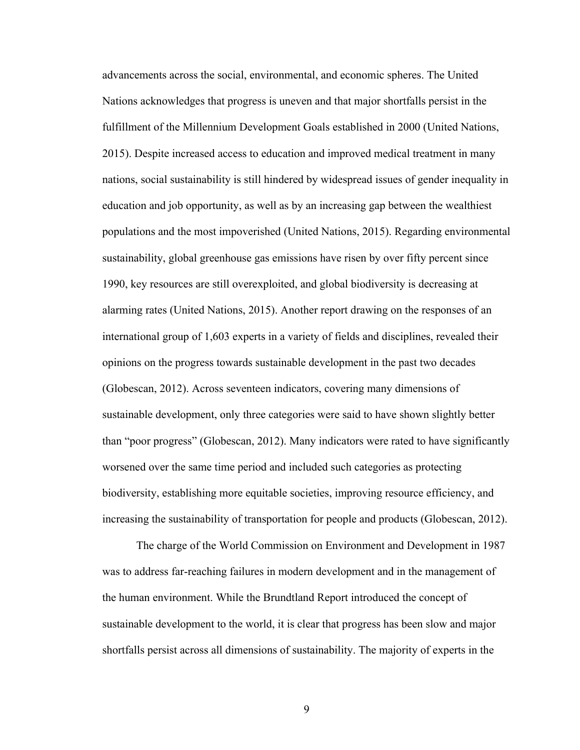advancements across the social, environmental, and economic spheres. The United Nations acknowledges that progress is uneven and that major shortfalls persist in the fulfillment of the Millennium Development Goals established in 2000 (United Nations, 2015). Despite increased access to education and improved medical treatment in many nations, social sustainability is still hindered by widespread issues of gender inequality in education and job opportunity, as well as by an increasing gap between the wealthiest populations and the most impoverished (United Nations, 2015). Regarding environmental sustainability, global greenhouse gas emissions have risen by over fifty percent since 1990, key resources are still overexploited, and global biodiversity is decreasing at alarming rates (United Nations, 2015). Another report drawing on the responses of an international group of 1,603 experts in a variety of fields and disciplines, revealed their opinions on the progress towards sustainable development in the past two decades (Globescan, 2012). Across seventeen indicators, covering many dimensions of sustainable development, only three categories were said to have shown slightly better than "poor progress" (Globescan, 2012). Many indicators were rated to have significantly worsened over the same time period and included such categories as protecting biodiversity, establishing more equitable societies, improving resource efficiency, and increasing the sustainability of transportation for people and products (Globescan, 2012).

The charge of the World Commission on Environment and Development in 1987 was to address far-reaching failures in modern development and in the management of the human environment. While the Brundtland Report introduced the concept of sustainable development to the world, it is clear that progress has been slow and major shortfalls persist across all dimensions of sustainability. The majority of experts in the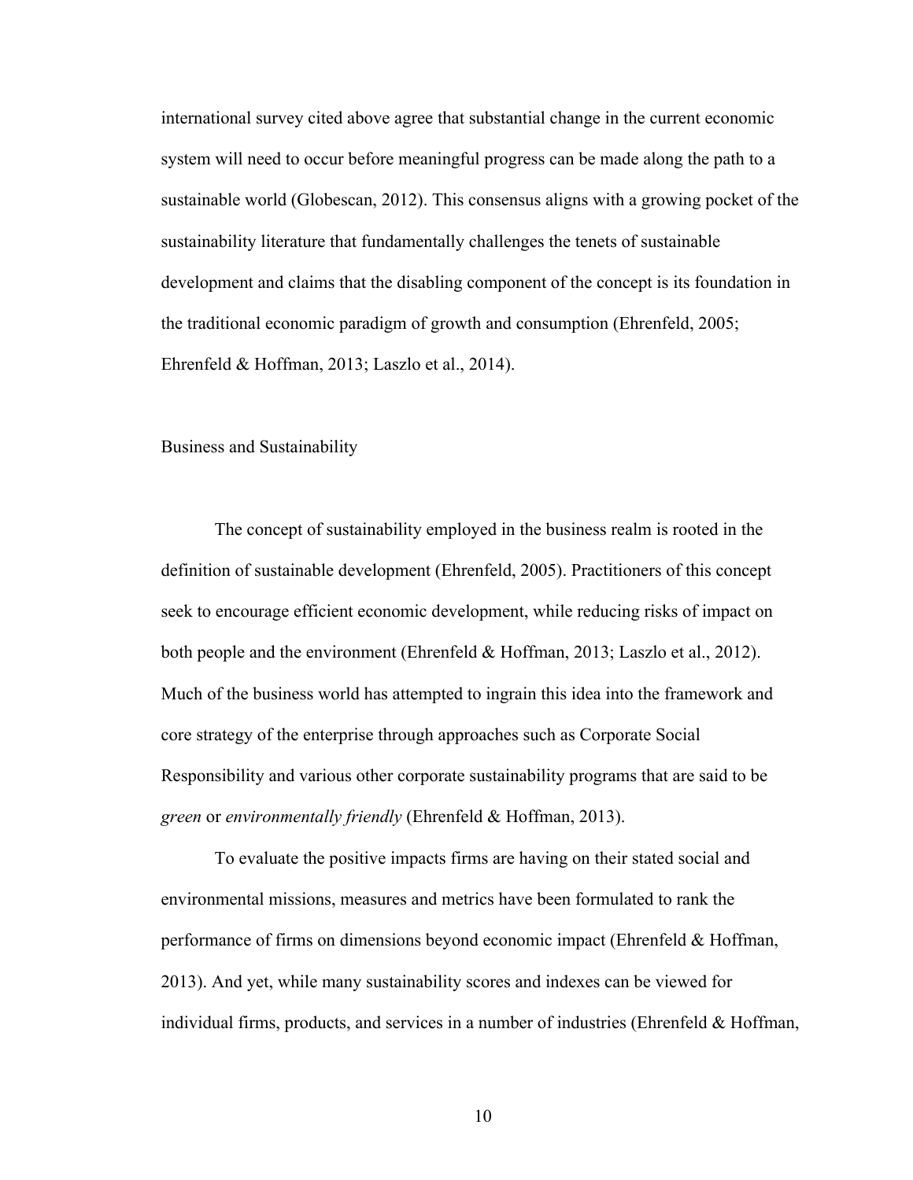international survey cited above agree that substantial change in the current economic system will need to occur before meaningful progress can be made along the path to a sustainable world (Globescan, 2012). This consensus aligns with a growing pocket of the sustainability literature that fundamentally challenges the tenets of sustainable development and claims that the disabling component of the concept is its foundation in the traditional economic paradigm of growth and consumption (Ehrenfeld, 2005; Ehrenfeld & Hoffman, 2013; Laszlo et al., 2014).

## Business and Sustainability

The concept of sustainability employed in the business realm is rooted in the definition of sustainable development (Ehrenfeld, 2005). Practitioners of this concept seek to encourage efficient economic development, while reducing risks of impact on both people and the environment (Ehrenfeld & Hoffman, 2013; Laszlo et al., 2012). Much of the business world has attempted to ingrain this idea into the framework and core strategy of the enterprise through approaches such as Corporate Social Responsibility and various other corporate sustainability programs that are said to be *green* or *environmentally friendly* (Ehrenfeld & Hoffman, 2013).

To evaluate the positive impacts firms are having on their stated social and environmental missions, measures and metrics have been formulated to rank the performance of firms on dimensions beyond economic impact (Ehrenfeld & Hoffman, 2013). And yet, while many sustainability scores and indexes can be viewed for individual firms, products, and services in a number of industries (Ehrenfeld & Hoffman,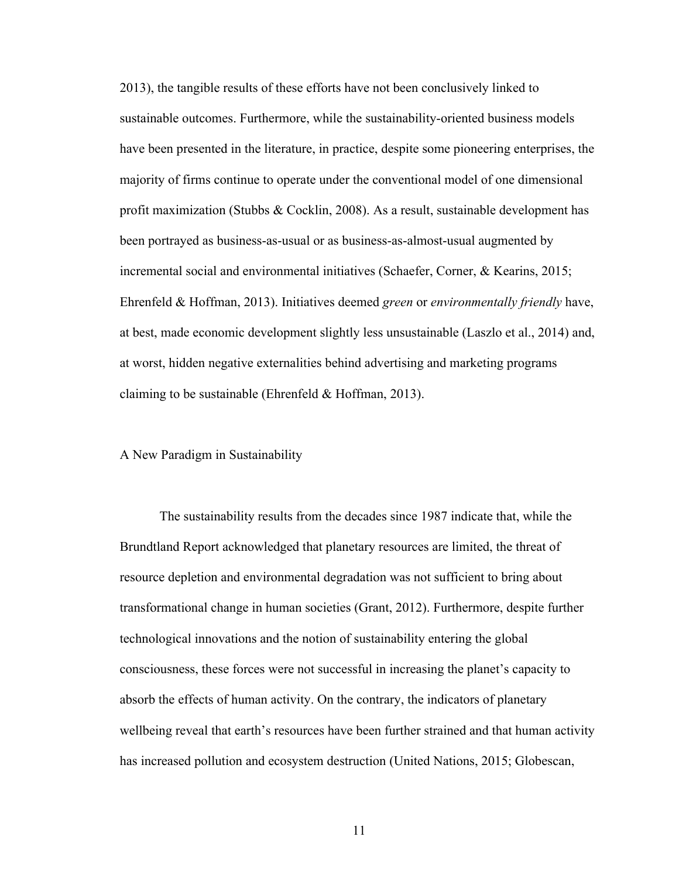2013), the tangible results of these efforts have not been conclusively linked to sustainable outcomes. Furthermore, while the sustainability-oriented business models have been presented in the literature, in practice, despite some pioneering enterprises, the majority of firms continue to operate under the conventional model of one dimensional profit maximization (Stubbs & Cocklin, 2008). As a result, sustainable development has been portrayed as business-as-usual or as business-as-almost-usual augmented by incremental social and environmental initiatives (Schaefer, Corner, & Kearins, 2015; Ehrenfeld & Hoffman, 2013). Initiatives deemed *green* or *environmentally friendly* have, at best, made economic development slightly less unsustainable (Laszlo et al., 2014) and, at worst, hidden negative externalities behind advertising and marketing programs claiming to be sustainable (Ehrenfeld & Hoffman, 2013).

## A New Paradigm in Sustainability

The sustainability results from the decades since 1987 indicate that, while the Brundtland Report acknowledged that planetary resources are limited, the threat of resource depletion and environmental degradation was not sufficient to bring about transformational change in human societies (Grant, 2012). Furthermore, despite further technological innovations and the notion of sustainability entering the global consciousness, these forces were not successful in increasing the planet's capacity to absorb the effects of human activity. On the contrary, the indicators of planetary wellbeing reveal that earth's resources have been further strained and that human activity has increased pollution and ecosystem destruction (United Nations, 2015; Globescan,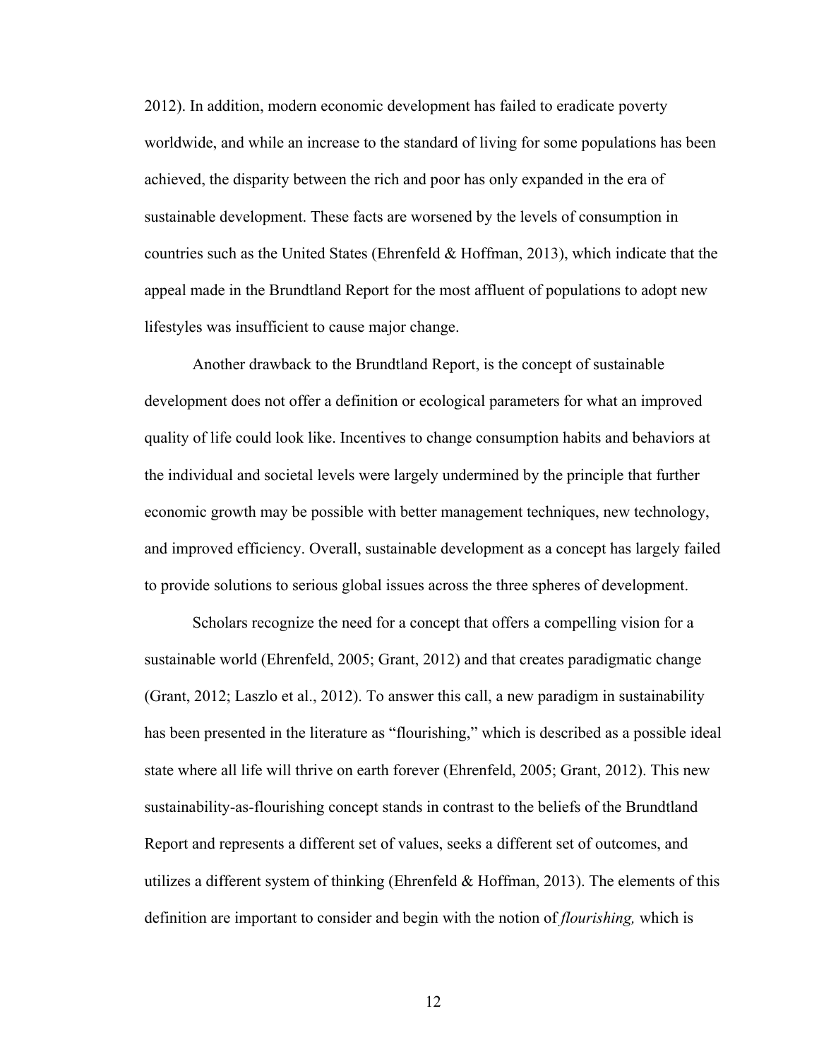2012). In addition, modern economic development has failed to eradicate poverty worldwide, and while an increase to the standard of living for some populations has been achieved, the disparity between the rich and poor has only expanded in the era of sustainable development. These facts are worsened by the levels of consumption in countries such as the United States (Ehrenfeld & Hoffman, 2013), which indicate that the appeal made in the Brundtland Report for the most affluent of populations to adopt new lifestyles was insufficient to cause major change.

Another drawback to the Brundtland Report, is the concept of sustainable development does not offer a definition or ecological parameters for what an improved quality of life could look like. Incentives to change consumption habits and behaviors at the individual and societal levels were largely undermined by the principle that further economic growth may be possible with better management techniques, new technology, and improved efficiency. Overall, sustainable development as a concept has largely failed to provide solutions to serious global issues across the three spheres of development.

Scholars recognize the need for a concept that offers a compelling vision for a sustainable world (Ehrenfeld, 2005; Grant, 2012) and that creates paradigmatic change (Grant, 2012; Laszlo et al., 2012). To answer this call, a new paradigm in sustainability has been presented in the literature as "flourishing," which is described as a possible ideal state where all life will thrive on earth forever (Ehrenfeld, 2005; Grant, 2012). This new sustainability-as-flourishing concept stands in contrast to the beliefs of the Brundtland Report and represents a different set of values, seeks a different set of outcomes, and utilizes a different system of thinking (Ehrenfeld & Hoffman, 2013). The elements of this definition are important to consider and begin with the notion of *flourishing,* which is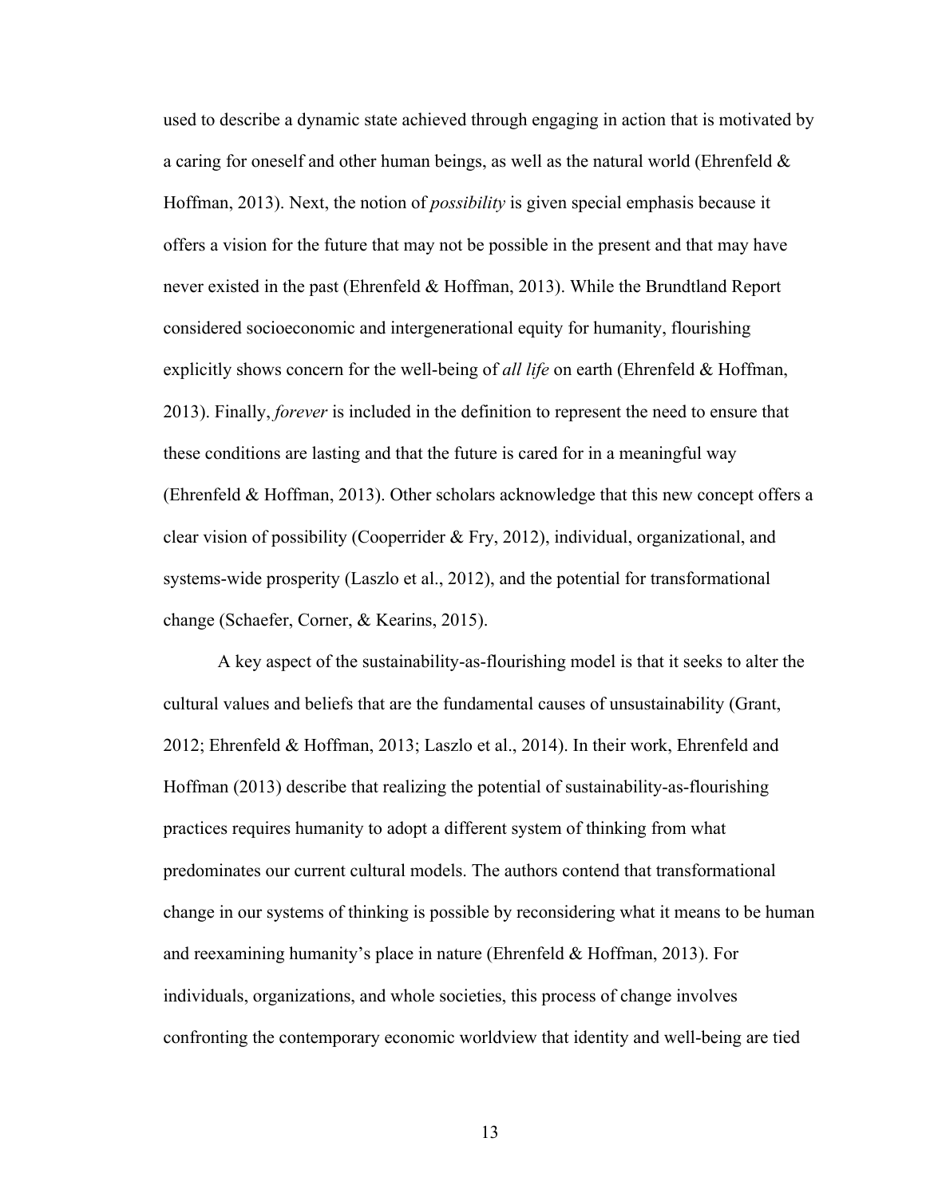used to describe a dynamic state achieved through engaging in action that is motivated by a caring for oneself and other human beings, as well as the natural world (Ehrenfeld & Hoffman, 2013). Next, the notion of *possibility* is given special emphasis because it offers a vision for the future that may not be possible in the present and that may have never existed in the past (Ehrenfeld & Hoffman, 2013). While the Brundtland Report considered socioeconomic and intergenerational equity for humanity, flourishing explicitly shows concern for the well-being of *all life* on earth (Ehrenfeld & Hoffman, 2013). Finally, *forever* is included in the definition to represent the need to ensure that these conditions are lasting and that the future is cared for in a meaningful way (Ehrenfeld & Hoffman, 2013). Other scholars acknowledge that this new concept offers a clear vision of possibility (Cooperrider & Fry, 2012), individual, organizational, and systems-wide prosperity (Laszlo et al., 2012), and the potential for transformational change (Schaefer, Corner, & Kearins, 2015).

A key aspect of the sustainability-as-flourishing model is that it seeks to alter the cultural values and beliefs that are the fundamental causes of unsustainability (Grant, 2012; Ehrenfeld & Hoffman, 2013; Laszlo et al., 2014). In their work, Ehrenfeld and Hoffman (2013) describe that realizing the potential of sustainability-as-flourishing practices requires humanity to adopt a different system of thinking from what predominates our current cultural models. The authors contend that transformational change in our systems of thinking is possible by reconsidering what it means to be human and reexamining humanity's place in nature (Ehrenfeld & Hoffman, 2013). For individuals, organizations, and whole societies, this process of change involves confronting the contemporary economic worldview that identity and well-being are tied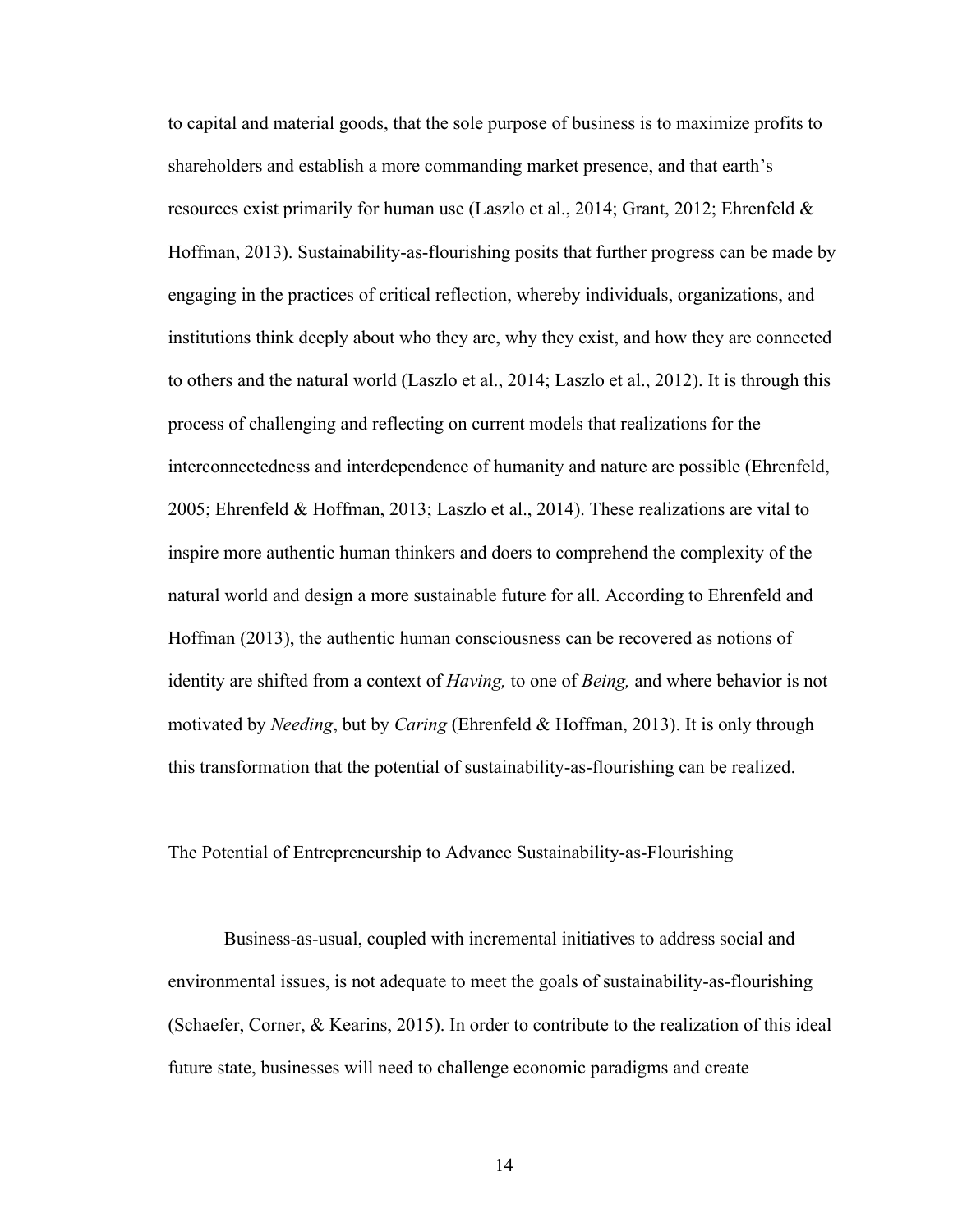to capital and material goods, that the sole purpose of business is to maximize profits to shareholders and establish a more commanding market presence, and that earth's resources exist primarily for human use (Laszlo et al., 2014; Grant, 2012; Ehrenfeld & Hoffman, 2013). Sustainability-as-flourishing posits that further progress can be made by engaging in the practices of critical reflection, whereby individuals, organizations, and institutions think deeply about who they are, why they exist, and how they are connected to others and the natural world (Laszlo et al., 2014; Laszlo et al., 2012). It is through this process of challenging and reflecting on current models that realizations for the interconnectedness and interdependence of humanity and nature are possible (Ehrenfeld, 2005; Ehrenfeld & Hoffman, 2013; Laszlo et al., 2014). These realizations are vital to inspire more authentic human thinkers and doers to comprehend the complexity of the natural world and design a more sustainable future for all. According to Ehrenfeld and Hoffman (2013), the authentic human consciousness can be recovered as notions of identity are shifted from a context of *Having,* to one of *Being,* and where behavior is not motivated by *Needing*, but by *Caring* (Ehrenfeld & Hoffman, 2013). It is only through this transformation that the potential of sustainability-as-flourishing can be realized.

## The Potential of Entrepreneurship to Advance Sustainability-as-Flourishing

Business-as-usual, coupled with incremental initiatives to address social and environmental issues, is not adequate to meet the goals of sustainability-as-flourishing (Schaefer, Corner, & Kearins, 2015). In order to contribute to the realization of this ideal future state, businesses will need to challenge economic paradigms and create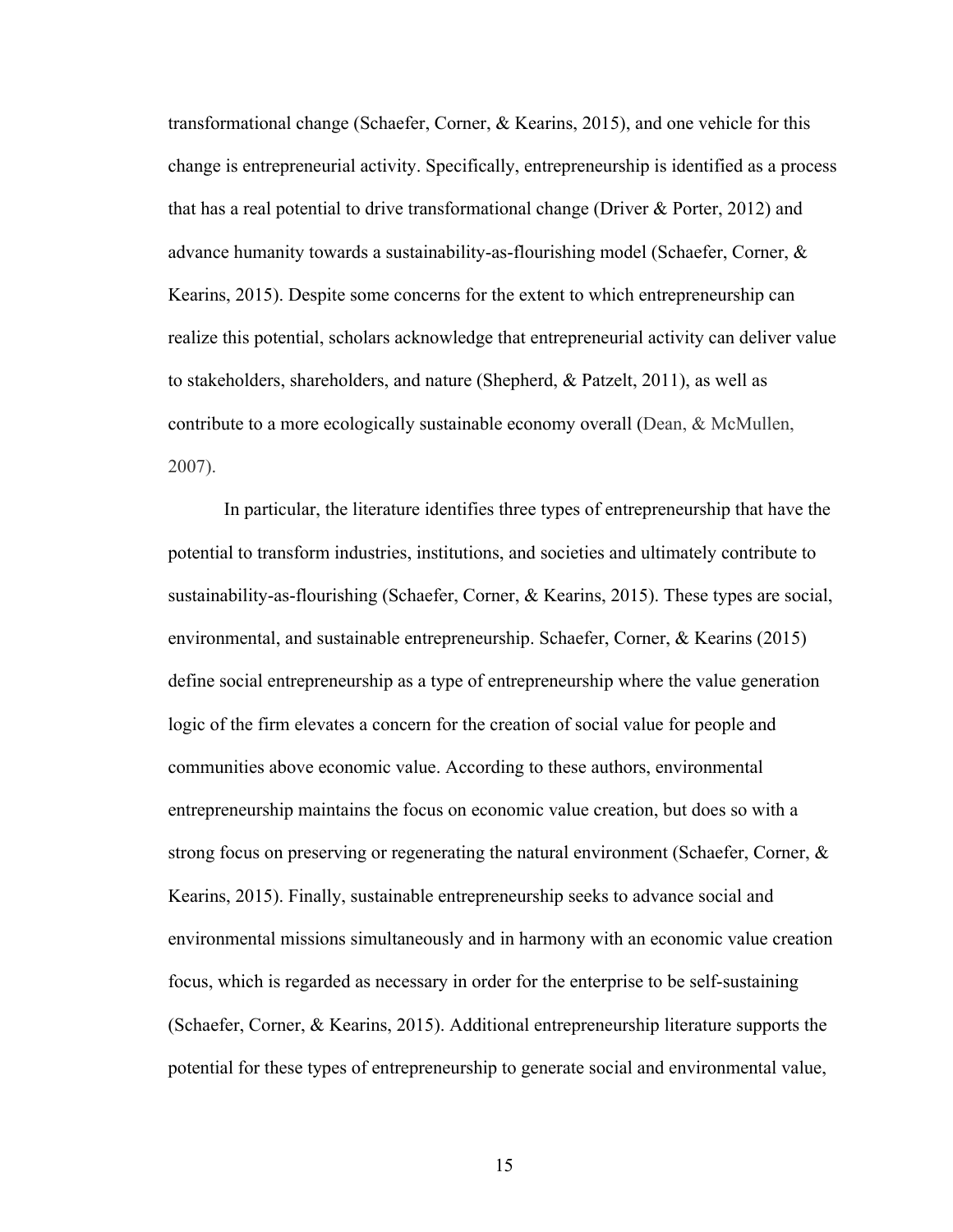transformational change (Schaefer, Corner, & Kearins, 2015), and one vehicle for this change is entrepreneurial activity. Specifically, entrepreneurship is identified as a process that has a real potential to drive transformational change (Driver & Porter, 2012) and advance humanity towards a sustainability-as-flourishing model (Schaefer, Corner, & Kearins, 2015). Despite some concerns for the extent to which entrepreneurship can realize this potential, scholars acknowledge that entrepreneurial activity can deliver value to stakeholders, shareholders, and nature (Shepherd, & Patzelt, 2011), as well as contribute to a more ecologically sustainable economy overall (Dean, & McMullen, 2007).

In particular, the literature identifies three types of entrepreneurship that have the potential to transform industries, institutions, and societies and ultimately contribute to sustainability-as-flourishing (Schaefer, Corner, & Kearins, 2015). These types are social, environmental, and sustainable entrepreneurship. Schaefer, Corner, & Kearins (2015) define social entrepreneurship as a type of entrepreneurship where the value generation logic of the firm elevates a concern for the creation of social value for people and communities above economic value. According to these authors, environmental entrepreneurship maintains the focus on economic value creation, but does so with a strong focus on preserving or regenerating the natural environment (Schaefer, Corner, & Kearins, 2015). Finally, sustainable entrepreneurship seeks to advance social and environmental missions simultaneously and in harmony with an economic value creation focus, which is regarded as necessary in order for the enterprise to be self-sustaining (Schaefer, Corner, & Kearins, 2015). Additional entrepreneurship literature supports the potential for these types of entrepreneurship to generate social and environmental value,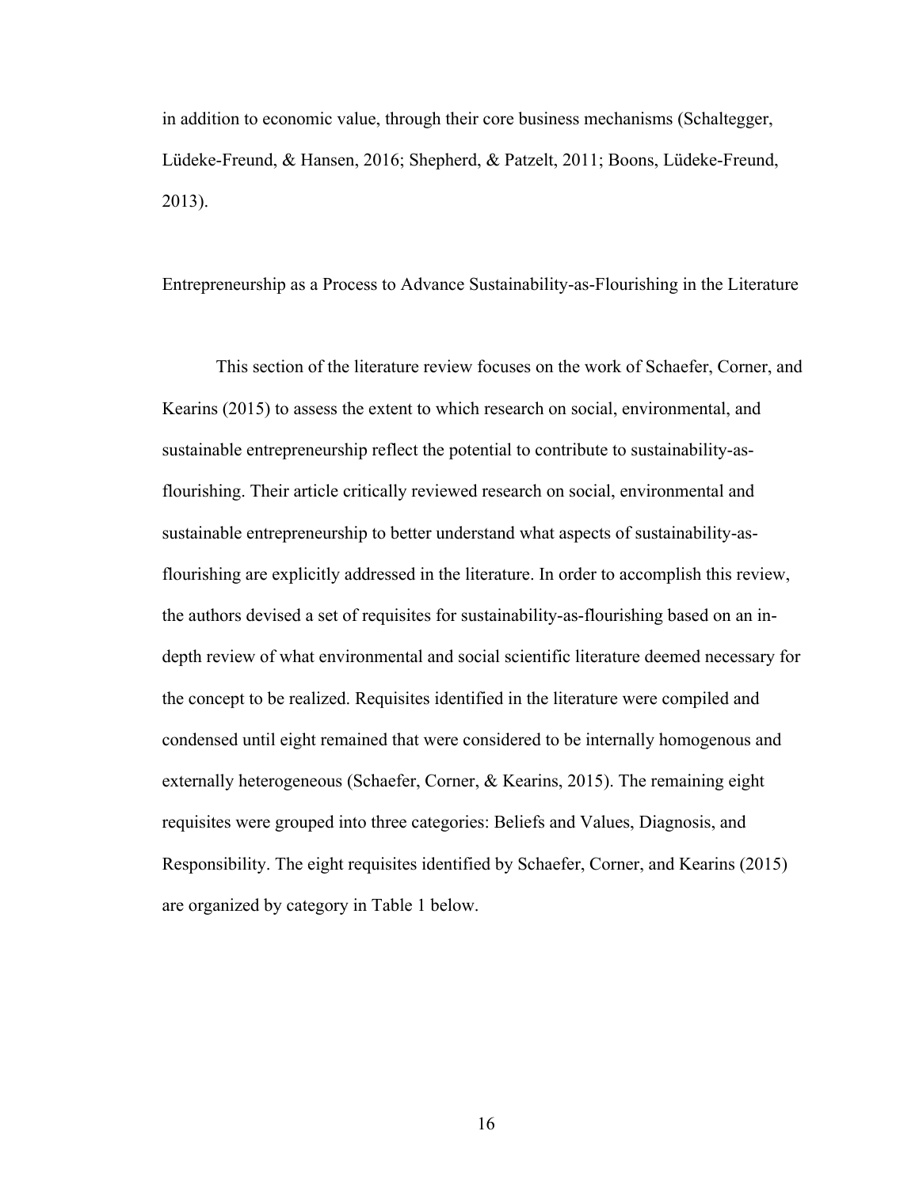in addition to economic value, through their core business mechanisms (Schaltegger, Lüdeke-Freund, & Hansen, 2016; Shepherd, & Patzelt, 2011; Boons, Lüdeke-Freund, 2013).

## Entrepreneurship as a Process to Advance Sustainability-as-Flourishing in the Literature

This section of the literature review focuses on the work of Schaefer, Corner, and Kearins (2015) to assess the extent to which research on social, environmental, and sustainable entrepreneurship reflect the potential to contribute to sustainability-as-flourishing. Their article critically reviewed research on social, environmental and sustainable entrepreneurship to better understand what aspects of sustainability-as-flourishing are explicitly addressed in the literature. In order to accomplish this review, the authors devised a set of requisites for sustainability-as-flourishing based on an in-depth review of what environmental and social scientific literature deemed necessary for the concept to be realized. Requisites identified in the literature were compiled and condensed until eight remained that were considered to be internally homogenous and externally heterogeneous (Schaefer, Corner, & Kearins, 2015). The remaining eight requisites were grouped into three categories: Beliefs and Values, Diagnosis, and Responsibility. The eight requisites identified by Schaefer, Corner, and Kearins (2015) are organized by category in Table 1 below.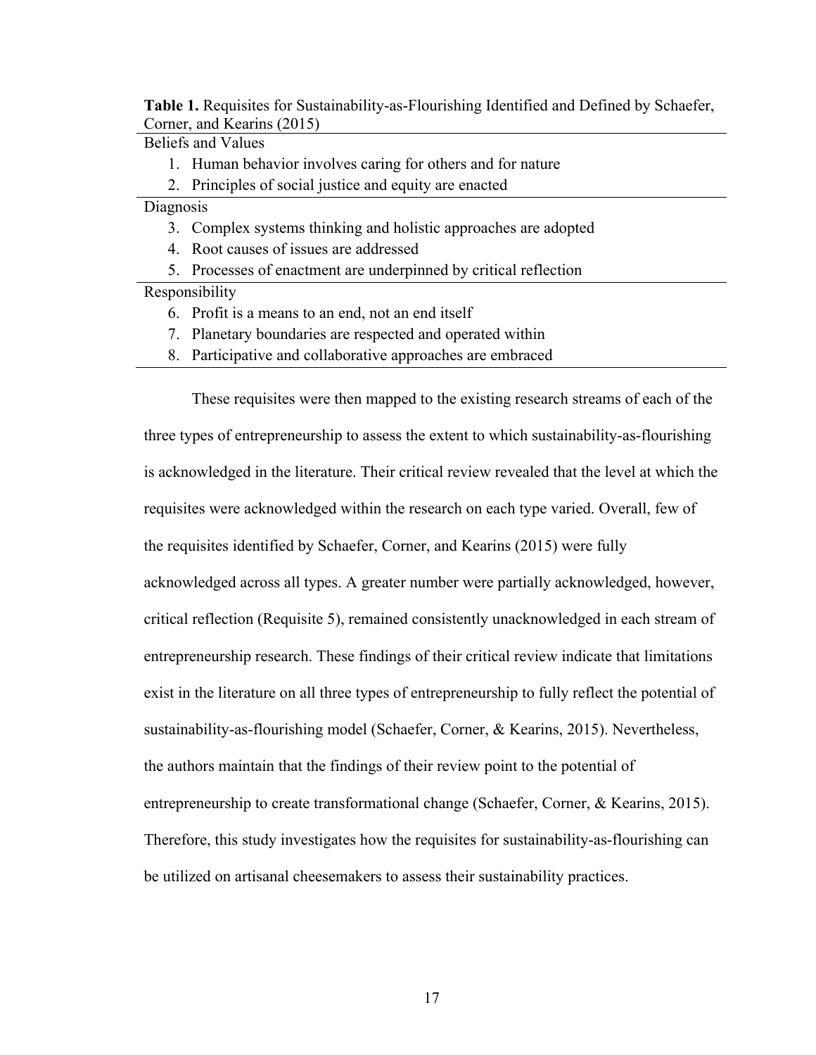**Table 1.** Requisites for Sustainability-as-Flourishing Identified and Defined by Schaefer, Corner, and Kearins (2015)

| Beliefs and Values |
| --- |
| 1. Human behavior involves caring for others and for nature |
| 2. Principles of social justice and equity are enacted |
| **Diagnosis** |
| 3. Complex systems thinking and holistic approaches are adopted |
| 4. Root causes of issues are addressed |
| 5. Processes of enactment are underpinned by critical reflection |
| **Responsibility** |
| 6. Profit is a means to an end, not an end itself |
| 7. Planetary boundaries are respected and operated within |
| 8. Participative and collaborative approaches are embraced |

These requisites were then mapped to the existing research streams of each of the three types of entrepreneurship to assess the extent to which sustainability-as-flourishing is acknowledged in the literature. Their critical review revealed that the level at which the requisites were acknowledged within the research on each type varied. Overall, few of the requisites identified by Schaefer, Corner, and Kearins (2015) were fully acknowledged across all types. A greater number were partially acknowledged, however, critical reflection (Requisite 5), remained consistently unacknowledged in each stream of entrepreneurship research. These findings of their critical review indicate that limitations exist in the literature on all three types of entrepreneurship to fully reflect the potential of sustainability-as-flourishing model (Schaefer, Corner, & Kearins, 2015). Nevertheless, the authors maintain that the findings of their review point to the potential of entrepreneurship to create transformational change (Schaefer, Corner, & Kearins, 2015). Therefore, this study investigates how the requisites for sustainability-as-flourishing can be utilized on artisanal cheesemakers to assess their sustainability practices.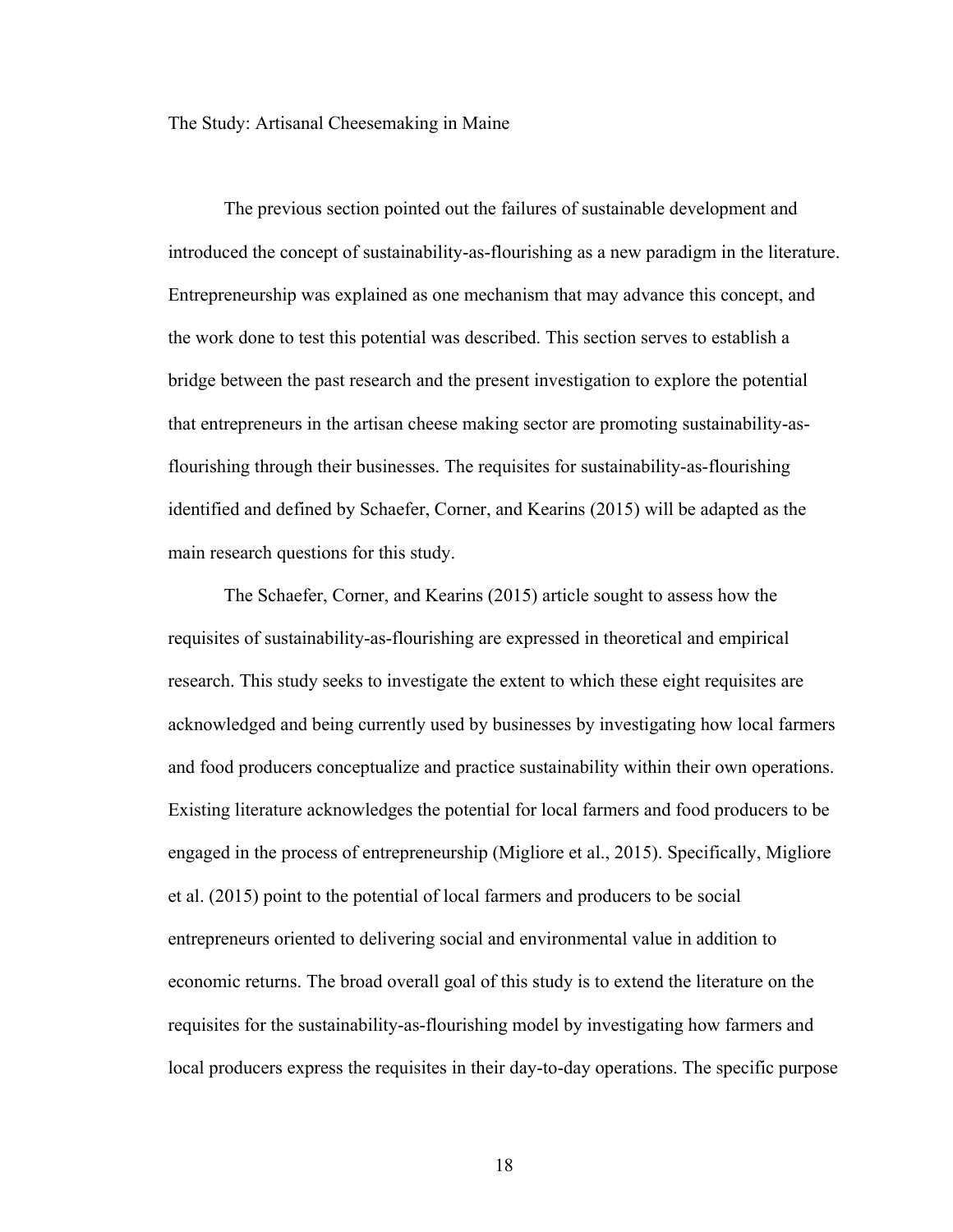## The Study: Artisanal Cheesemaking in Maine

The previous section pointed out the failures of sustainable development and introduced the concept of sustainability-as-flourishing as a new paradigm in the literature. Entrepreneurship was explained as one mechanism that may advance this concept, and the work done to test this potential was described. This section serves to establish a bridge between the past research and the present investigation to explore the potential that entrepreneurs in the artisan cheese making sector are promoting sustainability-as-flourishing through their businesses. The requisites for sustainability-as-flourishing identified and defined by Schaefer, Corner, and Kearins (2015) will be adapted as the main research questions for this study.

The Schaefer, Corner, and Kearins (2015) article sought to assess how the requisites of sustainability-as-flourishing are expressed in theoretical and empirical research. This study seeks to investigate the extent to which these eight requisites are acknowledged and being currently used by businesses by investigating how local farmers and food producers conceptualize and practice sustainability within their own operations. Existing literature acknowledges the potential for local farmers and food producers to be engaged in the process of entrepreneurship (Migliore et al., 2015). Specifically, Migliore et al. (2015) point to the potential of local farmers and producers to be social entrepreneurs oriented to delivering social and environmental value in addition to economic returns. The broad overall goal of this study is to extend the literature on the requisites for the sustainability-as-flourishing model by investigating how farmers and local producers express the requisites in their day-to-day operations. The specific purpose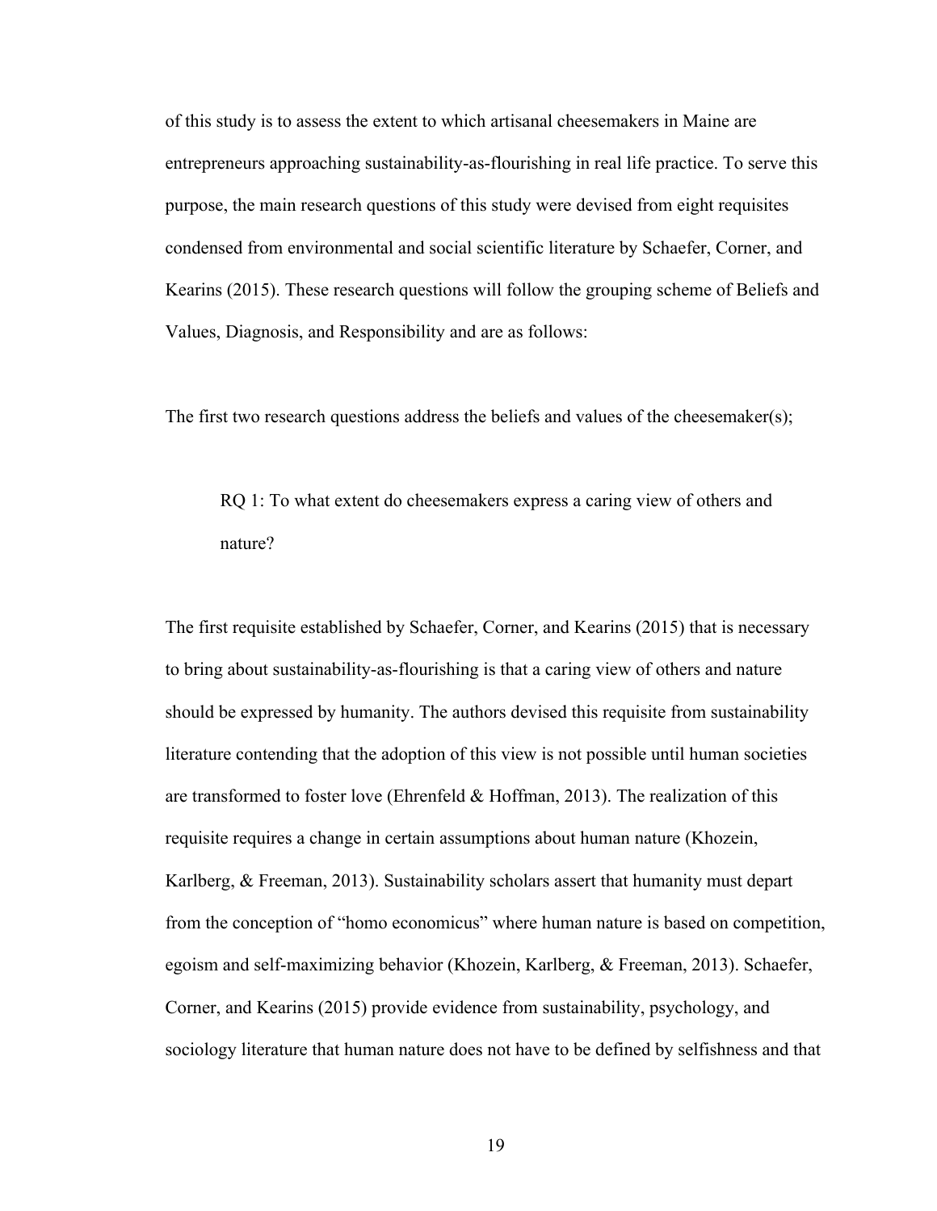of this study is to assess the extent to which artisanal cheesemakers in Maine are entrepreneurs approaching sustainability-as-flourishing in real life practice. To serve this purpose, the main research questions of this study were devised from eight requisites condensed from environmental and social scientific literature by Schaefer, Corner, and Kearins (2015). These research questions will follow the grouping scheme of Beliefs and Values, Diagnosis, and Responsibility and are as follows:

The first two research questions address the beliefs and values of the cheesemaker(s);

> RQ 1: To what extent do cheesemakers express a caring view of others and nature?

The first requisite established by Schaefer, Corner, and Kearins (2015) that is necessary to bring about sustainability-as-flourishing is that a caring view of others and nature should be expressed by humanity. The authors devised this requisite from sustainability literature contending that the adoption of this view is not possible until human societies are transformed to foster love (Ehrenfeld & Hoffman, 2013). The realization of this requisite requires a change in certain assumptions about human nature (Khozein, Karlberg, & Freeman, 2013). Sustainability scholars assert that humanity must depart from the conception of "homo economicus" where human nature is based on competition, egoism and self-maximizing behavior (Khozein, Karlberg, & Freeman, 2013). Schaefer, Corner, and Kearins (2015) provide evidence from sustainability, psychology, and sociology literature that human nature does not have to be defined by selfishness and that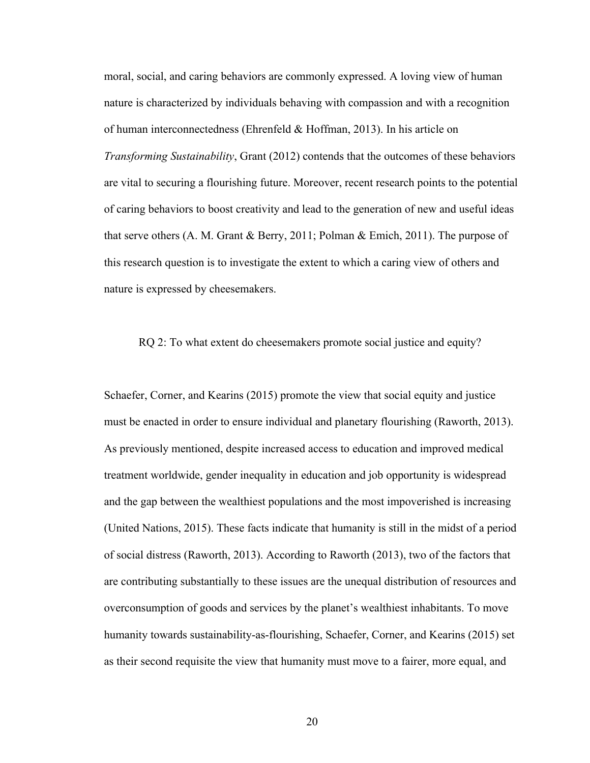moral, social, and caring behaviors are commonly expressed. A loving view of human nature is characterized by individuals behaving with compassion and with a recognition of human interconnectedness (Ehrenfeld & Hoffman, 2013). In his article on *Transforming Sustainability*, Grant (2012) contends that the outcomes of these behaviors are vital to securing a flourishing future. Moreover, recent research points to the potential of caring behaviors to boost creativity and lead to the generation of new and useful ideas that serve others (A. M. Grant & Berry, 2011; Polman & Emich, 2011). The purpose of this research question is to investigate the extent to which a caring view of others and nature is expressed by cheesemakers.

RQ 2: To what extent do cheesemakers promote social justice and equity?

Schaefer, Corner, and Kearins (2015) promote the view that social equity and justice must be enacted in order to ensure individual and planetary flourishing (Raworth, 2013). As previously mentioned, despite increased access to education and improved medical treatment worldwide, gender inequality in education and job opportunity is widespread and the gap between the wealthiest populations and the most impoverished is increasing (United Nations, 2015). These facts indicate that humanity is still in the midst of a period of social distress (Raworth, 2013). According to Raworth (2013), two of the factors that are contributing substantially to these issues are the unequal distribution of resources and overconsumption of goods and services by the planet's wealthiest inhabitants. To move humanity towards sustainability-as-flourishing, Schaefer, Corner, and Kearins (2015) set as their second requisite the view that humanity must move to a fairer, more equal, and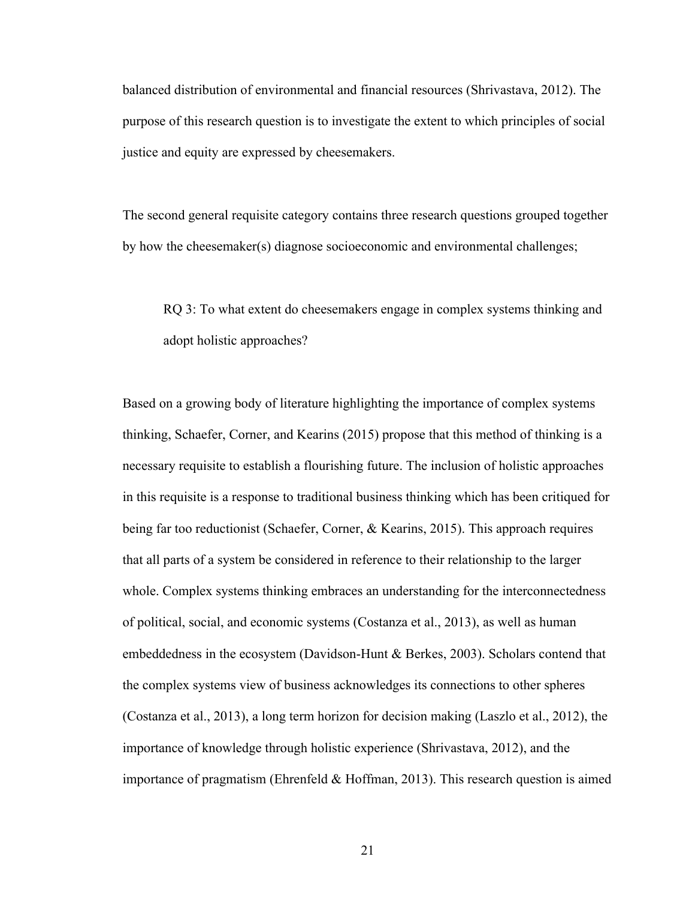balanced distribution of environmental and financial resources (Shrivastava, 2012). The purpose of this research question is to investigate the extent to which principles of social justice and equity are expressed by cheesemakers.

The second general requisite category contains three research questions grouped together by how the cheesemaker(s) diagnose socioeconomic and environmental challenges;

> RQ 3: To what extent do cheesemakers engage in complex systems thinking and adopt holistic approaches?

Based on a growing body of literature highlighting the importance of complex systems thinking, Schaefer, Corner, and Kearins (2015) propose that this method of thinking is a necessary requisite to establish a flourishing future. The inclusion of holistic approaches in this requisite is a response to traditional business thinking which has been critiqued for being far too reductionist (Schaefer, Corner, & Kearins, 2015). This approach requires that all parts of a system be considered in reference to their relationship to the larger whole. Complex systems thinking embraces an understanding for the interconnectedness of political, social, and economic systems (Costanza et al., 2013), as well as human embeddedness in the ecosystem (Davidson-Hunt & Berkes, 2003). Scholars contend that the complex systems view of business acknowledges its connections to other spheres (Costanza et al., 2013), a long term horizon for decision making (Laszlo et al., 2012), the importance of knowledge through holistic experience (Shrivastava, 2012), and the importance of pragmatism (Ehrenfeld & Hoffman, 2013). This research question is aimed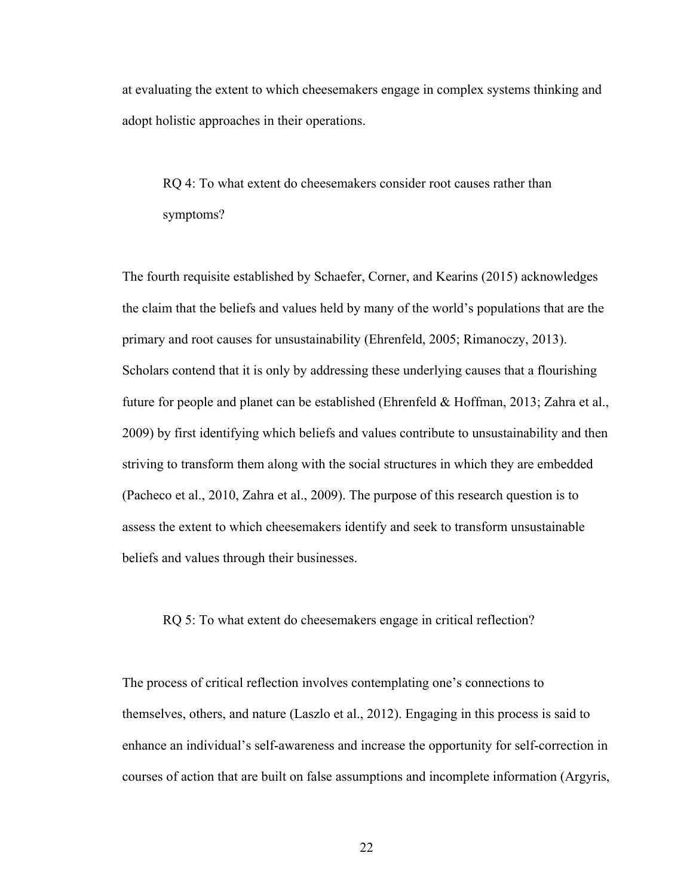at evaluating the extent to which cheesemakers engage in complex systems thinking and adopt holistic approaches in their operations.

> RQ 4: To what extent do cheesemakers consider root causes rather than symptoms?

The fourth requisite established by Schaefer, Corner, and Kearins (2015) acknowledges the claim that the beliefs and values held by many of the world's populations that are the primary and root causes for unsustainability (Ehrenfeld, 2005; Rimanoczy, 2013). Scholars contend that it is only by addressing these underlying causes that a flourishing future for people and planet can be established (Ehrenfeld & Hoffman, 2013; Zahra et al., 2009) by first identifying which beliefs and values contribute to unsustainability and then striving to transform them along with the social structures in which they are embedded (Pacheco et al., 2010, Zahra et al., 2009). The purpose of this research question is to assess the extent to which cheesemakers identify and seek to transform unsustainable beliefs and values through their businesses.

> RQ 5: To what extent do cheesemakers engage in critical reflection?

The process of critical reflection involves contemplating one's connections to themselves, others, and nature (Laszlo et al., 2012). Engaging in this process is said to enhance an individual's self-awareness and increase the opportunity for self-correction in courses of action that are built on false assumptions and incomplete information (Argyris,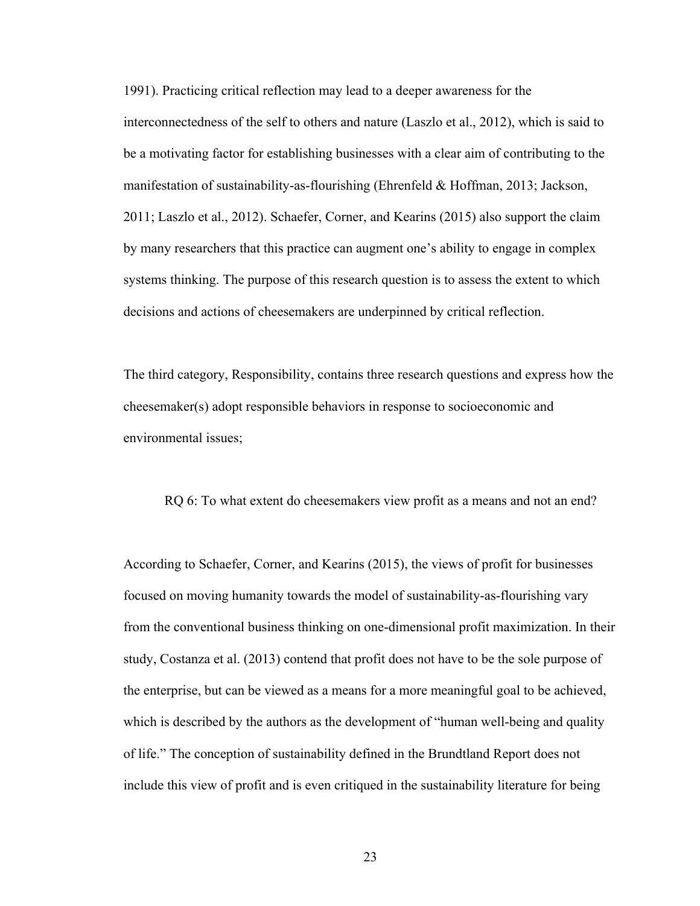1991). Practicing critical reflection may lead to a deeper awareness for the interconnectedness of the self to others and nature (Laszlo et al., 2012), which is said to be a motivating factor for establishing businesses with a clear aim of contributing to the manifestation of sustainability-as-flourishing (Ehrenfeld & Hoffman, 2013; Jackson, 2011; Laszlo et al., 2012). Schaefer, Corner, and Kearins (2015) also support the claim by many researchers that this practice can augment one's ability to engage in complex systems thinking. The purpose of this research question is to assess the extent to which decisions and actions of cheesemakers are underpinned by critical reflection.

The third category, Responsibility, contains three research questions and express how the cheesemaker(s) adopt responsible behaviors in response to socioeconomic and environmental issues;

RQ 6: To what extent do cheesemakers view profit as a means and not an end?

According to Schaefer, Corner, and Kearins (2015), the views of profit for businesses focused on moving humanity towards the model of sustainability-as-flourishing vary from the conventional business thinking on one-dimensional profit maximization. In their study, Costanza et al. (2013) contend that profit does not have to be the sole purpose of the enterprise, but can be viewed as a means for a more meaningful goal to be achieved, which is described by the authors as the development of "human well-being and quality of life." The conception of sustainability defined in the Brundtland Report does not include this view of profit and is even critiqued in the sustainability literature for being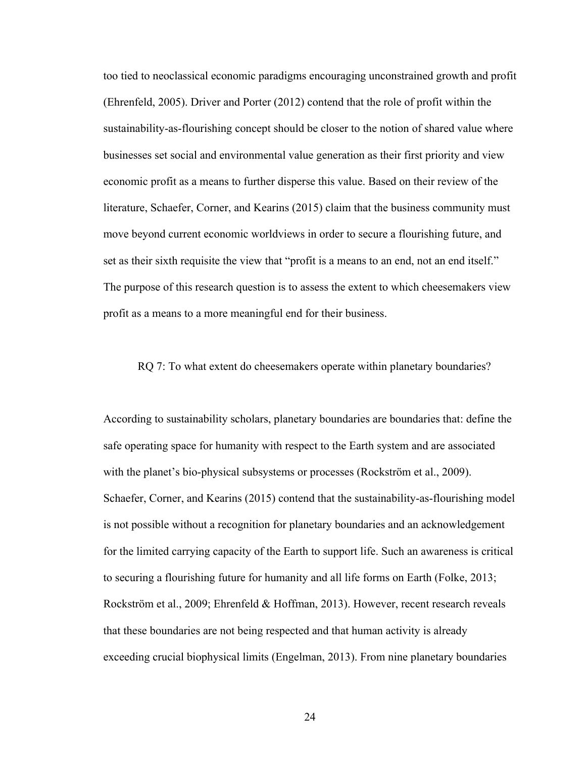too tied to neoclassical economic paradigms encouraging unconstrained growth and profit (Ehrenfeld, 2005). Driver and Porter (2012) contend that the role of profit within the sustainability-as-flourishing concept should be closer to the notion of shared value where businesses set social and environmental value generation as their first priority and view economic profit as a means to further disperse this value. Based on their review of the literature, Schaefer, Corner, and Kearins (2015) claim that the business community must move beyond current economic worldviews in order to secure a flourishing future, and set as their sixth requisite the view that "profit is a means to an end, not an end itself." The purpose of this research question is to assess the extent to which cheesemakers view profit as a means to a more meaningful end for their business.

RQ 7: To what extent do cheesemakers operate within planetary boundaries?

According to sustainability scholars, planetary boundaries are boundaries that: define the safe operating space for humanity with respect to the Earth system and are associated with the planet's bio-physical subsystems or processes (Rockström et al., 2009). Schaefer, Corner, and Kearins (2015) contend that the sustainability-as-flourishing model is not possible without a recognition for planetary boundaries and an acknowledgement for the limited carrying capacity of the Earth to support life. Such an awareness is critical to securing a flourishing future for humanity and all life forms on Earth (Folke, 2013; Rockström et al., 2009; Ehrenfeld & Hoffman, 2013). However, recent research reveals that these boundaries are not being respected and that human activity is already exceeding crucial biophysical limits (Engelman, 2013). From nine planetary boundaries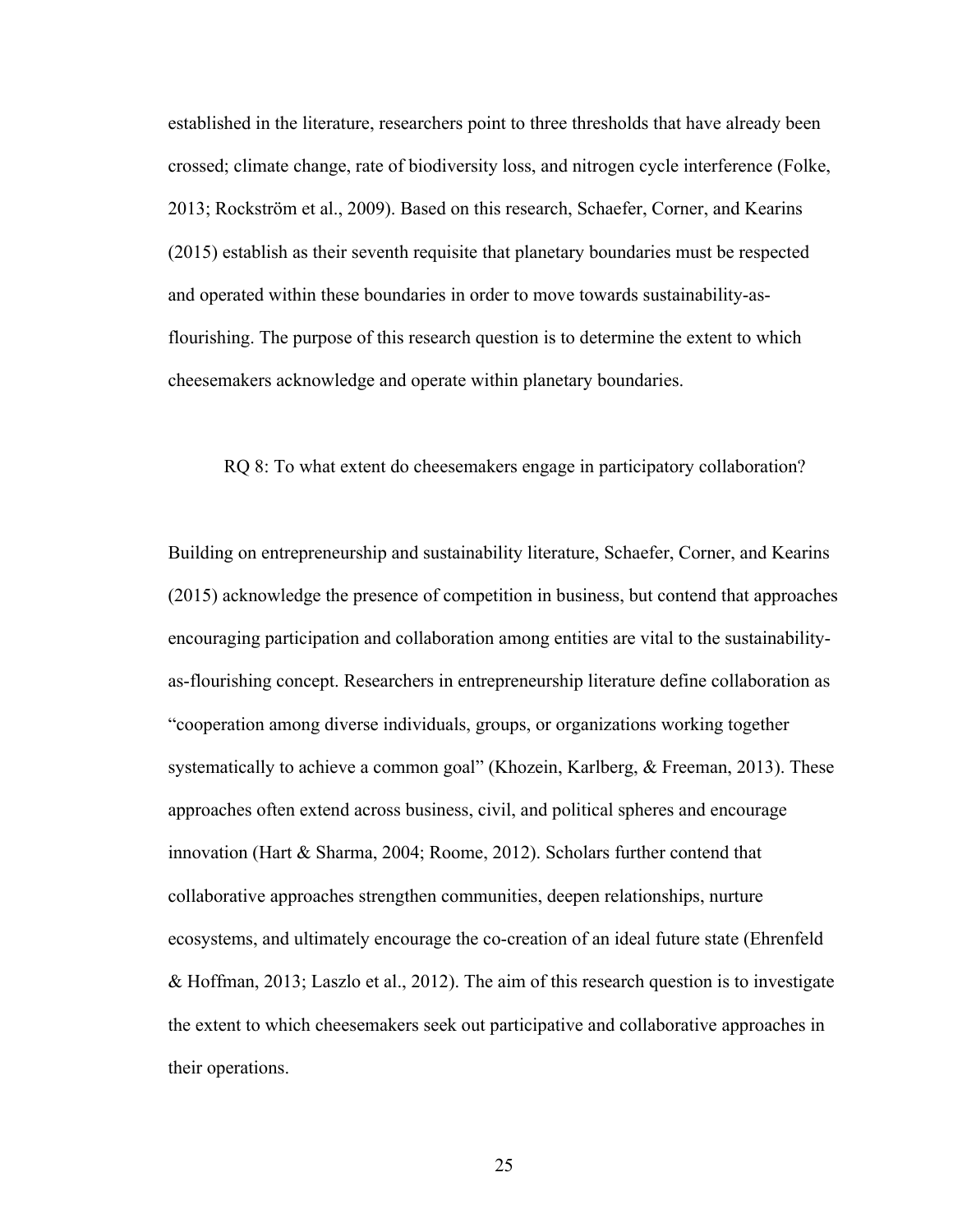established in the literature, researchers point to three thresholds that have already been crossed; climate change, rate of biodiversity loss, and nitrogen cycle interference (Folke, 2013; Rockström et al., 2009). Based on this research, Schaefer, Corner, and Kearins (2015) establish as their seventh requisite that planetary boundaries must be respected and operated within these boundaries in order to move towards sustainability-as-flourishing. The purpose of this research question is to determine the extent to which cheesemakers acknowledge and operate within planetary boundaries.

RQ 8: To what extent do cheesemakers engage in participatory collaboration?

Building on entrepreneurship and sustainability literature, Schaefer, Corner, and Kearins (2015) acknowledge the presence of competition in business, but contend that approaches encouraging participation and collaboration among entities are vital to the sustainability-as-flourishing concept. Researchers in entrepreneurship literature define collaboration as "cooperation among diverse individuals, groups, or organizations working together systematically to achieve a common goal" (Khozein, Karlberg, & Freeman, 2013). These approaches often extend across business, civil, and political spheres and encourage innovation (Hart & Sharma, 2004; Roome, 2012). Scholars further contend that collaborative approaches strengthen communities, deepen relationships, nurture ecosystems, and ultimately encourage the co-creation of an ideal future state (Ehrenfeld & Hoffman, 2013; Laszlo et al., 2012). The aim of this research question is to investigate the extent to which cheesemakers seek out participative and collaborative approaches in their operations.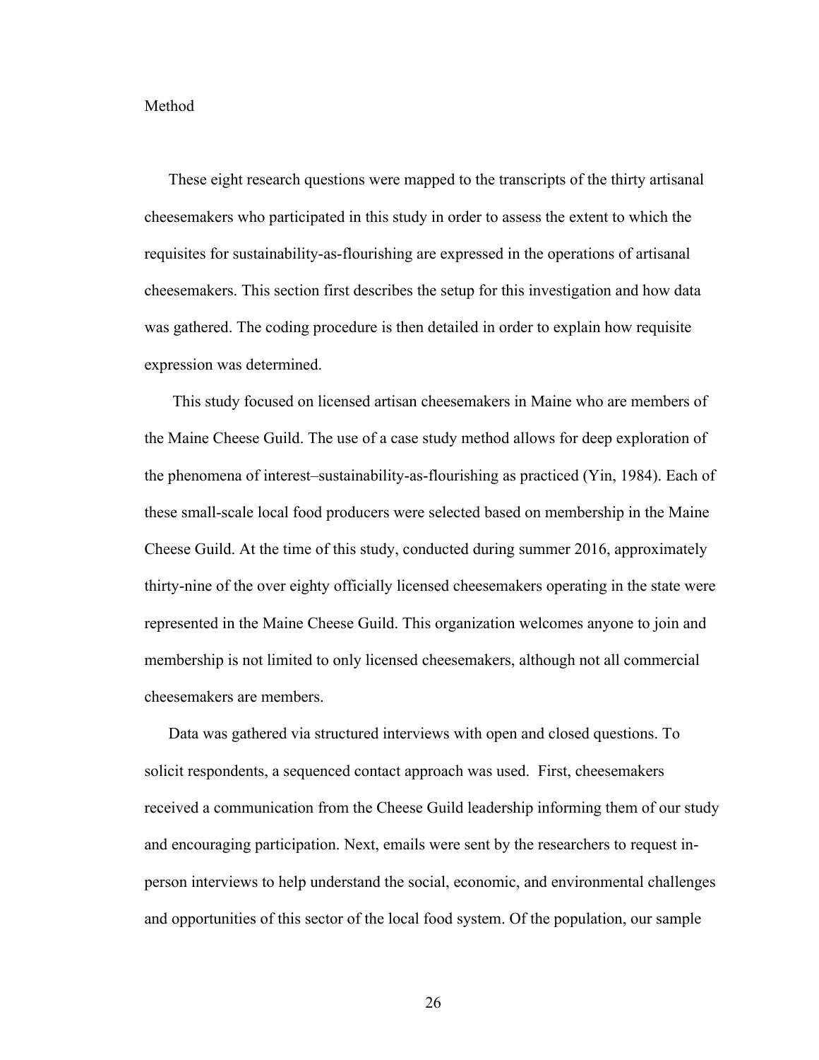## Method

These eight research questions were mapped to the transcripts of the thirty artisanal cheesemakers who participated in this study in order to assess the extent to which the requisites for sustainability-as-flourishing are expressed in the operations of artisanal cheesemakers. This section first describes the setup for this investigation and how data was gathered. The coding procedure is then detailed in order to explain how requisite expression was determined.

This study focused on licensed artisan cheesemakers in Maine who are members of the Maine Cheese Guild. The use of a case study method allows for deep exploration of the phenomena of interest–sustainability-as-flourishing as practiced (Yin, 1984). Each of these small-scale local food producers were selected based on membership in the Maine Cheese Guild. At the time of this study, conducted during summer 2016, approximately thirty-nine of the over eighty officially licensed cheesemakers operating in the state were represented in the Maine Cheese Guild. This organization welcomes anyone to join and membership is not limited to only licensed cheesemakers, although not all commercial cheesemakers are members.

Data was gathered via structured interviews with open and closed questions. To solicit respondents, a sequenced contact approach was used. First, cheesemakers received a communication from the Cheese Guild leadership informing them of our study and encouraging participation. Next, emails were sent by the researchers to request in-person interviews to help understand the social, economic, and environmental challenges and opportunities of this sector of the local food system. Of the population, our sample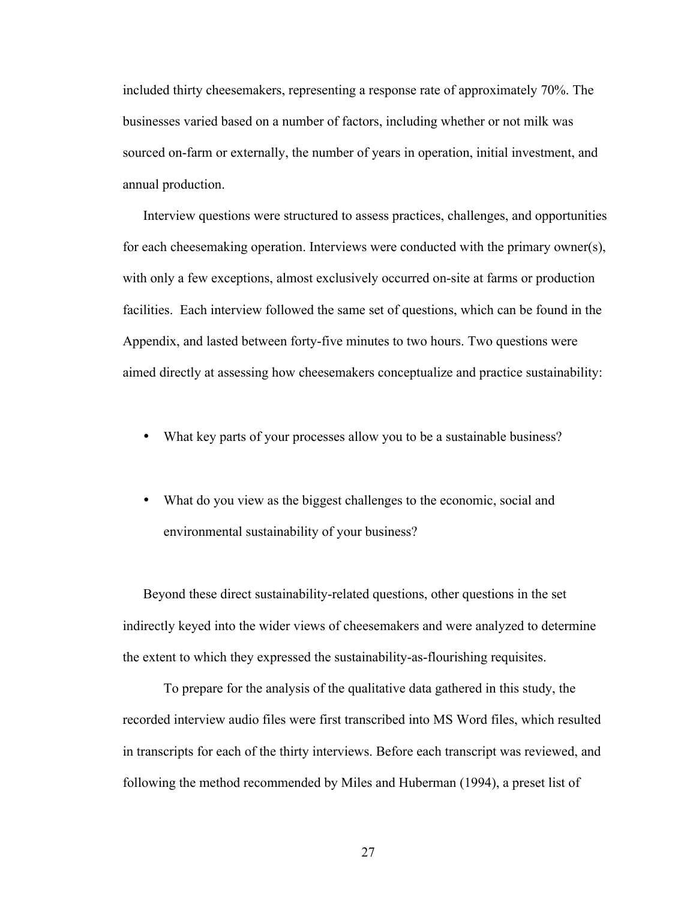included thirty cheesemakers, representing a response rate of approximately 70%. The businesses varied based on a number of factors, including whether or not milk was sourced on-farm or externally, the number of years in operation, initial investment, and annual production.

Interview questions were structured to assess practices, challenges, and opportunities for each cheesemaking operation. Interviews were conducted with the primary owner(s), with only a few exceptions, almost exclusively occurred on-site at farms or production facilities. Each interview followed the same set of questions, which can be found in the Appendix, and lasted between forty-five minutes to two hours. Two questions were aimed directly at assessing how cheesemakers conceptualize and practice sustainability:

- What key parts of your processes allow you to be a sustainable business?

- What do you view as the biggest challenges to the economic, social and environmental sustainability of your business?

Beyond these direct sustainability-related questions, other questions in the set indirectly keyed into the wider views of cheesemakers and were analyzed to determine the extent to which they expressed the sustainability-as-flourishing requisites.

To prepare for the analysis of the qualitative data gathered in this study, the recorded interview audio files were first transcribed into MS Word files, which resulted in transcripts for each of the thirty interviews. Before each transcript was reviewed, and following the method recommended by Miles and Huberman (1994), a preset list of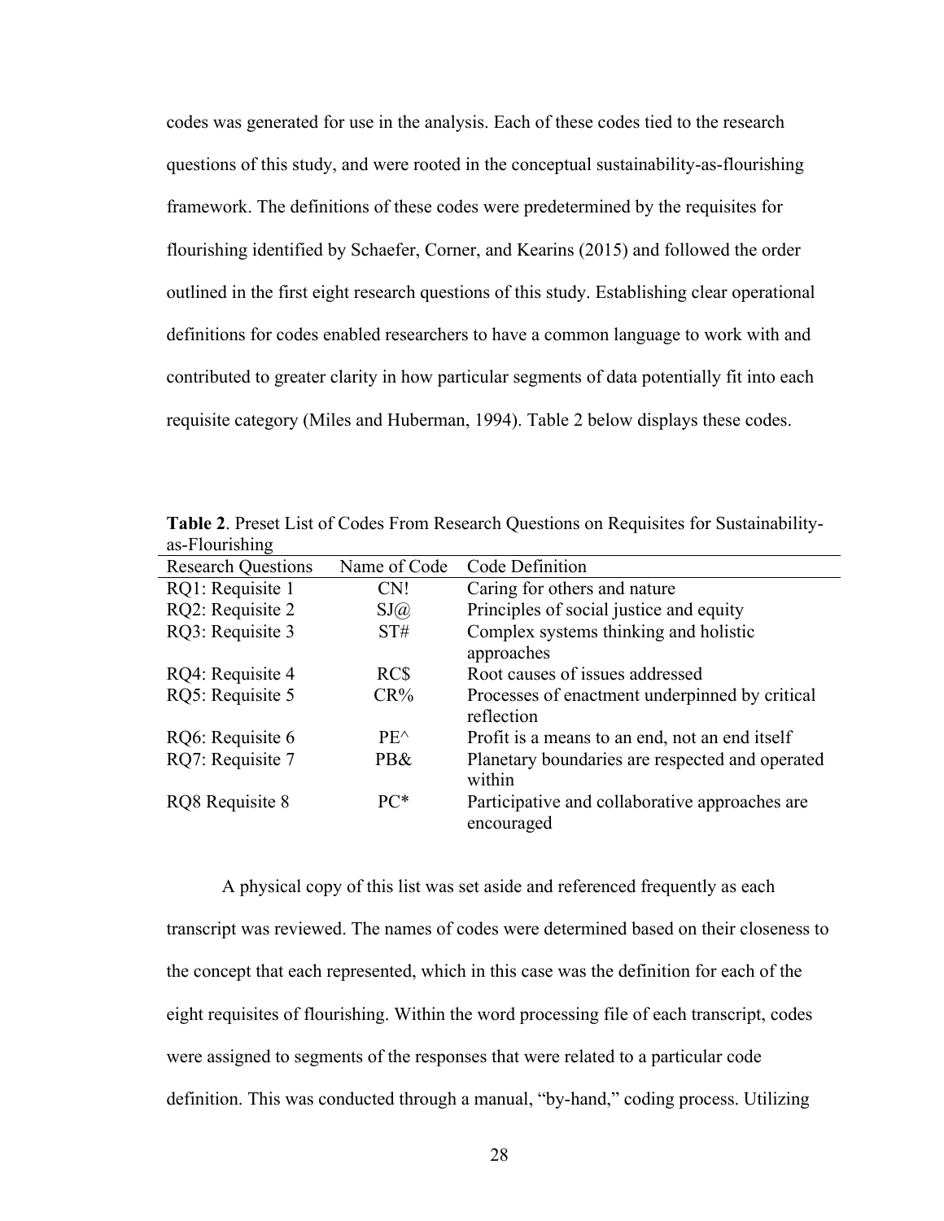codes was generated for use in the analysis. Each of these codes tied to the research questions of this study, and were rooted in the conceptual sustainability-as-flourishing framework. The definitions of these codes were predetermined by the requisites for flourishing identified by Schaefer, Corner, and Kearins (2015) and followed the order outlined in the first eight research questions of this study. Establishing clear operational definitions for codes enabled researchers to have a common language to work with and contributed to greater clarity in how particular segments of data potentially fit into each requisite category (Miles and Huberman, 1994). Table 2 below displays these codes.

**Table 2**. Preset List of Codes From Research Questions on Requisites for Sustainability-as-Flourishing

| Research Questions | Name of Code | Code Definition |
|---|---|---|
| RQ1: Requisite 1 | CN! | Caring for others and nature |
| RQ2: Requisite 2 | SJ@ | Principles of social justice and equity |
| RQ3: Requisite 3 | ST# | Complex systems thinking and holistic approaches |
| RQ4: Requisite 4 | RC$ | Root causes of issues addressed |
| RQ5: Requisite 5 | CR% | Processes of enactment underpinned by critical reflection |
| RQ6: Requisite 6 | PE^ | Profit is a means to an end, not an end itself |
| RQ7: Requisite 7 | PB& | Planetary boundaries are respected and operated within |
| RQ8 Requisite 8 | PC* | Participative and collaborative approaches are encouraged |

A physical copy of this list was set aside and referenced frequently as each transcript was reviewed. The names of codes were determined based on their closeness to the concept that each represented, which in this case was the definition for each of the eight requisites of flourishing. Within the word processing file of each transcript, codes were assigned to segments of the responses that were related to a particular code definition. This was conducted through a manual, "by-hand," coding process. Utilizing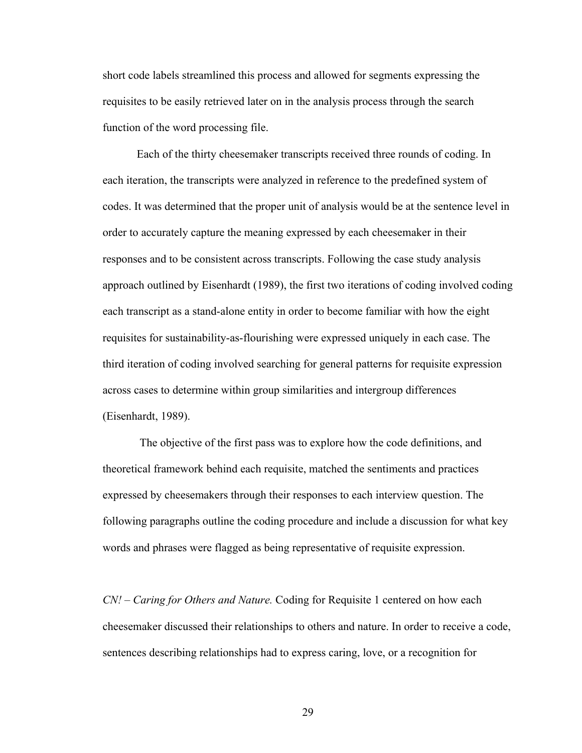short code labels streamlined this process and allowed for segments expressing the requisites to be easily retrieved later on in the analysis process through the search function of the word processing file.

Each of the thirty cheesemaker transcripts received three rounds of coding. In each iteration, the transcripts were analyzed in reference to the predefined system of codes. It was determined that the proper unit of analysis would be at the sentence level in order to accurately capture the meaning expressed by each cheesemaker in their responses and to be consistent across transcripts. Following the case study analysis approach outlined by Eisenhardt (1989), the first two iterations of coding involved coding each transcript as a stand-alone entity in order to become familiar with how the eight requisites for sustainability-as-flourishing were expressed uniquely in each case. The third iteration of coding involved searching for general patterns for requisite expression across cases to determine within group similarities and intergroup differences (Eisenhardt, 1989).

The objective of the first pass was to explore how the code definitions, and theoretical framework behind each requisite, matched the sentiments and practices expressed by cheesemakers through their responses to each interview question. The following paragraphs outline the coding procedure and include a discussion for what key words and phrases were flagged as being representative of requisite expression.

*CN! – Caring for Others and Nature.* Coding for Requisite 1 centered on how each cheesemaker discussed their relationships to others and nature. In order to receive a code, sentences describing relationships had to express caring, love, or a recognition for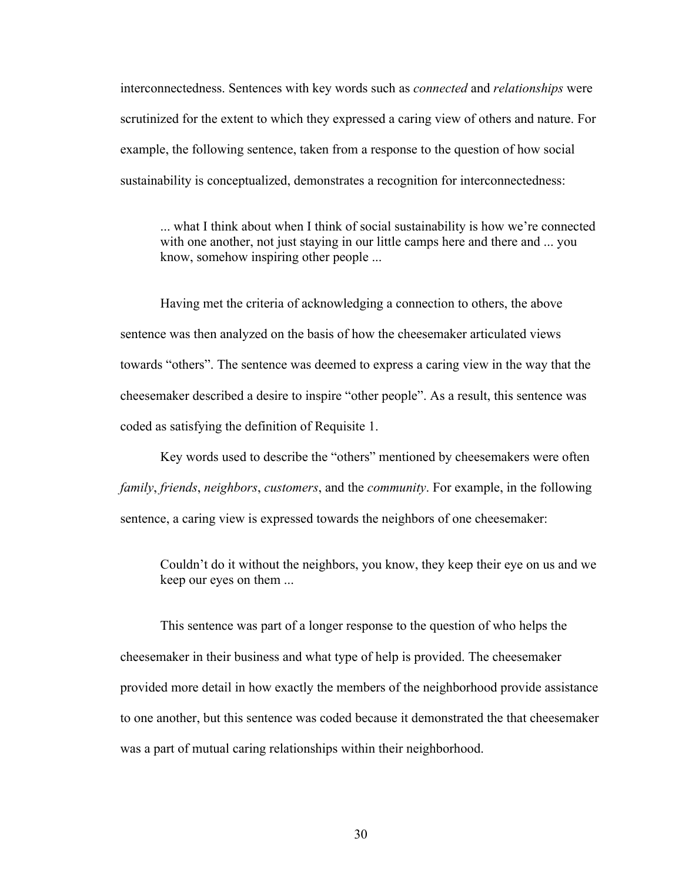interconnectedness. Sentences with key words such as *connected* and *relationships* were scrutinized for the extent to which they expressed a caring view of others and nature. For example, the following sentence, taken from a response to the question of how social sustainability is conceptualized, demonstrates a recognition for interconnectedness:

> ... what I think about when I think of social sustainability is how we're connected with one another, not just staying in our little camps here and there and ... you know, somehow inspiring other people ...

Having met the criteria of acknowledging a connection to others, the above sentence was then analyzed on the basis of how the cheesemaker articulated views towards "others". The sentence was deemed to express a caring view in the way that the cheesemaker described a desire to inspire "other people". As a result, this sentence was coded as satisfying the definition of Requisite 1.

Key words used to describe the "others" mentioned by cheesemakers were often *family*, *friends*, *neighbors*, *customers*, and the *community*. For example, in the following sentence, a caring view is expressed towards the neighbors of one cheesemaker:

> Couldn't do it without the neighbors, you know, they keep their eye on us and we keep our eyes on them ...

This sentence was part of a longer response to the question of who helps the cheesemaker in their business and what type of help is provided. The cheesemaker provided more detail in how exactly the members of the neighborhood provide assistance to one another, but this sentence was coded because it demonstrated the that cheesemaker was a part of mutual caring relationships within their neighborhood.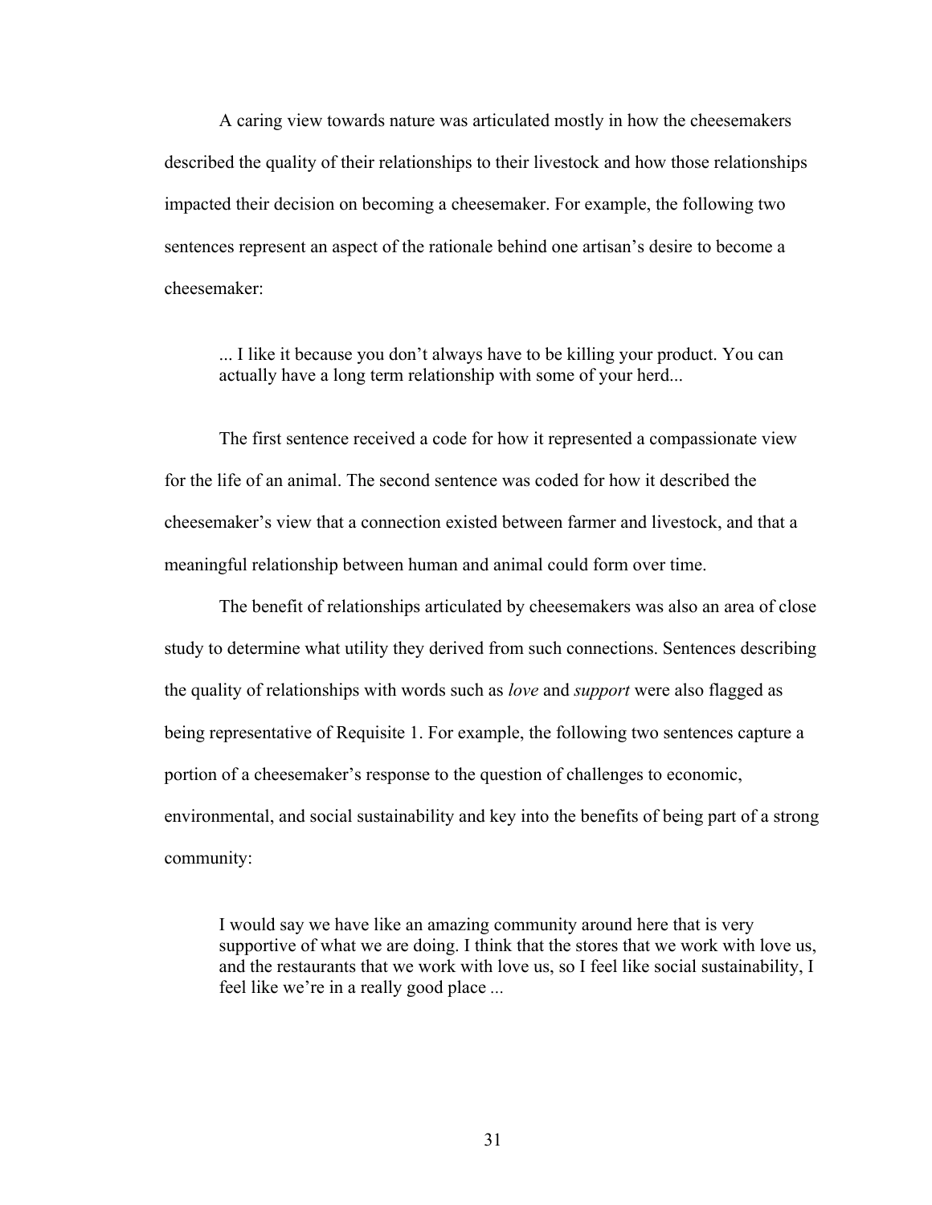A caring view towards nature was articulated mostly in how the cheesemakers described the quality of their relationships to their livestock and how those relationships impacted their decision on becoming a cheesemaker. For example, the following two sentences represent an aspect of the rationale behind one artisan's desire to become a cheesemaker:

> ... I like it because you don't always have to be killing your product. You can actually have a long term relationship with some of your herd...

The first sentence received a code for how it represented a compassionate view for the life of an animal. The second sentence was coded for how it described the cheesemaker's view that a connection existed between farmer and livestock, and that a meaningful relationship between human and animal could form over time.

The benefit of relationships articulated by cheesemakers was also an area of close study to determine what utility they derived from such connections. Sentences describing the quality of relationships with words such as *love* and *support* were also flagged as being representative of Requisite 1. For example, the following two sentences capture a portion of a cheesemaker's response to the question of challenges to economic, environmental, and social sustainability and key into the benefits of being part of a strong community:

> I would say we have like an amazing community around here that is very supportive of what we are doing. I think that the stores that we work with love us, and the restaurants that we work with love us, so I feel like social sustainability, I feel like we're in a really good place ...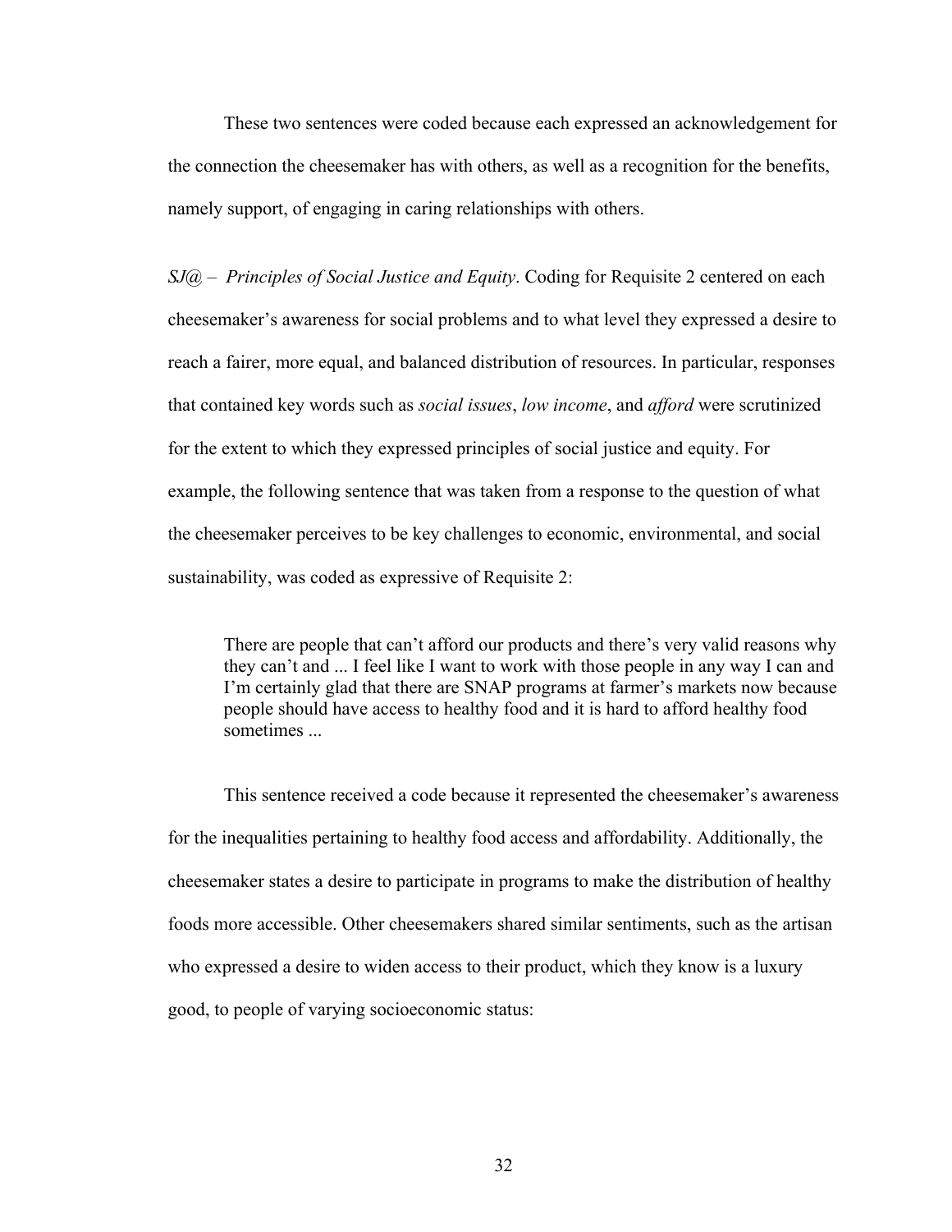These two sentences were coded because each expressed an acknowledgement for the connection the cheesemaker has with others, as well as a recognition for the benefits, namely support, of engaging in caring relationships with others.

*SJ@ – Principles of Social Justice and Equity*. Coding for Requisite 2 centered on each cheesemaker's awareness for social problems and to what level they expressed a desire to reach a fairer, more equal, and balanced distribution of resources. In particular, responses that contained key words such as *social issues*, *low income*, and *afford* were scrutinized for the extent to which they expressed principles of social justice and equity. For example, the following sentence that was taken from a response to the question of what the cheesemaker perceives to be key challenges to economic, environmental, and social sustainability, was coded as expressive of Requisite 2:

> There are people that can't afford our products and there's very valid reasons why they can't and ... I feel like I want to work with those people in any way I can and I'm certainly glad that there are SNAP programs at farmer's markets now because people should have access to healthy food and it is hard to afford healthy food sometimes ...

This sentence received a code because it represented the cheesemaker's awareness for the inequalities pertaining to healthy food access and affordability. Additionally, the cheesemaker states a desire to participate in programs to make the distribution of healthy foods more accessible. Other cheesemakers shared similar sentiments, such as the artisan who expressed a desire to widen access to their product, which they know is a luxury good, to people of varying socioeconomic status: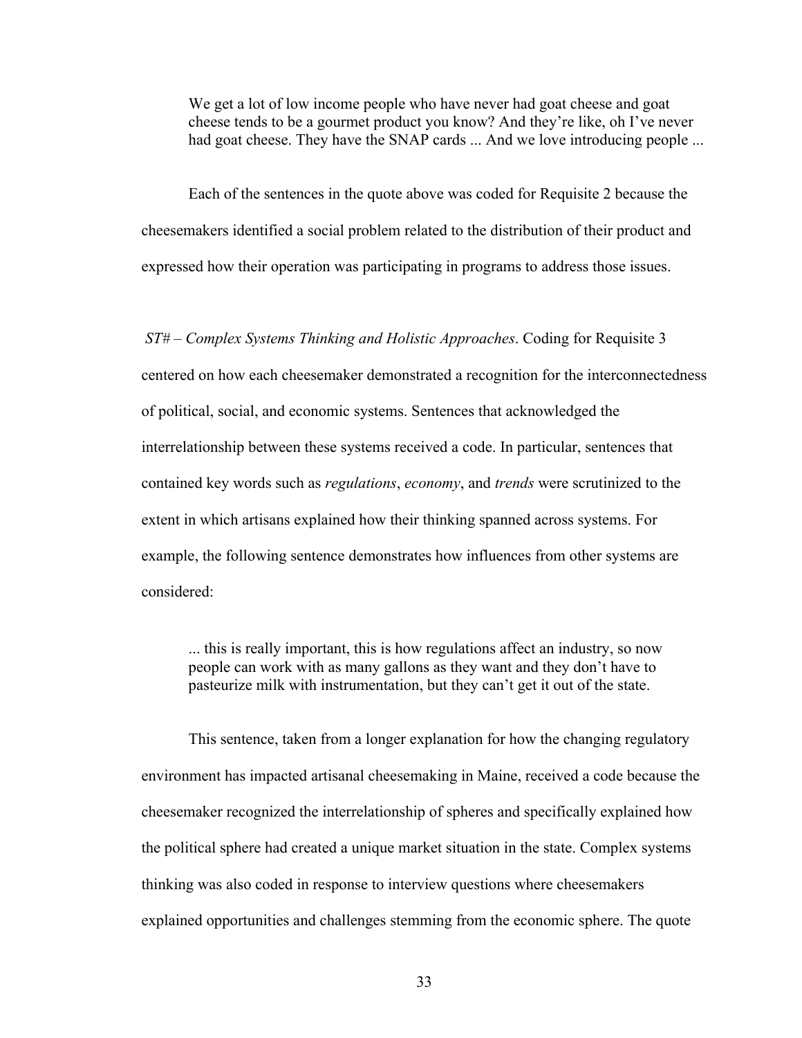> We get a lot of low income people who have never had goat cheese and goat cheese tends to be a gourmet product you know? And they're like, oh I've never had goat cheese. They have the SNAP cards ... And we love introducing people ...

Each of the sentences in the quote above was coded for Requisite 2 because the cheesemakers identified a social problem related to the distribution of their product and expressed how their operation was participating in programs to address those issues.

*ST# – Complex Systems Thinking and Holistic Approaches*. Coding for Requisite 3 centered on how each cheesemaker demonstrated a recognition for the interconnectedness of political, social, and economic systems. Sentences that acknowledged the interrelationship between these systems received a code. In particular, sentences that contained key words such as *regulations*, *economy*, and *trends* were scrutinized to the extent in which artisans explained how their thinking spanned across systems. For example, the following sentence demonstrates how influences from other systems are considered:

> ... this is really important, this is how regulations affect an industry, so now people can work with as many gallons as they want and they don't have to pasteurize milk with instrumentation, but they can't get it out of the state.

This sentence, taken from a longer explanation for how the changing regulatory environment has impacted artisanal cheesemaking in Maine, received a code because the cheesemaker recognized the interrelationship of spheres and specifically explained how the political sphere had created a unique market situation in the state. Complex systems thinking was also coded in response to interview questions where cheesemakers explained opportunities and challenges stemming from the economic sphere. The quote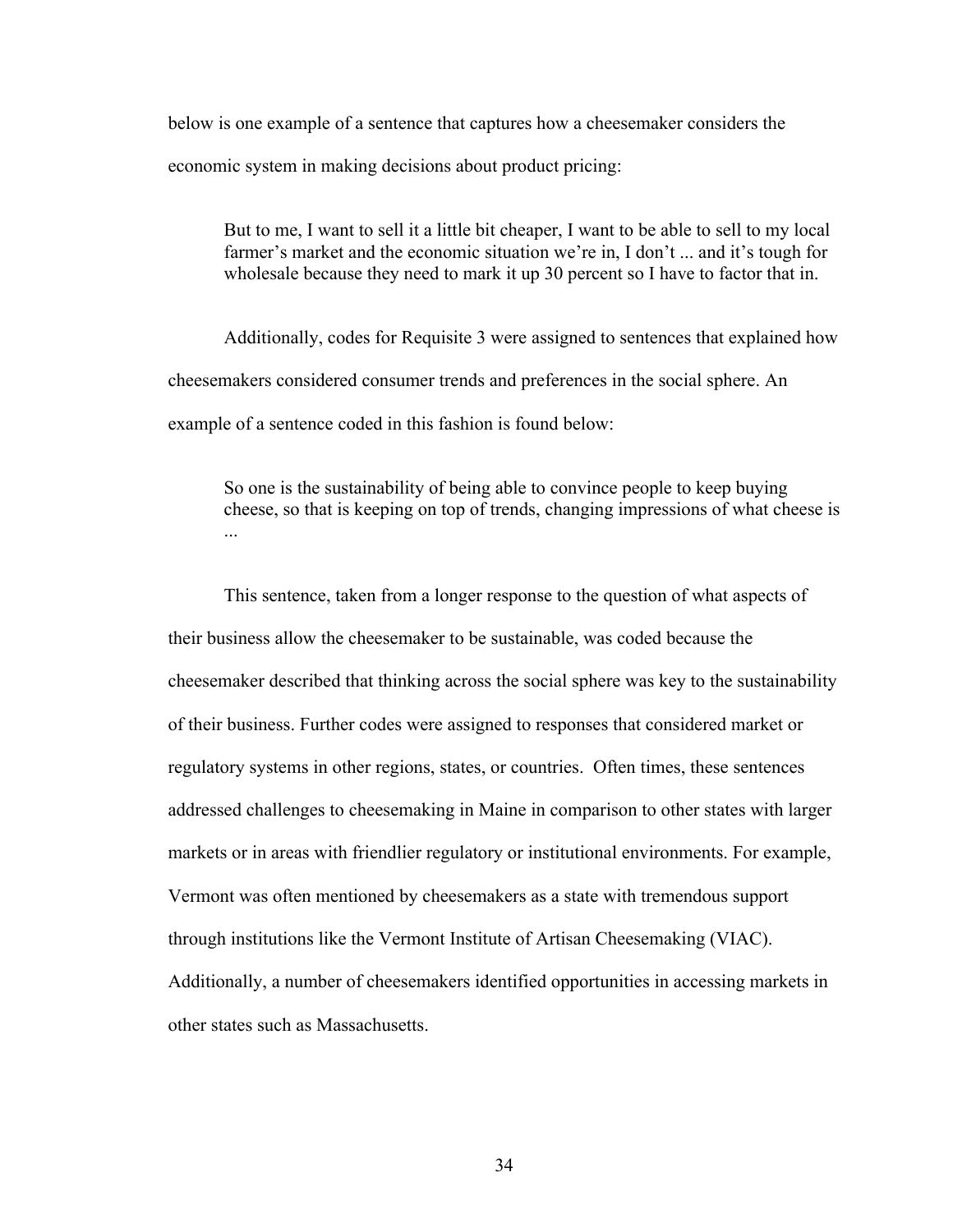below is one example of a sentence that captures how a cheesemaker considers the economic system in making decisions about product pricing:

> But to me, I want to sell it a little bit cheaper, I want to be able to sell to my local farmer's market and the economic situation we're in, I don't ... and it's tough for wholesale because they need to mark it up 30 percent so I have to factor that in.

Additionally, codes for Requisite 3 were assigned to sentences that explained how cheesemakers considered consumer trends and preferences in the social sphere. An example of a sentence coded in this fashion is found below:

> So one is the sustainability of being able to convince people to keep buying cheese, so that is keeping on top of trends, changing impressions of what cheese is ...

This sentence, taken from a longer response to the question of what aspects of their business allow the cheesemaker to be sustainable, was coded because the cheesemaker described that thinking across the social sphere was key to the sustainability of their business. Further codes were assigned to responses that considered market or regulatory systems in other regions, states, or countries. Often times, these sentences addressed challenges to cheesemaking in Maine in comparison to other states with larger markets or in areas with friendlier regulatory or institutional environments. For example, Vermont was often mentioned by cheesemakers as a state with tremendous support through institutions like the Vermont Institute of Artisan Cheesemaking (VIAC). Additionally, a number of cheesemakers identified opportunities in accessing markets in other states such as Massachusetts.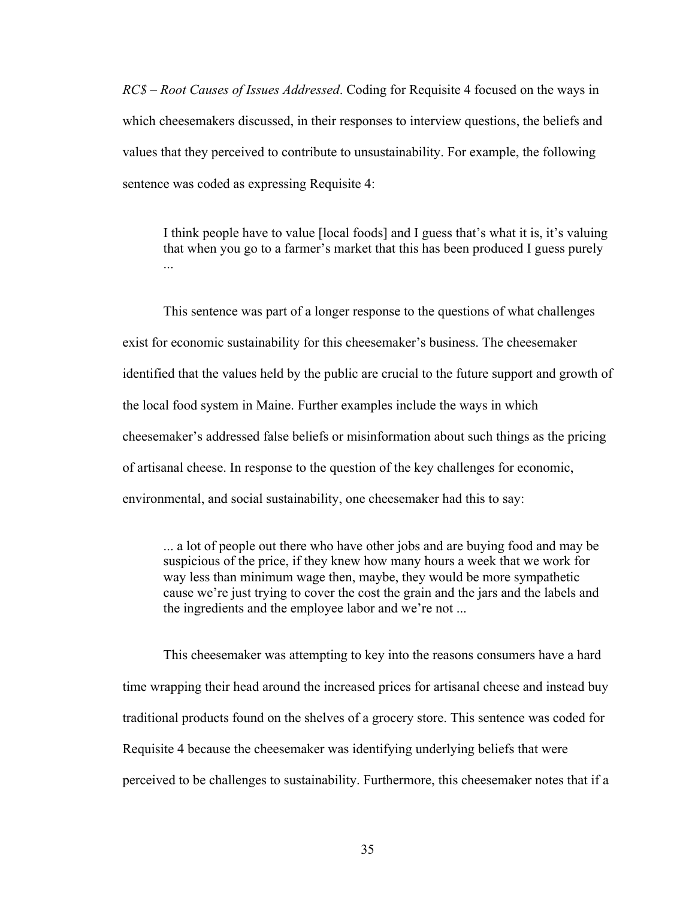*RC$ – Root Causes of Issues Addressed*. Coding for Requisite 4 focused on the ways in which cheesemakers discussed, in their responses to interview questions, the beliefs and values that they perceived to contribute to unsustainability. For example, the following sentence was coded as expressing Requisite 4:

> I think people have to value [local foods] and I guess that's what it is, it's valuing that when you go to a farmer's market that this has been produced I guess purely ...

This sentence was part of a longer response to the questions of what challenges exist for economic sustainability for this cheesemaker's business. The cheesemaker identified that the values held by the public are crucial to the future support and growth of the local food system in Maine. Further examples include the ways in which cheesemaker's addressed false beliefs or misinformation about such things as the pricing of artisanal cheese. In response to the question of the key challenges for economic, environmental, and social sustainability, one cheesemaker had this to say:

> ... a lot of people out there who have other jobs and are buying food and may be suspicious of the price, if they knew how many hours a week that we work for way less than minimum wage then, maybe, they would be more sympathetic cause we're just trying to cover the cost the grain and the jars and the labels and the ingredients and the employee labor and we're not ...

This cheesemaker was attempting to key into the reasons consumers have a hard time wrapping their head around the increased prices for artisanal cheese and instead buy traditional products found on the shelves of a grocery store. This sentence was coded for Requisite 4 because the cheesemaker was identifying underlying beliefs that were perceived to be challenges to sustainability. Furthermore, this cheesemaker notes that if a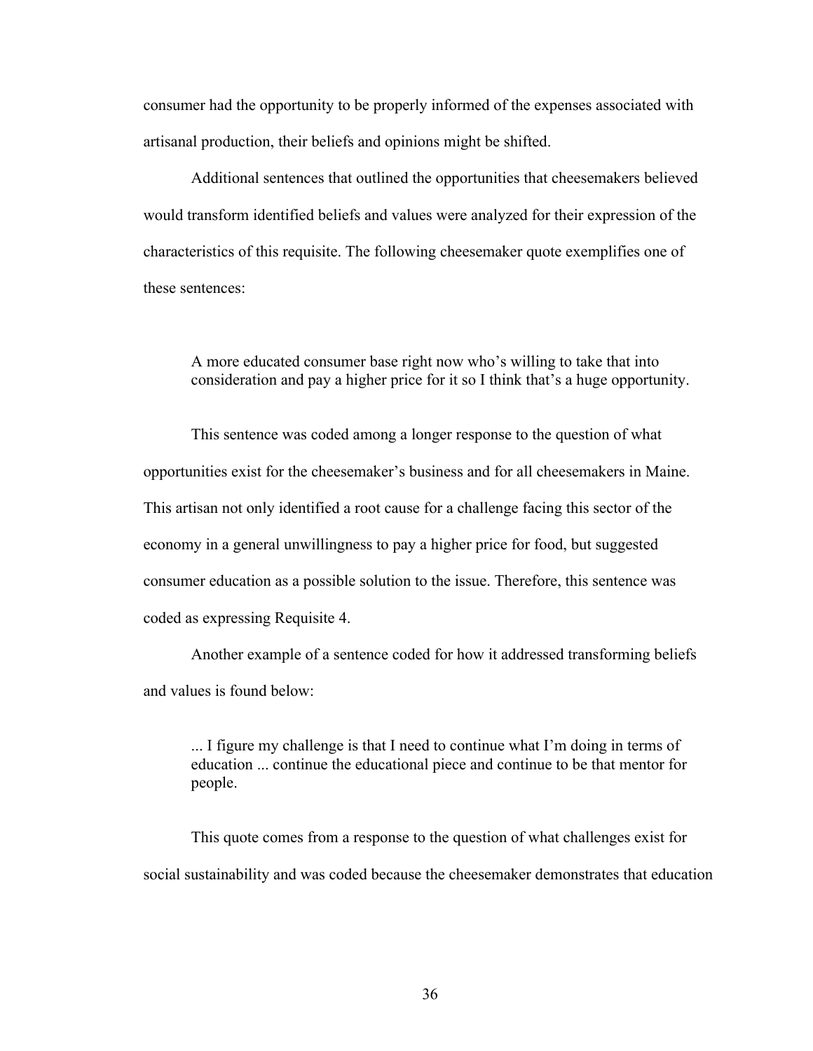consumer had the opportunity to be properly informed of the expenses associated with artisanal production, their beliefs and opinions might be shifted.

Additional sentences that outlined the opportunities that cheesemakers believed would transform identified beliefs and values were analyzed for their expression of the characteristics of this requisite. The following cheesemaker quote exemplifies one of these sentences:

> A more educated consumer base right now who's willing to take that into consideration and pay a higher price for it so I think that's a huge opportunity.

This sentence was coded among a longer response to the question of what opportunities exist for the cheesemaker's business and for all cheesemakers in Maine. This artisan not only identified a root cause for a challenge facing this sector of the economy in a general unwillingness to pay a higher price for food, but suggested consumer education as a possible solution to the issue. Therefore, this sentence was coded as expressing Requisite 4.

Another example of a sentence coded for how it addressed transforming beliefs and values is found below:

> ... I figure my challenge is that I need to continue what I'm doing in terms of education ... continue the educational piece and continue to be that mentor for people.

This quote comes from a response to the question of what challenges exist for social sustainability and was coded because the cheesemaker demonstrates that education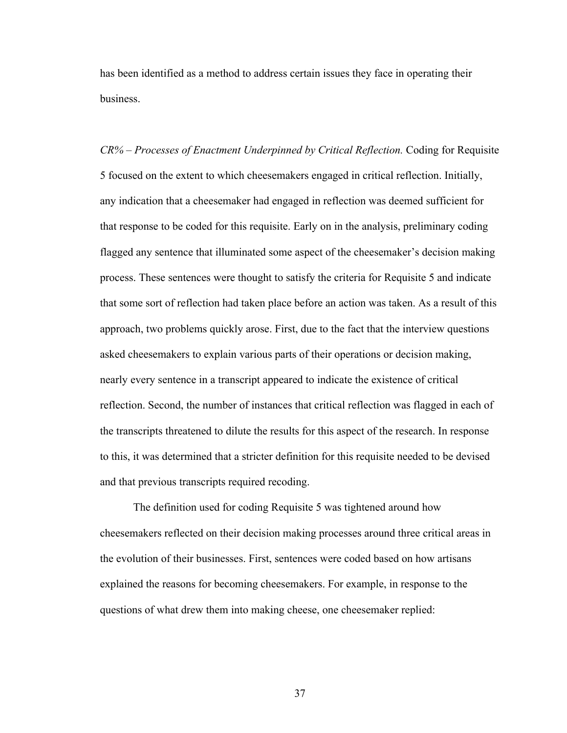has been identified as a method to address certain issues they face in operating their business.

*CR% – Processes of Enactment Underpinned by Critical Reflection.* Coding for Requisite 5 focused on the extent to which cheesemakers engaged in critical reflection. Initially, any indication that a cheesemaker had engaged in reflection was deemed sufficient for that response to be coded for this requisite. Early on in the analysis, preliminary coding flagged any sentence that illuminated some aspect of the cheesemaker's decision making process. These sentences were thought to satisfy the criteria for Requisite 5 and indicate that some sort of reflection had taken place before an action was taken. As a result of this approach, two problems quickly arose. First, due to the fact that the interview questions asked cheesemakers to explain various parts of their operations or decision making, nearly every sentence in a transcript appeared to indicate the existence of critical reflection. Second, the number of instances that critical reflection was flagged in each of the transcripts threatened to dilute the results for this aspect of the research. In response to this, it was determined that a stricter definition for this requisite needed to be devised and that previous transcripts required recoding.

The definition used for coding Requisite 5 was tightened around how cheesemakers reflected on their decision making processes around three critical areas in the evolution of their businesses. First, sentences were coded based on how artisans explained the reasons for becoming cheesemakers. For example, in response to the questions of what drew them into making cheese, one cheesemaker replied: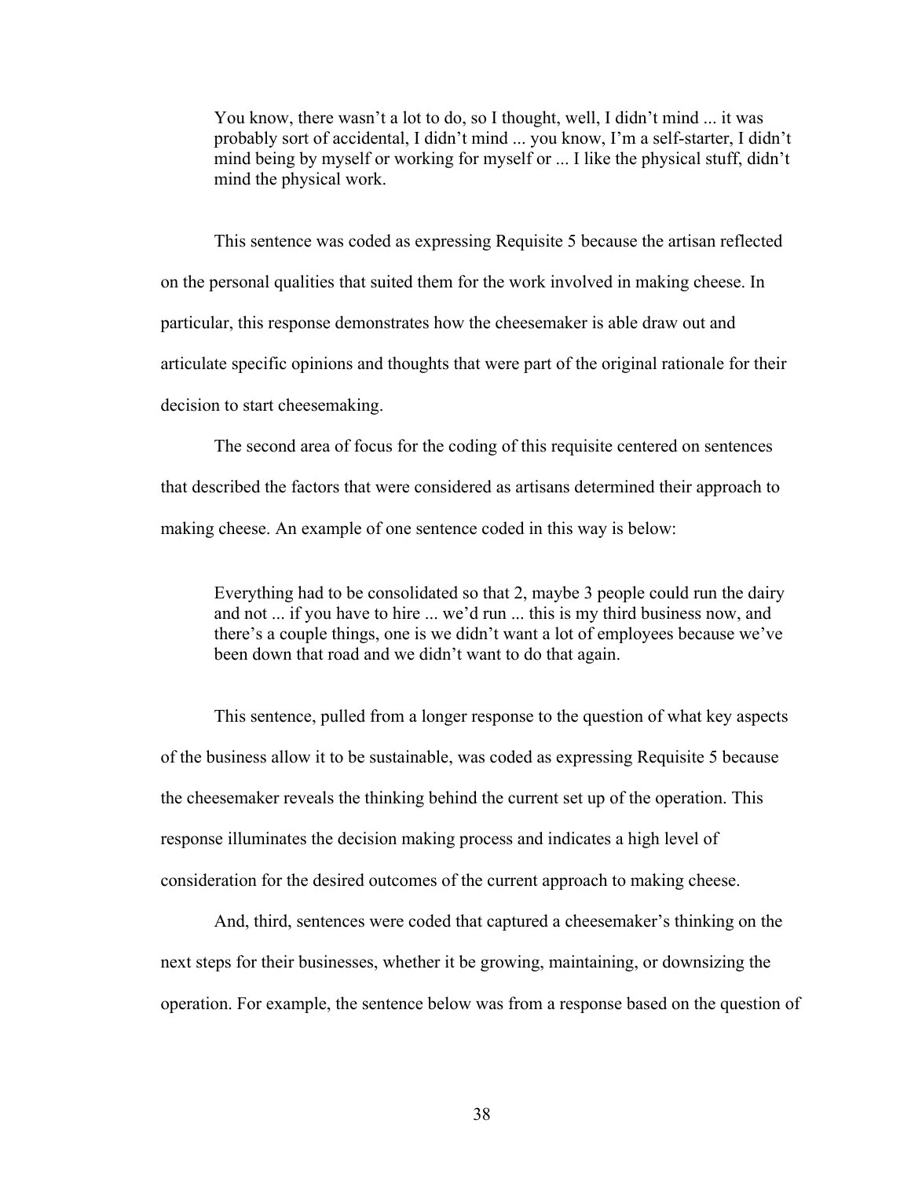> You know, there wasn't a lot to do, so I thought, well, I didn't mind ... it was probably sort of accidental, I didn't mind ... you know, I'm a self-starter, I didn't mind being by myself or working for myself or ... I like the physical stuff, didn't mind the physical work.

This sentence was coded as expressing Requisite 5 because the artisan reflected on the personal qualities that suited them for the work involved in making cheese. In particular, this response demonstrates how the cheesemaker is able draw out and articulate specific opinions and thoughts that were part of the original rationale for their decision to start cheesemaking.

The second area of focus for the coding of this requisite centered on sentences that described the factors that were considered as artisans determined their approach to making cheese. An example of one sentence coded in this way is below:

> Everything had to be consolidated so that 2, maybe 3 people could run the dairy and not ... if you have to hire ... we'd run ... this is my third business now, and there's a couple things, one is we didn't want a lot of employees because we've been down that road and we didn't want to do that again.

This sentence, pulled from a longer response to the question of what key aspects of the business allow it to be sustainable, was coded as expressing Requisite 5 because the cheesemaker reveals the thinking behind the current set up of the operation. This response illuminates the decision making process and indicates a high level of consideration for the desired outcomes of the current approach to making cheese.

And, third, sentences were coded that captured a cheesemaker's thinking on the next steps for their businesses, whether it be growing, maintaining, or downsizing the operation. For example, the sentence below was from a response based on the question of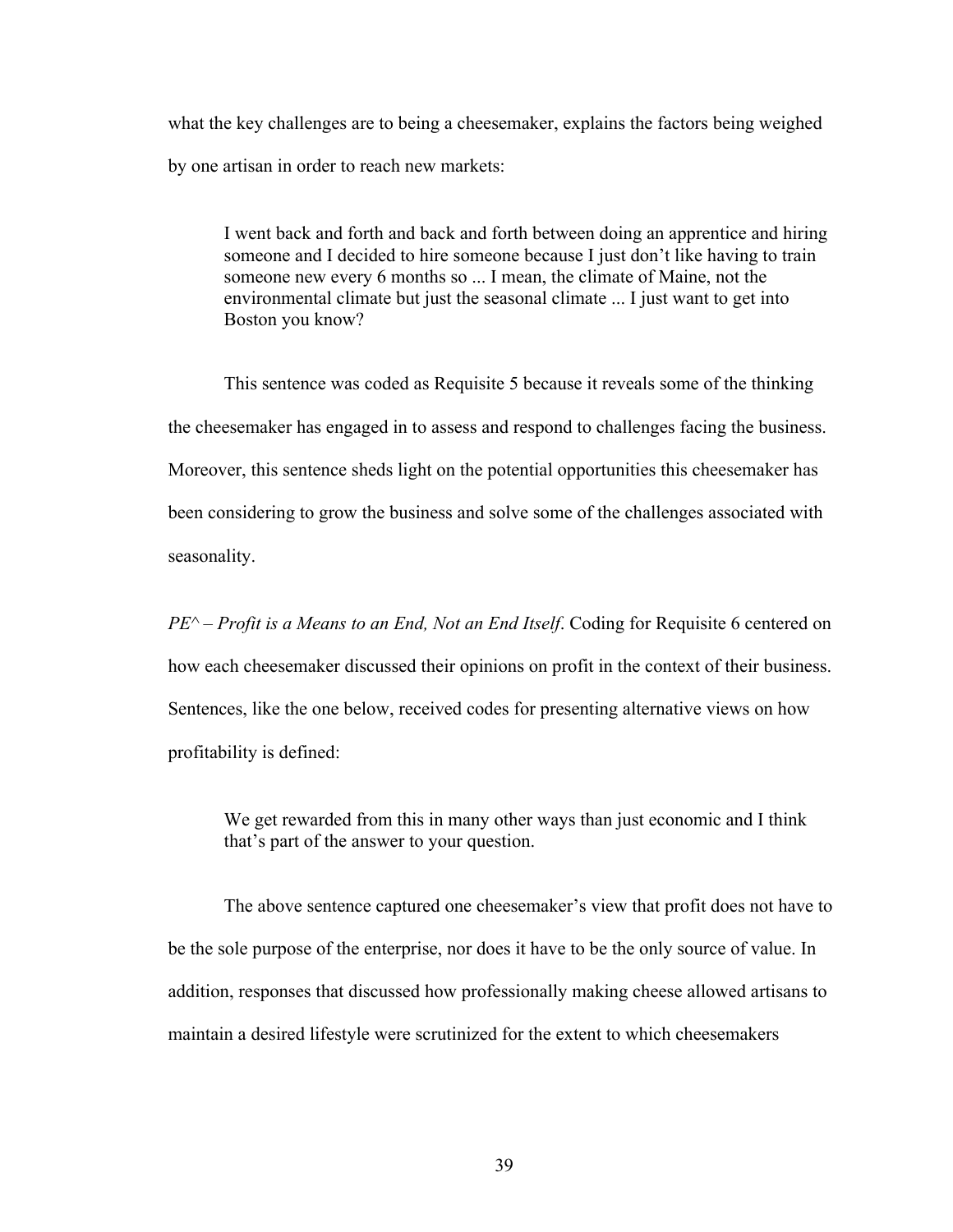what the key challenges are to being a cheesemaker, explains the factors being weighed by one artisan in order to reach new markets:

> I went back and forth and back and forth between doing an apprentice and hiring someone and I decided to hire someone because I just don't like having to train someone new every 6 months so ... I mean, the climate of Maine, not the environmental climate but just the seasonal climate ... I just want to get into Boston you know?

This sentence was coded as Requisite 5 because it reveals some of the thinking the cheesemaker has engaged in to assess and respond to challenges facing the business. Moreover, this sentence sheds light on the potential opportunities this cheesemaker has been considering to grow the business and solve some of the challenges associated with seasonality.

*PE^ – Profit is a Means to an End, Not an End Itself*. Coding for Requisite 6 centered on how each cheesemaker discussed their opinions on profit in the context of their business. Sentences, like the one below, received codes for presenting alternative views on how profitability is defined:

> We get rewarded from this in many other ways than just economic and I think that's part of the answer to your question.

The above sentence captured one cheesemaker's view that profit does not have to be the sole purpose of the enterprise, nor does it have to be the only source of value. In addition, responses that discussed how professionally making cheese allowed artisans to maintain a desired lifestyle were scrutinized for the extent to which cheesemakers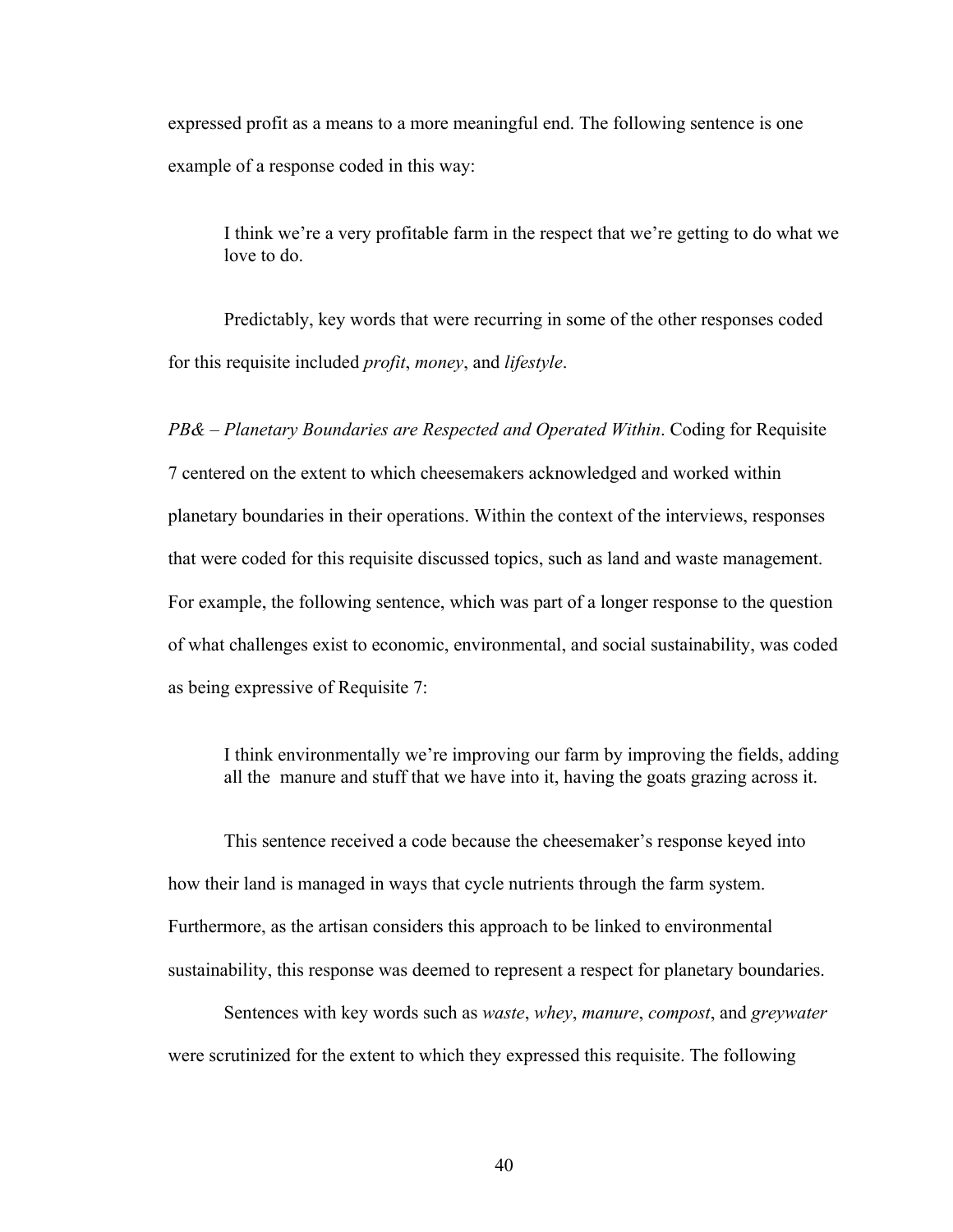expressed profit as a means to a more meaningful end. The following sentence is one example of a response coded in this way:

> I think we're a very profitable farm in the respect that we're getting to do what we love to do.

Predictably, key words that were recurring in some of the other responses coded for this requisite included *profit*, *money*, and *lifestyle*.

*PB& – Planetary Boundaries are Respected and Operated Within*. Coding for Requisite 7 centered on the extent to which cheesemakers acknowledged and worked within planetary boundaries in their operations. Within the context of the interviews, responses that were coded for this requisite discussed topics, such as land and waste management. For example, the following sentence, which was part of a longer response to the question of what challenges exist to economic, environmental, and social sustainability, was coded as being expressive of Requisite 7:

> I think environmentally we're improving our farm by improving the fields, adding all the manure and stuff that we have into it, having the goats grazing across it.

This sentence received a code because the cheesemaker's response keyed into how their land is managed in ways that cycle nutrients through the farm system. Furthermore, as the artisan considers this approach to be linked to environmental sustainability, this response was deemed to represent a respect for planetary boundaries.

Sentences with key words such as *waste*, *whey*, *manure*, *compost*, and *greywater* were scrutinized for the extent to which they expressed this requisite. The following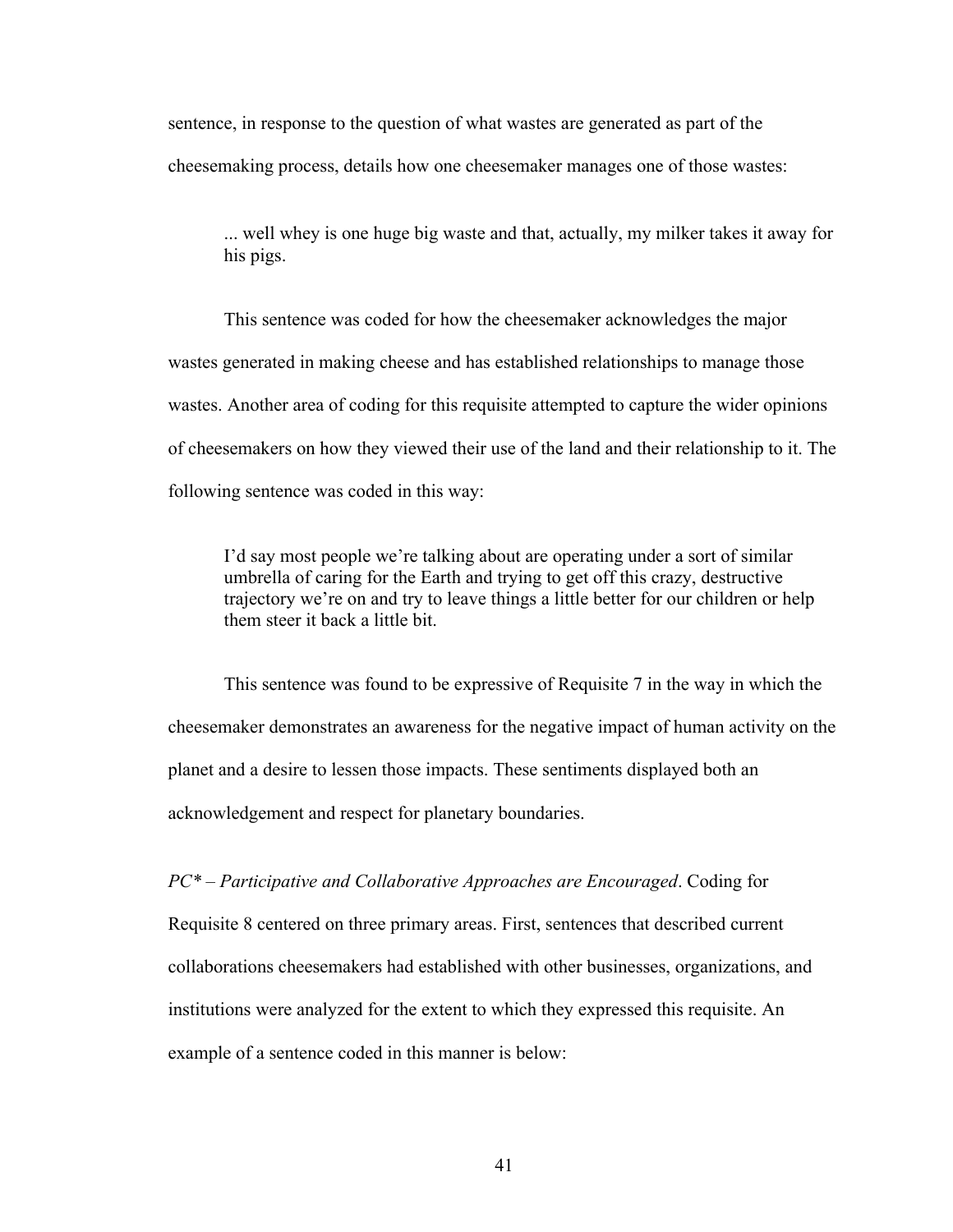sentence, in response to the question of what wastes are generated as part of the cheesemaking process, details how one cheesemaker manages one of those wastes:

> ... well whey is one huge big waste and that, actually, my milker takes it away for his pigs.

This sentence was coded for how the cheesemaker acknowledges the major wastes generated in making cheese and has established relationships to manage those wastes. Another area of coding for this requisite attempted to capture the wider opinions of cheesemakers on how they viewed their use of the land and their relationship to it. The following sentence was coded in this way:

> I'd say most people we're talking about are operating under a sort of similar umbrella of caring for the Earth and trying to get off this crazy, destructive trajectory we're on and try to leave things a little better for our children or help them steer it back a little bit.

This sentence was found to be expressive of Requisite 7 in the way in which the cheesemaker demonstrates an awareness for the negative impact of human activity on the planet and a desire to lessen those impacts. These sentiments displayed both an acknowledgement and respect for planetary boundaries.

*PC* – Participative and Collaborative Approaches are Encouraged*. Coding for Requisite 8 centered on three primary areas. First, sentences that described current collaborations cheesemakers had established with other businesses, organizations, and institutions were analyzed for the extent to which they expressed this requisite. An example of a sentence coded in this manner is below: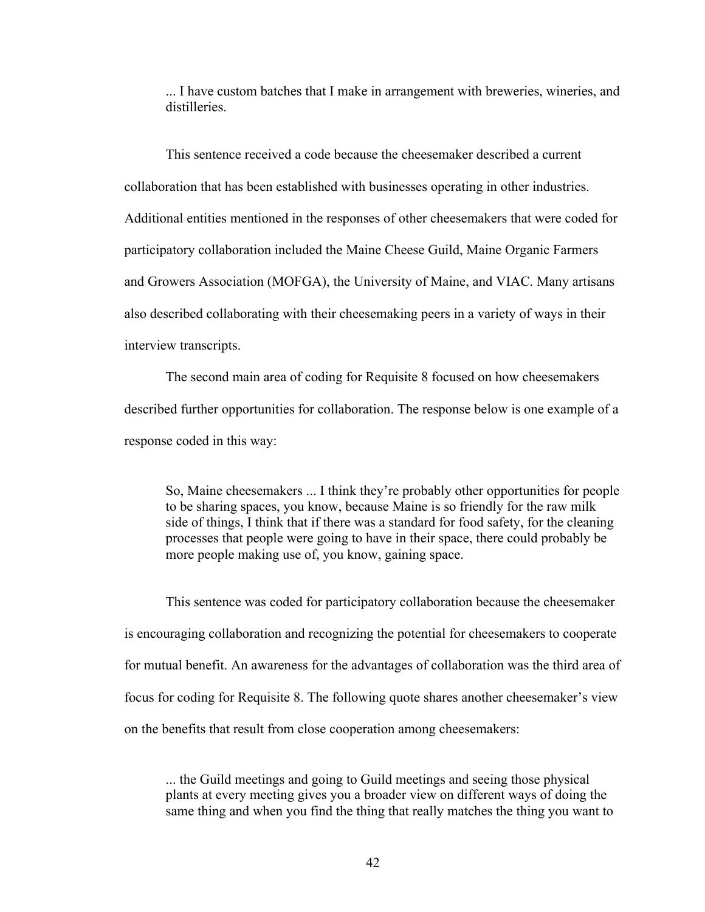> ... I have custom batches that I make in arrangement with breweries, wineries, and distilleries.

This sentence received a code because the cheesemaker described a current collaboration that has been established with businesses operating in other industries. Additional entities mentioned in the responses of other cheesemakers that were coded for participatory collaboration included the Maine Cheese Guild, Maine Organic Farmers and Growers Association (MOFGA), the University of Maine, and VIAC. Many artisans also described collaborating with their cheesemaking peers in a variety of ways in their interview transcripts.

The second main area of coding for Requisite 8 focused on how cheesemakers described further opportunities for collaboration. The response below is one example of a response coded in this way:

> So, Maine cheesemakers ... I think they're probably other opportunities for people to be sharing spaces, you know, because Maine is so friendly for the raw milk side of things, I think that if there was a standard for food safety, for the cleaning processes that people were going to have in their space, there could probably be more people making use of, you know, gaining space.

This sentence was coded for participatory collaboration because the cheesemaker is encouraging collaboration and recognizing the potential for cheesemakers to cooperate for mutual benefit. An awareness for the advantages of collaboration was the third area of focus for coding for Requisite 8. The following quote shares another cheesemaker's view on the benefits that result from close cooperation among cheesemakers:

> ... the Guild meetings and going to Guild meetings and seeing those physical plants at every meeting gives you a broader view on different ways of doing the same thing and when you find the thing that really matches the thing you want to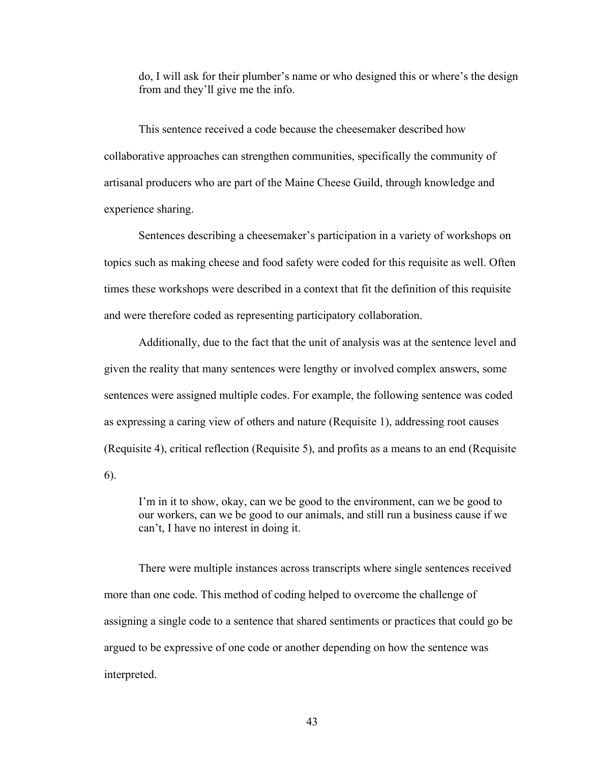> do, I will ask for their plumber's name or who designed this or where's the design from and they'll give me the info.

This sentence received a code because the cheesemaker described how collaborative approaches can strengthen communities, specifically the community of artisanal producers who are part of the Maine Cheese Guild, through knowledge and experience sharing.

Sentences describing a cheesemaker's participation in a variety of workshops on topics such as making cheese and food safety were coded for this requisite as well. Often times these workshops were described in a context that fit the definition of this requisite and were therefore coded as representing participatory collaboration.

Additionally, due to the fact that the unit of analysis was at the sentence level and given the reality that many sentences were lengthy or involved complex answers, some sentences were assigned multiple codes. For example, the following sentence was coded as expressing a caring view of others and nature (Requisite 1), addressing root causes (Requisite 4), critical reflection (Requisite 5), and profits as a means to an end (Requisite 6).

> I'm in it to show, okay, can we be good to the environment, can we be good to our workers, can we be good to our animals, and still run a business cause if we can't, I have no interest in doing it.

There were multiple instances across transcripts where single sentences received more than one code. This method of coding helped to overcome the challenge of assigning a single code to a sentence that shared sentiments or practices that could go be argued to be expressive of one code or another depending on how the sentence was interpreted.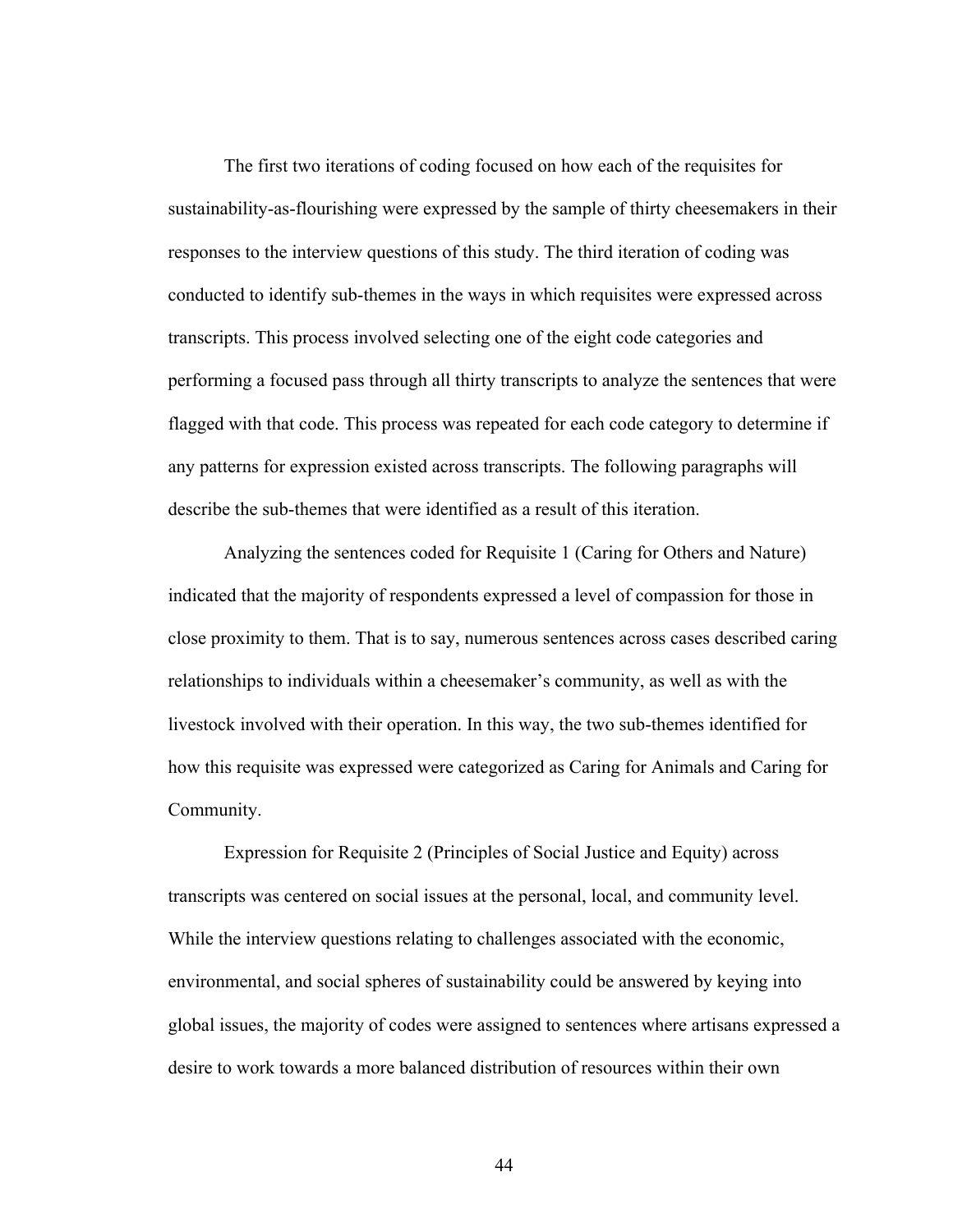The first two iterations of coding focused on how each of the requisites for sustainability-as-flourishing were expressed by the sample of thirty cheesemakers in their responses to the interview questions of this study. The third iteration of coding was conducted to identify sub-themes in the ways in which requisites were expressed across transcripts. This process involved selecting one of the eight code categories and performing a focused pass through all thirty transcripts to analyze the sentences that were flagged with that code. This process was repeated for each code category to determine if any patterns for expression existed across transcripts. The following paragraphs will describe the sub-themes that were identified as a result of this iteration.

Analyzing the sentences coded for Requisite 1 (Caring for Others and Nature) indicated that the majority of respondents expressed a level of compassion for those in close proximity to them. That is to say, numerous sentences across cases described caring relationships to individuals within a cheesemaker's community, as well as with the livestock involved with their operation. In this way, the two sub-themes identified for how this requisite was expressed were categorized as Caring for Animals and Caring for Community.

Expression for Requisite 2 (Principles of Social Justice and Equity) across transcripts was centered on social issues at the personal, local, and community level. While the interview questions relating to challenges associated with the economic, environmental, and social spheres of sustainability could be answered by keying into global issues, the majority of codes were assigned to sentences where artisans expressed a desire to work towards a more balanced distribution of resources within their own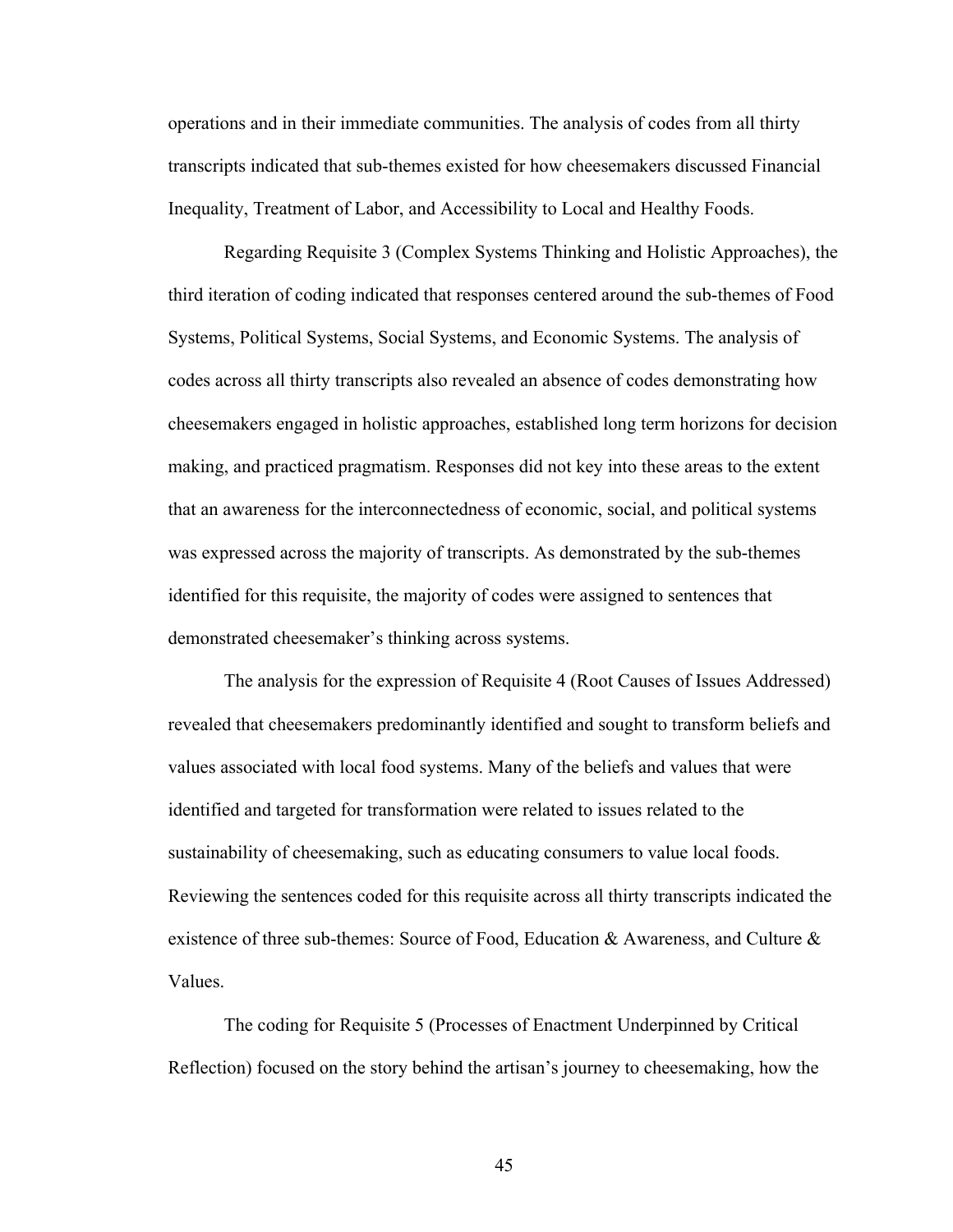operations and in their immediate communities. The analysis of codes from all thirty transcripts indicated that sub-themes existed for how cheesemakers discussed Financial Inequality, Treatment of Labor, and Accessibility to Local and Healthy Foods.

Regarding Requisite 3 (Complex Systems Thinking and Holistic Approaches), the third iteration of coding indicated that responses centered around the sub-themes of Food Systems, Political Systems, Social Systems, and Economic Systems. The analysis of codes across all thirty transcripts also revealed an absence of codes demonstrating how cheesemakers engaged in holistic approaches, established long term horizons for decision making, and practiced pragmatism. Responses did not key into these areas to the extent that an awareness for the interconnectedness of economic, social, and political systems was expressed across the majority of transcripts. As demonstrated by the sub-themes identified for this requisite, the majority of codes were assigned to sentences that demonstrated cheesemaker's thinking across systems.

The analysis for the expression of Requisite 4 (Root Causes of Issues Addressed) revealed that cheesemakers predominantly identified and sought to transform beliefs and values associated with local food systems. Many of the beliefs and values that were identified and targeted for transformation were related to issues related to the sustainability of cheesemaking, such as educating consumers to value local foods. Reviewing the sentences coded for this requisite across all thirty transcripts indicated the existence of three sub-themes: Source of Food, Education & Awareness, and Culture & Values.

The coding for Requisite 5 (Processes of Enactment Underpinned by Critical Reflection) focused on the story behind the artisan's journey to cheesemaking, how the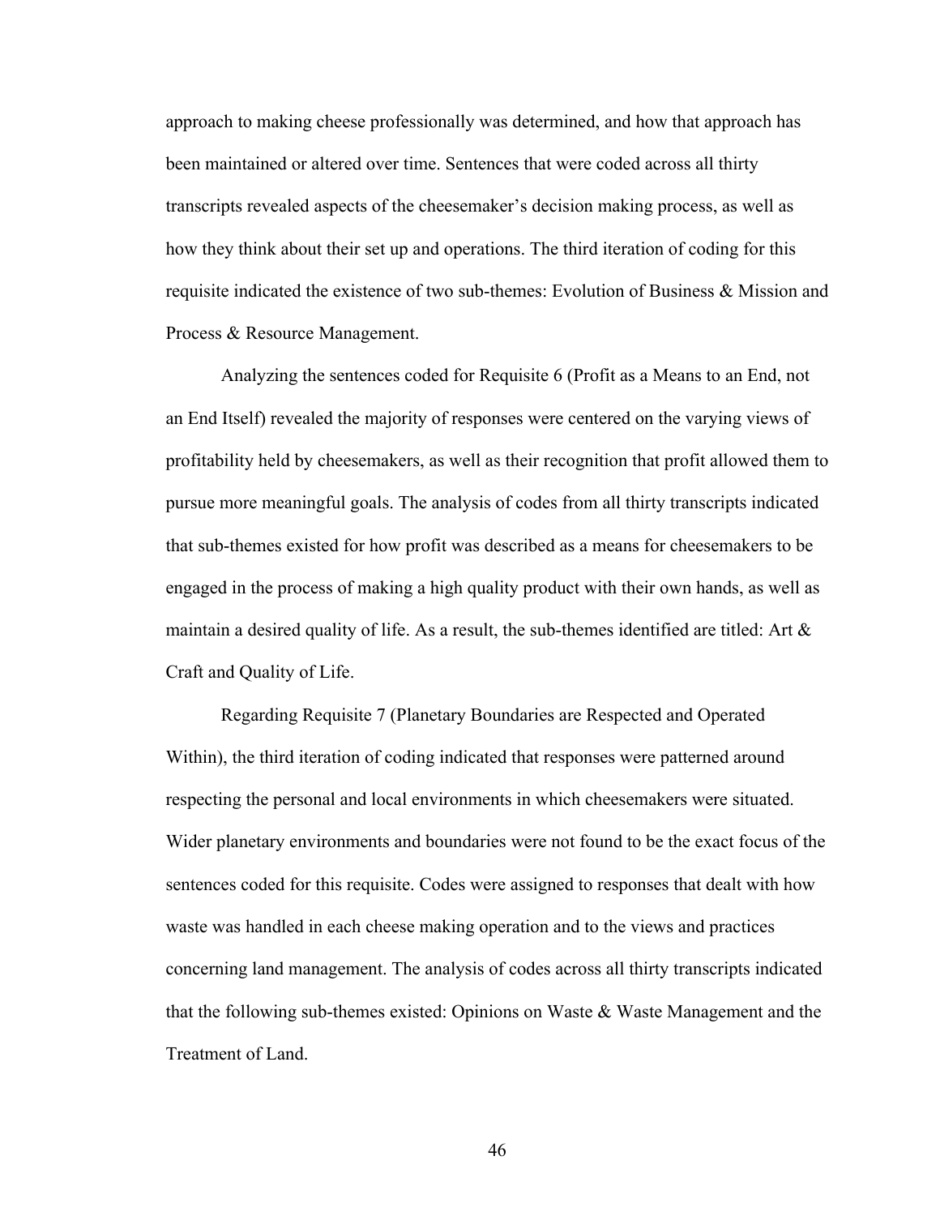approach to making cheese professionally was determined, and how that approach has been maintained or altered over time. Sentences that were coded across all thirty transcripts revealed aspects of the cheesemaker's decision making process, as well as how they think about their set up and operations. The third iteration of coding for this requisite indicated the existence of two sub-themes: Evolution of Business & Mission and Process & Resource Management.

Analyzing the sentences coded for Requisite 6 (Profit as a Means to an End, not an End Itself) revealed the majority of responses were centered on the varying views of profitability held by cheesemakers, as well as their recognition that profit allowed them to pursue more meaningful goals. The analysis of codes from all thirty transcripts indicated that sub-themes existed for how profit was described as a means for cheesemakers to be engaged in the process of making a high quality product with their own hands, as well as maintain a desired quality of life. As a result, the sub-themes identified are titled: Art & Craft and Quality of Life.

Regarding Requisite 7 (Planetary Boundaries are Respected and Operated Within), the third iteration of coding indicated that responses were patterned around respecting the personal and local environments in which cheesemakers were situated. Wider planetary environments and boundaries were not found to be the exact focus of the sentences coded for this requisite. Codes were assigned to responses that dealt with how waste was handled in each cheese making operation and to the views and practices concerning land management. The analysis of codes across all thirty transcripts indicated that the following sub-themes existed: Opinions on Waste & Waste Management and the Treatment of Land.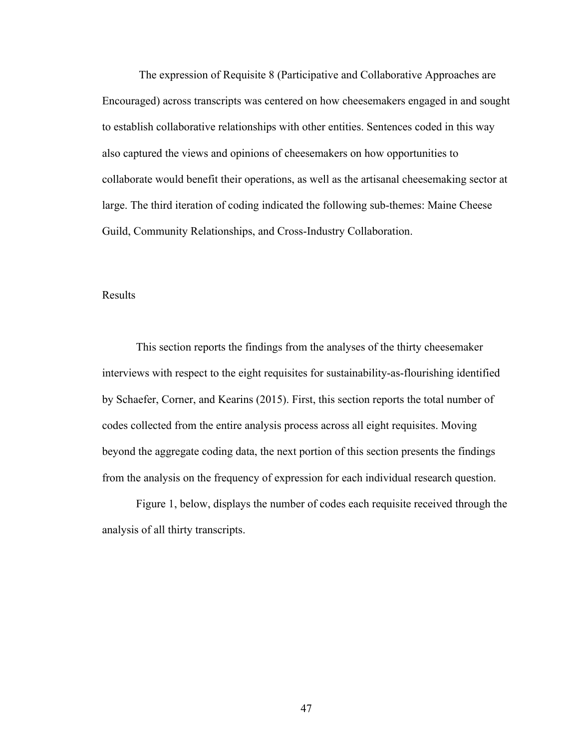The expression of Requisite 8 (Participative and Collaborative Approaches are Encouraged) across transcripts was centered on how cheesemakers engaged in and sought to establish collaborative relationships with other entities. Sentences coded in this way also captured the views and opinions of cheesemakers on how opportunities to collaborate would benefit their operations, as well as the artisanal cheesemaking sector at large. The third iteration of coding indicated the following sub-themes: Maine Cheese Guild, Community Relationships, and Cross-Industry Collaboration.

## Results

This section reports the findings from the analyses of the thirty cheesemaker interviews with respect to the eight requisites for sustainability-as-flourishing identified by Schaefer, Corner, and Kearins (2015). First, this section reports the total number of codes collected from the entire analysis process across all eight requisites. Moving beyond the aggregate coding data, the next portion of this section presents the findings from the analysis on the frequency of expression for each individual research question.

Figure 1, below, displays the number of codes each requisite received through the analysis of all thirty transcripts.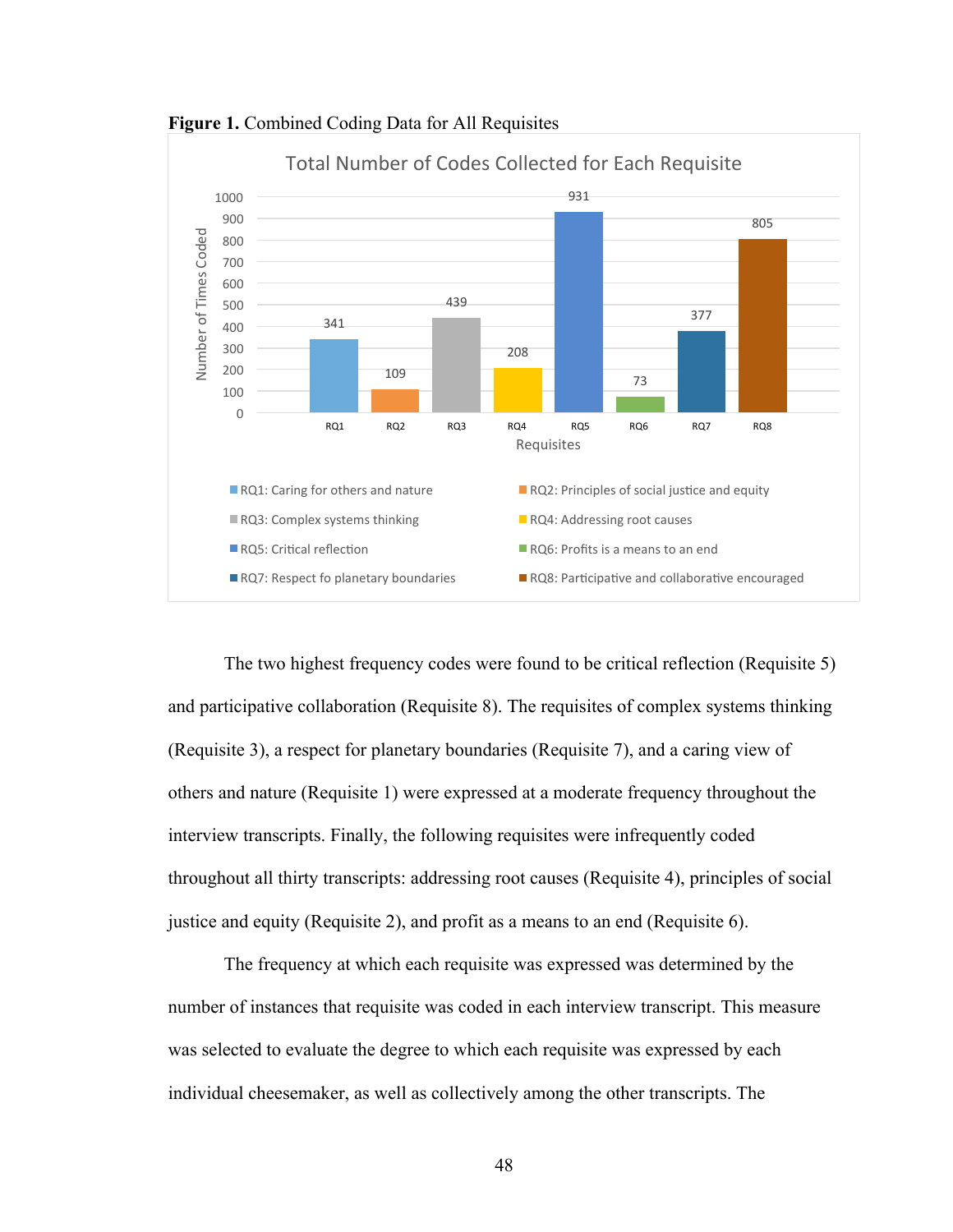**Figure 1.** Combined Coding Data for All Requisites

Total Number of Codes Collected for Each Requisite

| Requisite | Number of Times Coded |
|---|---|
| RQ1 | 341 |
| RQ2 | 109 |
| RQ3 | 439 |
| RQ4 | 208 |
| RQ5 | 931 |
| RQ6 | 73 |
| RQ7 | 377 |
| RQ8 | 805 |

- RQ1: Caring for others and nature
- RQ2: Principles of social justice and equity
- RQ3: Complex systems thinking
- RQ4: Addressing root causes
- RQ5: Critical reflection
- RQ6: Profits is a means to an end
- RQ7: Respect fo planetary boundaries
- RQ8: Participative and collaborative encouraged

The two highest frequency codes were found to be critical reflection (Requisite 5) and participative collaboration (Requisite 8). The requisites of complex systems thinking (Requisite 3), a respect for planetary boundaries (Requisite 7), and a caring view of others and nature (Requisite 1) were expressed at a moderate frequency throughout the interview transcripts. Finally, the following requisites were infrequently coded throughout all thirty transcripts: addressing root causes (Requisite 4), principles of social justice and equity (Requisite 2), and profit as a means to an end (Requisite 6).

The frequency at which each requisite was expressed was determined by the number of instances that requisite was coded in each interview transcript. This measure was selected to evaluate the degree to which each requisite was expressed by each individual cheesemaker, as well as collectively among the other transcripts. The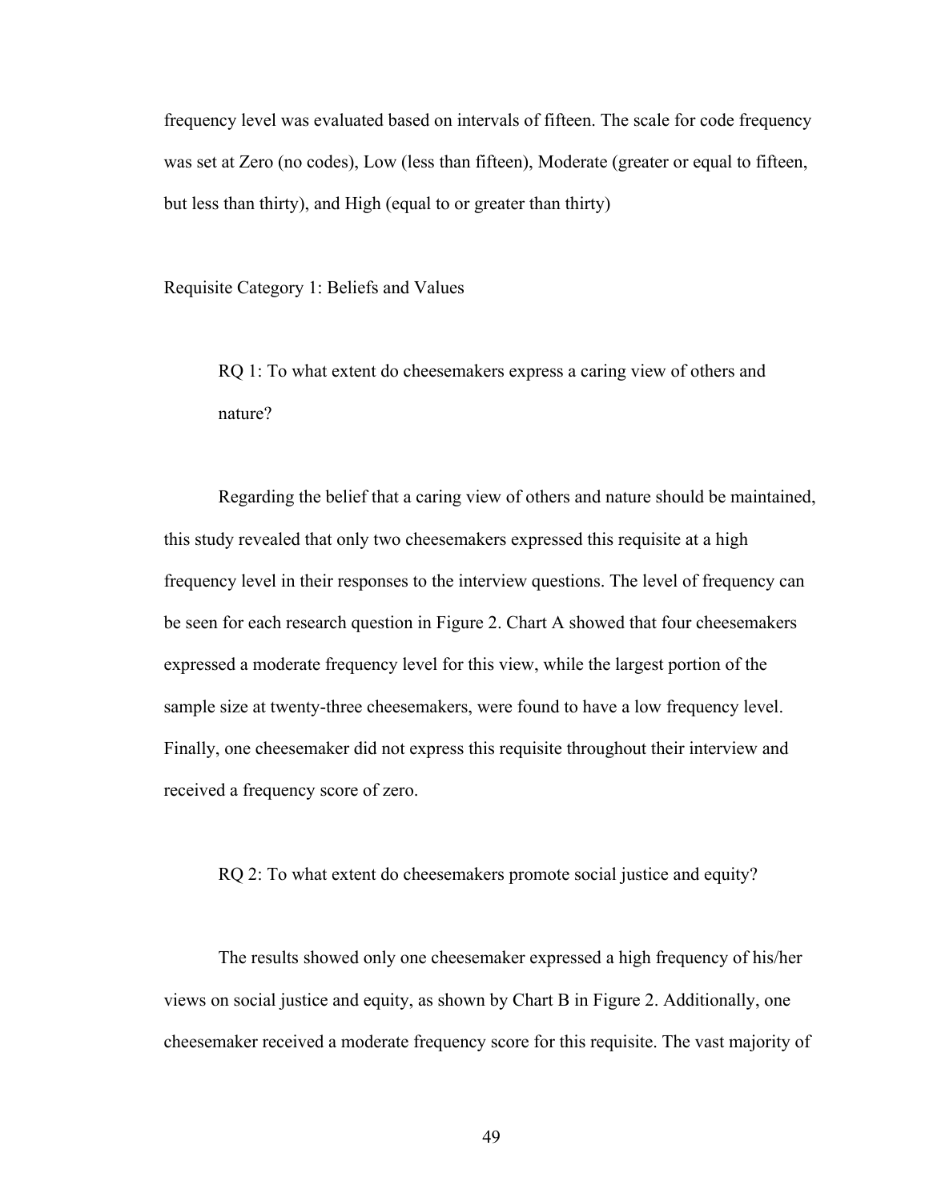frequency level was evaluated based on intervals of fifteen. The scale for code frequency was set at Zero (no codes), Low (less than fifteen), Moderate (greater or equal to fifteen, but less than thirty), and High (equal to or greater than thirty)

Requisite Category 1: Beliefs and Values

> RQ 1: To what extent do cheesemakers express a caring view of others and nature?

Regarding the belief that a caring view of others and nature should be maintained, this study revealed that only two cheesemakers expressed this requisite at a high frequency level in their responses to the interview questions. The level of frequency can be seen for each research question in Figure 2. Chart A showed that four cheesemakers expressed a moderate frequency level for this view, while the largest portion of the sample size at twenty-three cheesemakers, were found to have a low frequency level. Finally, one cheesemaker did not express this requisite throughout their interview and received a frequency score of zero.

> RQ 2: To what extent do cheesemakers promote social justice and equity?

The results showed only one cheesemaker expressed a high frequency of his/her views on social justice and equity, as shown by Chart B in Figure 2. Additionally, one cheesemaker received a moderate frequency score for this requisite. The vast majority of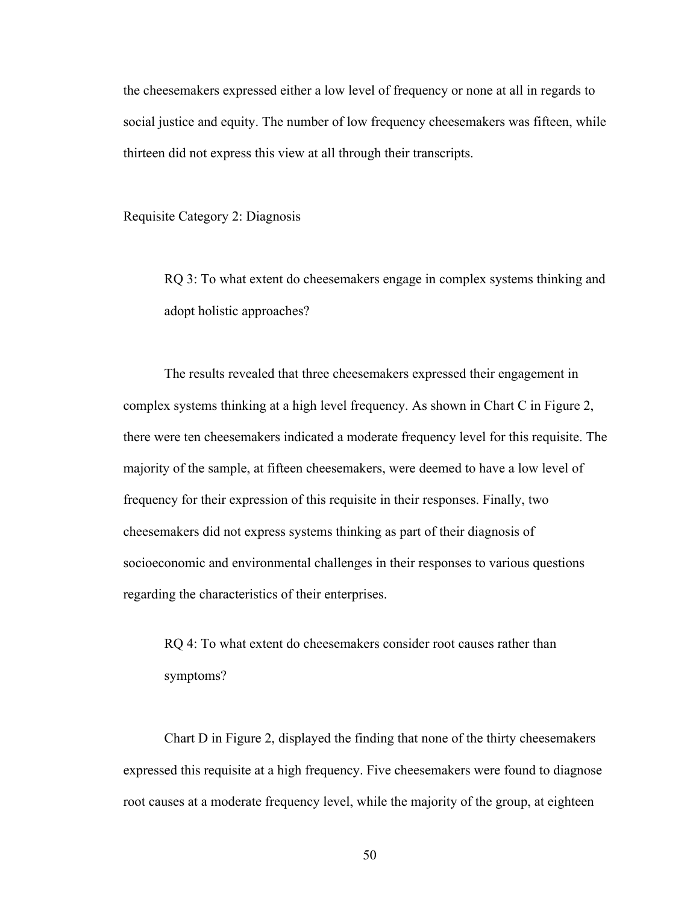the cheesemakers expressed either a low level of frequency or none at all in regards to social justice and equity. The number of low frequency cheesemakers was fifteen, while thirteen did not express this view at all through their transcripts.

Requisite Category 2: Diagnosis

> RQ 3: To what extent do cheesemakers engage in complex systems thinking and adopt holistic approaches?

The results revealed that three cheesemakers expressed their engagement in complex systems thinking at a high level frequency. As shown in Chart C in Figure 2, there were ten cheesemakers indicated a moderate frequency level for this requisite. The majority of the sample, at fifteen cheesemakers, were deemed to have a low level of frequency for their expression of this requisite in their responses. Finally, two cheesemakers did not express systems thinking as part of their diagnosis of socioeconomic and environmental challenges in their responses to various questions regarding the characteristics of their enterprises.

> RQ 4: To what extent do cheesemakers consider root causes rather than symptoms?

Chart D in Figure 2, displayed the finding that none of the thirty cheesemakers expressed this requisite at a high frequency. Five cheesemakers were found to diagnose root causes at a moderate frequency level, while the majority of the group, at eighteen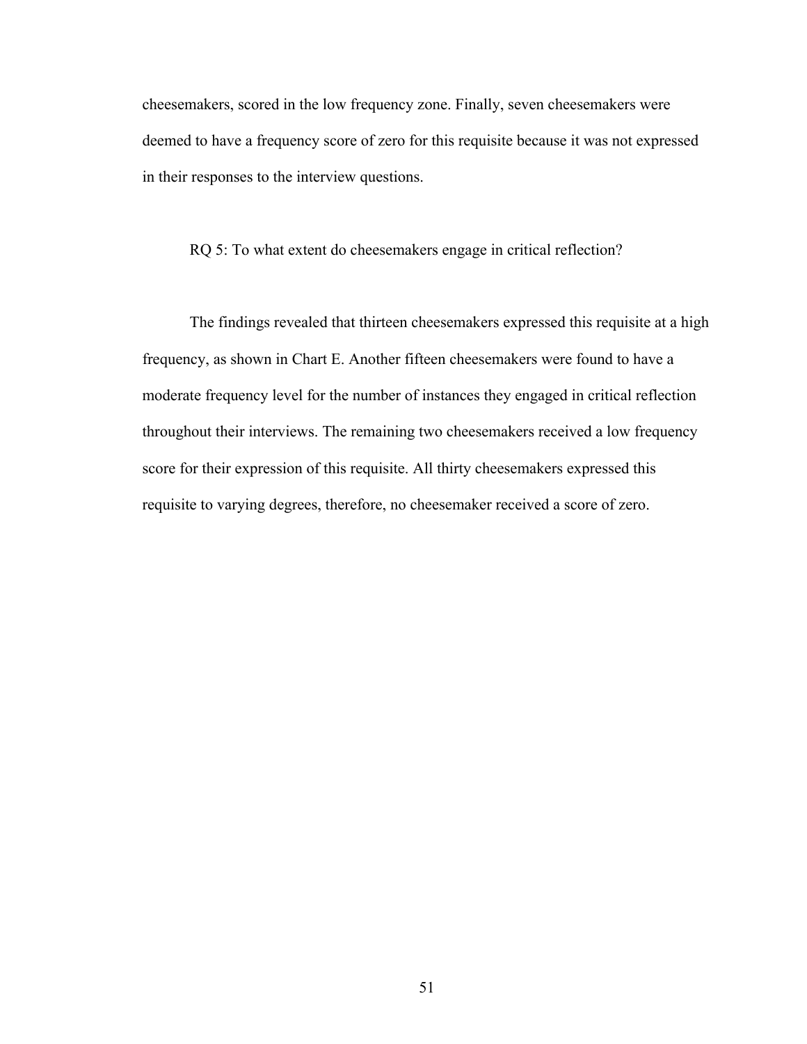cheesemakers, scored in the low frequency zone. Finally, seven cheesemakers were deemed to have a frequency score of zero for this requisite because it was not expressed in their responses to the interview questions.

RQ 5: To what extent do cheesemakers engage in critical reflection?

The findings revealed that thirteen cheesemakers expressed this requisite at a high frequency, as shown in Chart E. Another fifteen cheesemakers were found to have a moderate frequency level for the number of instances they engaged in critical reflection throughout their interviews. The remaining two cheesemakers received a low frequency score for their expression of this requisite. All thirty cheesemakers expressed this requisite to varying degrees, therefore, no cheesemaker received a score of zero.